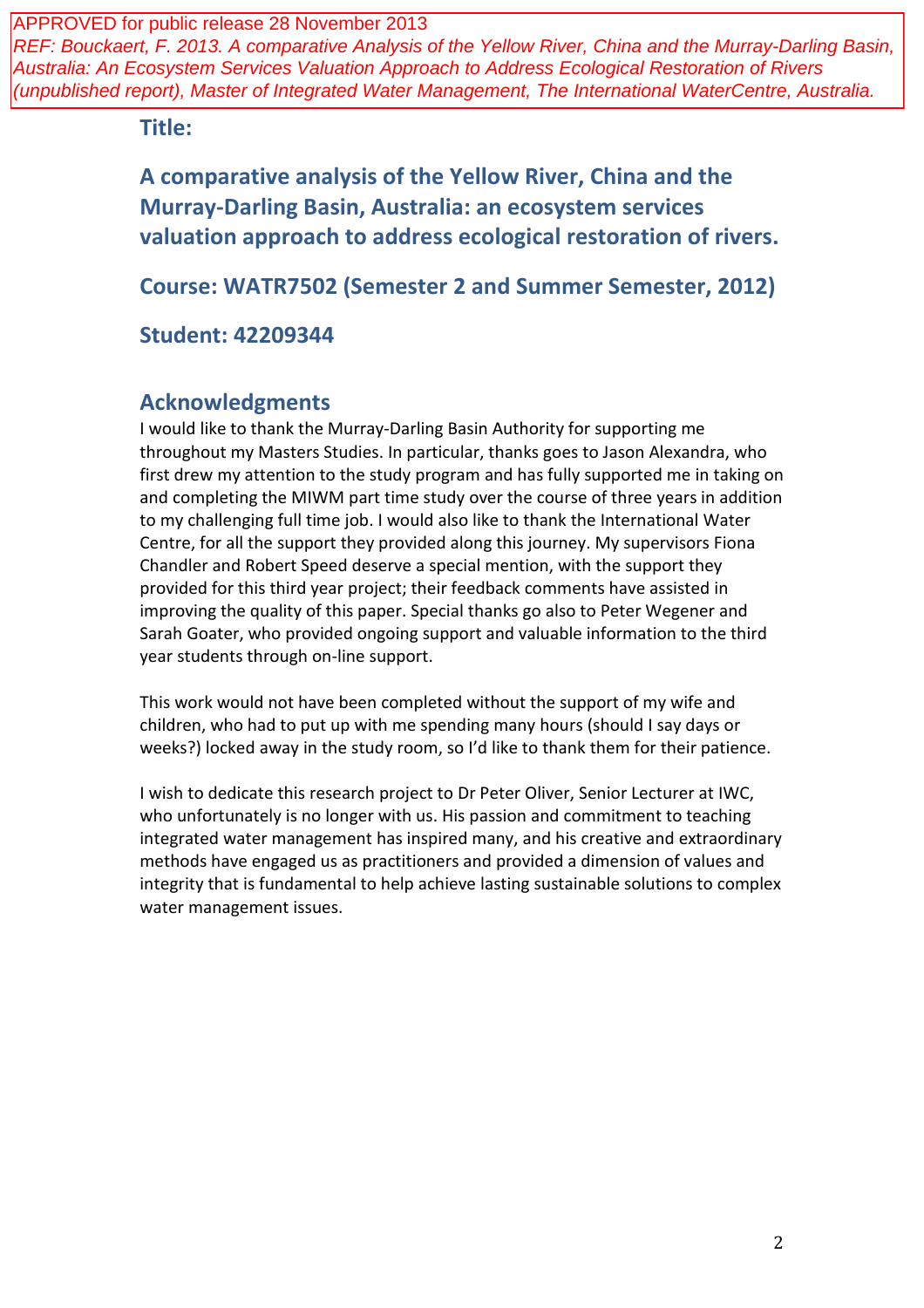APPROVED for public release 28 November 2013

*REF: Bouckaert, F. 2013. A comparative Analysis of the Yellow River, China and the Murray-Darling Basin, Australia: An Ecosystem Services Valuation Approach to Address Ecological Restoration of Rivers (unpublished report), Master of Integrated Water Management, The International WaterCentre, Australia.*

## Title:

# A comparative analysis of the Yellow River, China and the Murray-Darling Basin, Australia: an ecosystem services valuation approach to address ecological restoration of rivers.

## Course: WATR7502 (Semester 2 and Summer Semester, 2012)

## Student: 42209344

## Acknowledgments

I would like to thank the Murray-Darling Basin Authority for supporting me throughout my Masters Studies. In particular, thanks goes to Jason Alexandra, who first drew my attention to the study program and has fully supported me in taking on and completing the MIWM part time study over the course of three years in addition to my challenging full time job. I would also like to thank the International Water Centre, for all the support they provided along this journey. My supervisors Fiona Chandler and Robert Speed deserve a special mention, with the support they provided for this third year project; their feedback comments have assisted in improving the quality of this paper. Special thanks go also to Peter Wegener and Sarah Goater, who provided ongoing support and valuable information to the third year students through on-line support.

This work would not have been completed without the support of my wife and children, who had to put up with me spending many hours (should I say days or weeks?) locked away in the study room, so I'd like to thank them for their patience.

I wish to dedicate this research project to Dr Peter Oliver, Senior Lecturer at IWC, who unfortunately is no longer with us. His passion and commitment to teaching integrated water management has inspired many, and his creative and extraordinary methods have engaged us as practitioners and provided a dimension of values and integrity that is fundamental to help achieve lasting sustainable solutions to complex water management issues.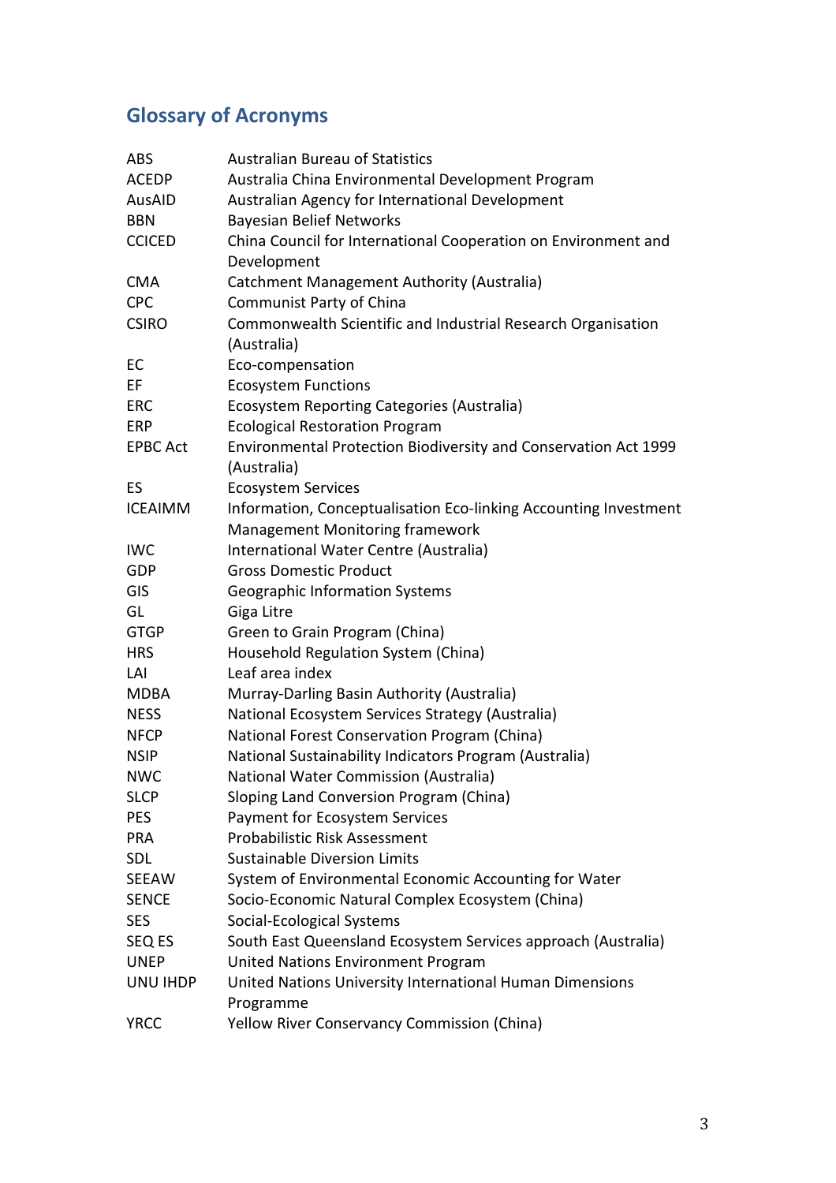## Glossary of Acronyms

| | |
|---|---|
| ABS | Australian Bureau of Statistics |
| ACEDP | Australia China Environmental Development Program |
| AusAID | Australian Agency for International Development |
| BBN | Bayesian Belief Networks |
| CCICED | China Council for International Cooperation on Environment and Development |
| CMA | Catchment Management Authority (Australia) |
| CPC | Communist Party of China |
| CSIRO | Commonwealth Scientific and Industrial Research Organisation (Australia) |
| EC | Eco-compensation |
| EF | Ecosystem Functions |
| ERC | Ecosystem Reporting Categories (Australia) |
| ERP | Ecological Restoration Program |
| EPBC Act | Environmental Protection Biodiversity and Conservation Act 1999 (Australia) |
| ES | Ecosystem Services |
| ICEAIMM | Information, Conceptualisation Eco-linking Accounting Investment Management Monitoring framework |
| IWC | International Water Centre (Australia) |
| GDP | Gross Domestic Product |
| GIS | Geographic Information Systems |
| GL | Giga Litre |
| GTGP | Green to Grain Program (China) |
| HRS | Household Regulation System (China) |
| LAI | Leaf area index |
| MDBA | Murray-Darling Basin Authority (Australia) |
| NESS | National Ecosystem Services Strategy (Australia) |
| NFCP | National Forest Conservation Program (China) |
| NSIP | National Sustainability Indicators Program (Australia) |
| NWC | National Water Commission (Australia) |
| SLCP | Sloping Land Conversion Program (China) |
| PES | Payment for Ecosystem Services |
| PRA | Probabilistic Risk Assessment |
| SDL | Sustainable Diversion Limits |
| SEEAW | System of Environmental Economic Accounting for Water |
| SENCE | Socio-Economic Natural Complex Ecosystem (China) |
| SES | Social-Ecological Systems |
| SEQ ES | South East Queensland Ecosystem Services approach (Australia) |
| UNEP | United Nations Environment Program |
| UNU IHDP | United Nations University International Human Dimensions Programme |
| YRCC | Yellow River Conservancy Commission (China) |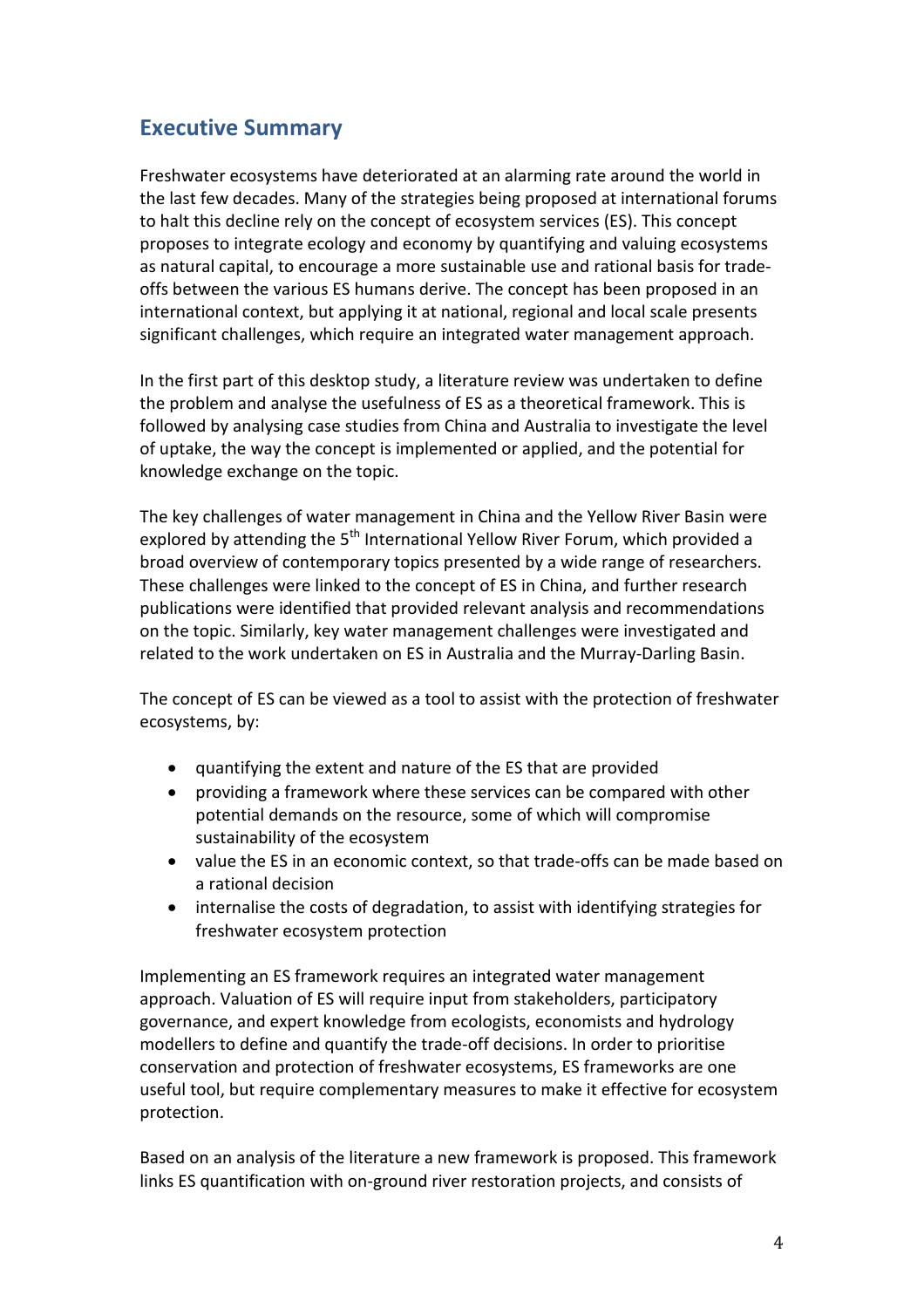## Executive Summary

Freshwater ecosystems have deteriorated at an alarming rate around the world in the last few decades. Many of the strategies being proposed at international forums to halt this decline rely on the concept of ecosystem services (ES). This concept proposes to integrate ecology and economy by quantifying and valuing ecosystems as natural capital, to encourage a more sustainable use and rational basis for trade-offs between the various ES humans derive. The concept has been proposed in an international context, but applying it at national, regional and local scale presents significant challenges, which require an integrated water management approach.

In the first part of this desktop study, a literature review was undertaken to define the problem and analyse the usefulness of ES as a theoretical framework. This is followed by analysing case studies from China and Australia to investigate the level of uptake, the way the concept is implemented or applied, and the potential for knowledge exchange on the topic.

The key challenges of water management in China and the Yellow River Basin were explored by attending the 5th International Yellow River Forum, which provided a broad overview of contemporary topics presented by a wide range of researchers. These challenges were linked to the concept of ES in China, and further research publications were identified that provided relevant analysis and recommendations on the topic. Similarly, key water management challenges were investigated and related to the work undertaken on ES in Australia and the Murray-Darling Basin.

The concept of ES can be viewed as a tool to assist with the protection of freshwater ecosystems, by:

- quantifying the extent and nature of the ES that are provided
- providing a framework where these services can be compared with other potential demands on the resource, some of which will compromise sustainability of the ecosystem
- value the ES in an economic context, so that trade-offs can be made based on a rational decision
- internalise the costs of degradation, to assist with identifying strategies for freshwater ecosystem protection

Implementing an ES framework requires an integrated water management approach. Valuation of ES will require input from stakeholders, participatory governance, and expert knowledge from ecologists, economists and hydrology modellers to define and quantify the trade-off decisions. In order to prioritise conservation and protection of freshwater ecosystems, ES frameworks are one useful tool, but require complementary measures to make it effective for ecosystem protection.

Based on an analysis of the literature a new framework is proposed. This framework links ES quantification with on-ground river restoration projects, and consists of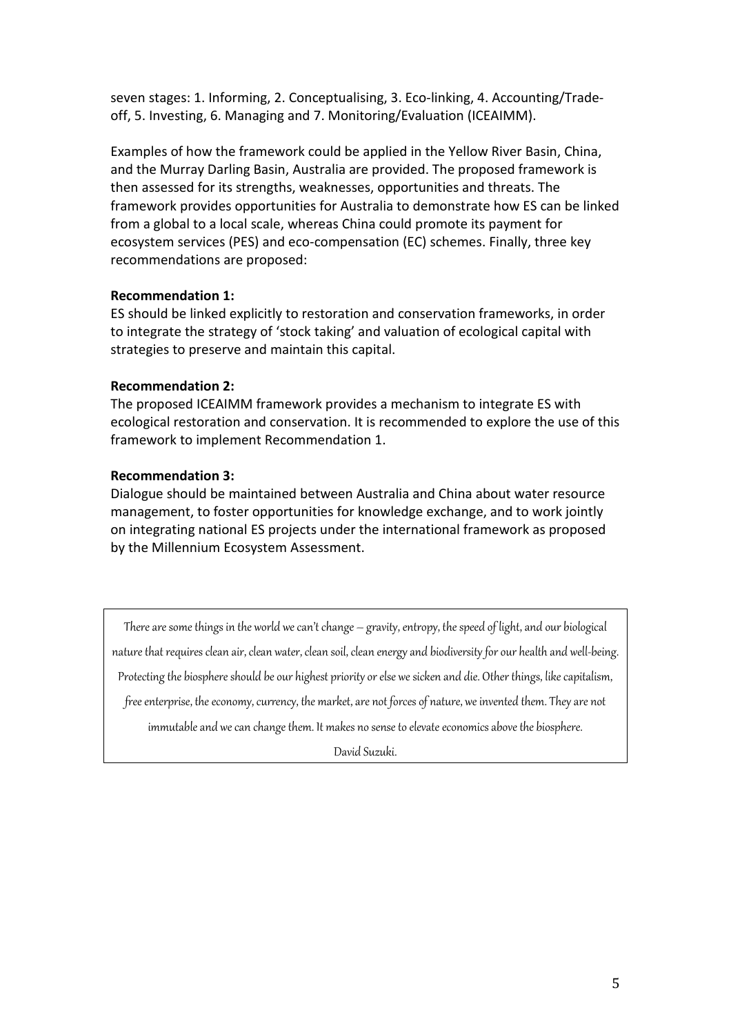seven stages: 1. Informing, 2. Conceptualising, 3. Eco-linking, 4. Accounting/Trade-off, 5. Investing, 6. Managing and 7. Monitoring/Evaluation (ICEAIMM).

Examples of how the framework could be applied in the Yellow River Basin, China, and the Murray Darling Basin, Australia are provided. The proposed framework is then assessed for its strengths, weaknesses, opportunities and threats. The framework provides opportunities for Australia to demonstrate how ES can be linked from a global to a local scale, whereas China could promote its payment for ecosystem services (PES) and eco-compensation (EC) schemes. Finally, three key recommendations are proposed:

**Recommendation 1:**
ES should be linked explicitly to restoration and conservation frameworks, in order to integrate the strategy of 'stock taking' and valuation of ecological capital with strategies to preserve and maintain this capital.

**Recommendation 2:**
The proposed ICEAIMM framework provides a mechanism to integrate ES with ecological restoration and conservation. It is recommended to explore the use of this framework to implement Recommendation 1.

**Recommendation 3:**
Dialogue should be maintained between Australia and China about water resource management, to foster opportunities for knowledge exchange, and to work jointly on integrating national ES projects under the international framework as proposed by the Millennium Ecosystem Assessment.

> *There are some things in the world we can't change – gravity, entropy, the speed of light, and our biological nature that requires clean air, clean water, clean soil, clean energy and biodiversity for our health and well-being. Protecting the biosphere should be our highest priority or else we sicken and die. Other things, like capitalism, free enterprise, the economy, currency, the market, are not forces of nature, we invented them. They are not immutable and we can change them. It makes no sense to elevate economics above the biosphere.*
>
> *David Suzuki.*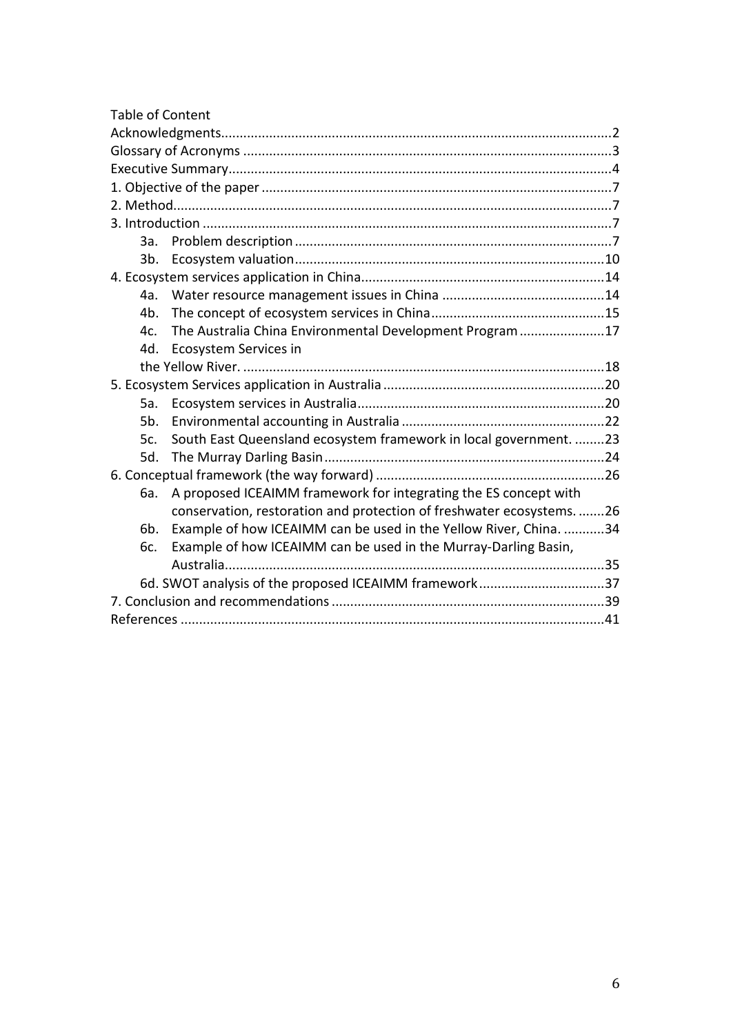Table of Content

Acknowledgments.........................................................................................................2

Glossary of Acronyms ...................................................................................................3

Executive Summary.......................................................................................................4

1. Objective of the paper ..............................................................................................7

2. Method......................................................................................................................7

3. Introduction ..............................................................................................................7

- 3a. Problem description .....................................................................................7
- 3b. Ecosystem valuation...................................................................................10

4. Ecosystem services application in China.................................................................14

- 4a. Water resource management issues in China ............................................14
- 4b. The concept of ecosystem services in China...............................................15
- 4c. The Australia China Environmental Development Program .......................17
- 4d. Ecosystem Services in the Yellow River. ..................................................................................................18

5. Ecosystem Services application in Australia ............................................................20

- 5a. Ecosystem services in Australia...................................................................20
- 5b. Environmental accounting in Australia .......................................................22
- 5c. South East Queensland ecosystem framework in local government. .........23
- 5d. The Murray Darling Basin............................................................................24

6. Conceptual framework (the way forward) ..............................................................26

- 6a. A proposed ICEAIMM framework for integrating the ES concept with conservation, restoration and protection of freshwater ecosystems. ........26
- 6b. Example of how ICEAIMM can be used in the Yellow River, China. ...........34
- 6c. Example of how ICEAIMM can be used in the Murray-Darling Basin, Australia.......................................................................................................35
- 6d. SWOT analysis of the proposed ICEAIMM framework..................................37

7. Conclusion and recommendations ..........................................................................39

References ..................................................................................................................41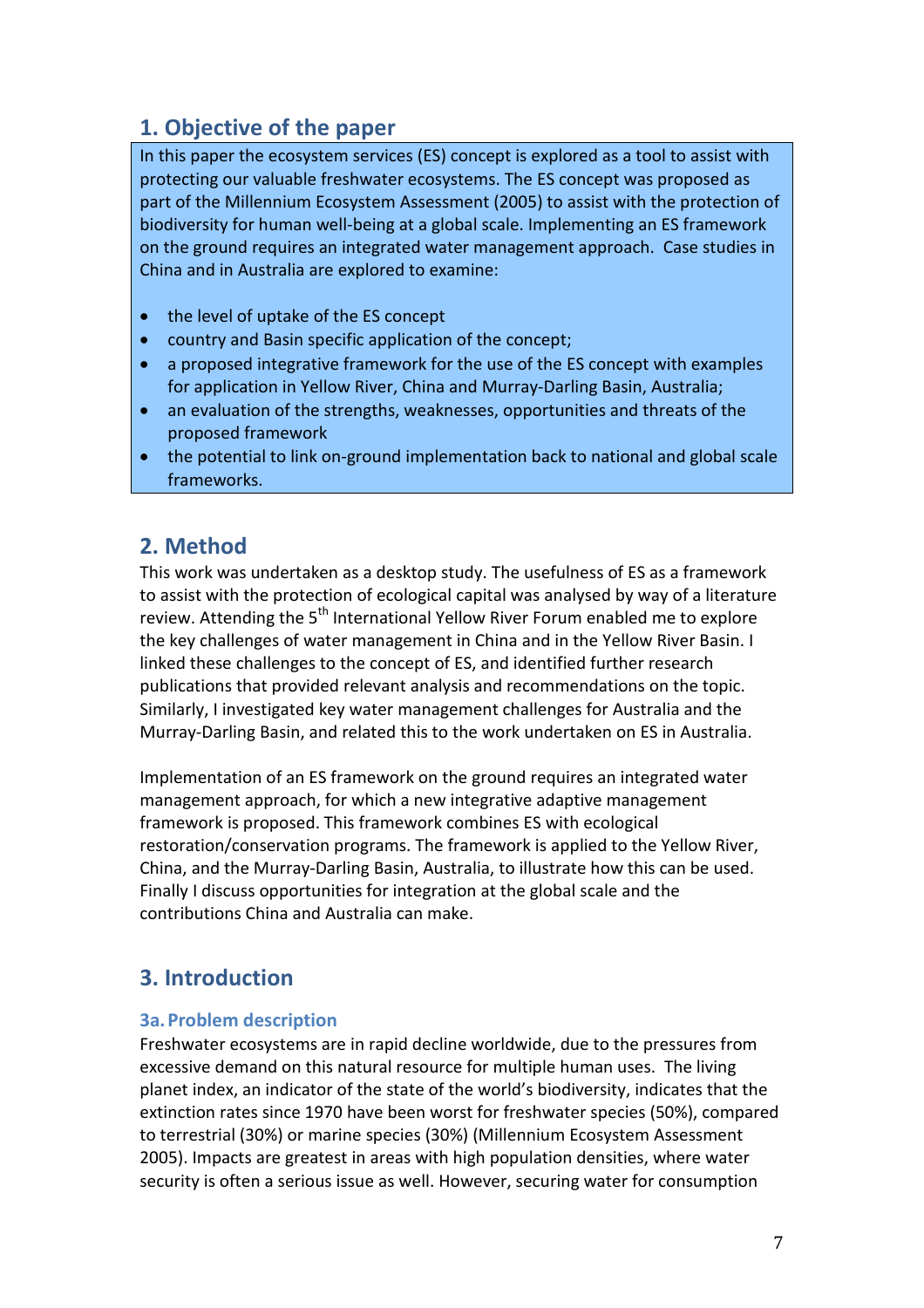## 1. Objective of the paper

In this paper the ecosystem services (ES) concept is explored as a tool to assist with protecting our valuable freshwater ecosystems. The ES concept was proposed as part of the Millennium Ecosystem Assessment (2005) to assist with the protection of biodiversity for human well-being at a global scale. Implementing an ES framework on the ground requires an integrated water management approach. Case studies in China and in Australia are explored to examine:

- the level of uptake of the ES concept
- country and Basin specific application of the concept;
- a proposed integrative framework for the use of the ES concept with examples for application in Yellow River, China and Murray-Darling Basin, Australia;
- an evaluation of the strengths, weaknesses, opportunities and threats of the proposed framework
- the potential to link on-ground implementation back to national and global scale frameworks.

## 2. Method

This work was undertaken as a desktop study. The usefulness of ES as a framework to assist with the protection of ecological capital was analysed by way of a literature review. Attending the 5th International Yellow River Forum enabled me to explore the key challenges of water management in China and in the Yellow River Basin. I linked these challenges to the concept of ES, and identified further research publications that provided relevant analysis and recommendations on the topic. Similarly, I investigated key water management challenges for Australia and the Murray-Darling Basin, and related this to the work undertaken on ES in Australia.

Implementation of an ES framework on the ground requires an integrated water management approach, for which a new integrative adaptive management framework is proposed. This framework combines ES with ecological restoration/conservation programs. The framework is applied to the Yellow River, China, and the Murray-Darling Basin, Australia, to illustrate how this can be used. Finally I discuss opportunities for integration at the global scale and the contributions China and Australia can make.

## 3. Introduction

### 3a. Problem description

Freshwater ecosystems are in rapid decline worldwide, due to the pressures from excessive demand on this natural resource for multiple human uses. The living planet index, an indicator of the state of the world's biodiversity, indicates that the extinction rates since 1970 have been worst for freshwater species (50%), compared to terrestrial (30%) or marine species (30%) (Millennium Ecosystem Assessment 2005). Impacts are greatest in areas with high population densities, where water security is often a serious issue as well. However, securing water for consumption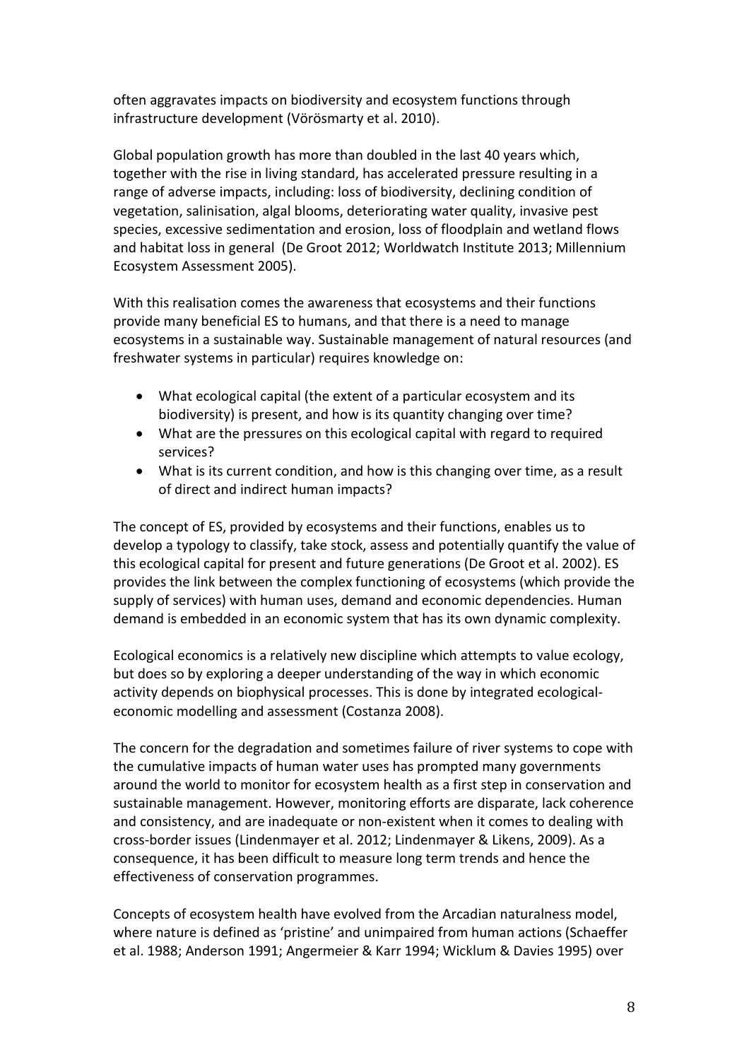often aggravates impacts on biodiversity and ecosystem functions through infrastructure development (Vörösmarty et al. 2010).

Global population growth has more than doubled in the last 40 years which, together with the rise in living standard, has accelerated pressure resulting in a range of adverse impacts, including: loss of biodiversity, declining condition of vegetation, salinisation, algal blooms, deteriorating water quality, invasive pest species, excessive sedimentation and erosion, loss of floodplain and wetland flows and habitat loss in general (De Groot 2012; Worldwatch Institute 2013; Millennium Ecosystem Assessment 2005).

With this realisation comes the awareness that ecosystems and their functions provide many beneficial ES to humans, and that there is a need to manage ecosystems in a sustainable way. Sustainable management of natural resources (and freshwater systems in particular) requires knowledge on:

- What ecological capital (the extent of a particular ecosystem and its biodiversity) is present, and how is its quantity changing over time?
- What are the pressures on this ecological capital with regard to required services?
- What is its current condition, and how is this changing over time, as a result of direct and indirect human impacts?

The concept of ES, provided by ecosystems and their functions, enables us to develop a typology to classify, take stock, assess and potentially quantify the value of this ecological capital for present and future generations (De Groot et al. 2002). ES provides the link between the complex functioning of ecosystems (which provide the supply of services) with human uses, demand and economic dependencies. Human demand is embedded in an economic system that has its own dynamic complexity.

Ecological economics is a relatively new discipline which attempts to value ecology, but does so by exploring a deeper understanding of the way in which economic activity depends on biophysical processes. This is done by integrated ecological-economic modelling and assessment (Costanza 2008).

The concern for the degradation and sometimes failure of river systems to cope with the cumulative impacts of human water uses has prompted many governments around the world to monitor for ecosystem health as a first step in conservation and sustainable management. However, monitoring efforts are disparate, lack coherence and consistency, and are inadequate or non-existent when it comes to dealing with cross-border issues (Lindenmayer et al. 2012; Lindenmayer & Likens, 2009). As a consequence, it has been difficult to measure long term trends and hence the effectiveness of conservation programmes.

Concepts of ecosystem health have evolved from the Arcadian naturalness model, where nature is defined as 'pristine' and unimpaired from human actions (Schaeffer et al. 1988; Anderson 1991; Angermeier & Karr 1994; Wicklum & Davies 1995) over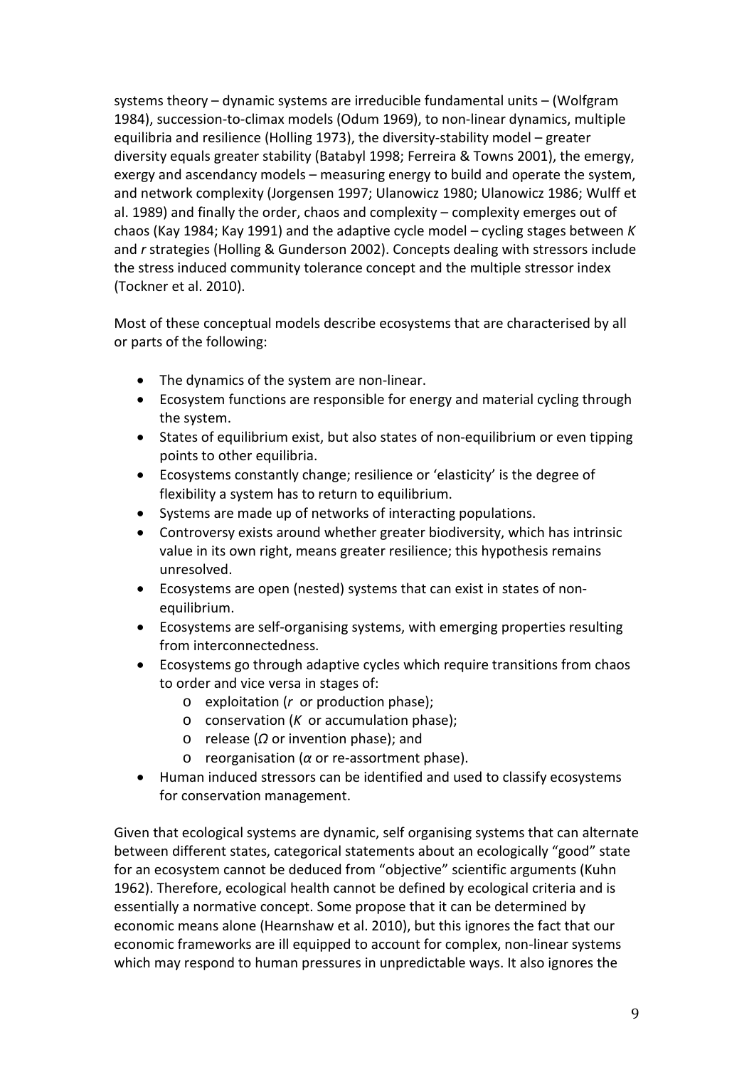systems theory – dynamic systems are irreducible fundamental units – (Wolfgram 1984), succession-to-climax models (Odum 1969), to non-linear dynamics, multiple equilibria and resilience (Holling 1973), the diversity-stability model – greater diversity equals greater stability (Batabyl 1998; Ferreira & Towns 2001), the emergy, exergy and ascendancy models – measuring energy to build and operate the system, and network complexity (Jorgensen 1997; Ulanowicz 1980; Ulanowicz 1986; Wulff et al. 1989) and finally the order, chaos and complexity – complexity emerges out of chaos (Kay 1984; Kay 1991) and the adaptive cycle model – cycling stages between *K* and *r* strategies (Holling & Gunderson 2002). Concepts dealing with stressors include the stress induced community tolerance concept and the multiple stressor index (Tockner et al. 2010).

Most of these conceptual models describe ecosystems that are characterised by all or parts of the following:

- The dynamics of the system are non-linear.
- Ecosystem functions are responsible for energy and material cycling through the system.
- States of equilibrium exist, but also states of non-equilibrium or even tipping points to other equilibria.
- Ecosystems constantly change; resilience or 'elasticity' is the degree of flexibility a system has to return to equilibrium.
- Systems are made up of networks of interacting populations.
- Controversy exists around whether greater biodiversity, which has intrinsic value in its own right, means greater resilience; this hypothesis remains unresolved.
- Ecosystems are open (nested) systems that can exist in states of non-equilibrium.
- Ecosystems are self-organising systems, with emerging properties resulting from interconnectedness.
- Ecosystems go through adaptive cycles which require transitions from chaos to order and vice versa in stages of:
    - exploitation (*r* or production phase);
    - conservation (*K* or accumulation phase);
    - release ($\Omega$ or invention phase); and
    - reorganisation ($\alpha$ or re-assortment phase).
- Human induced stressors can be identified and used to classify ecosystems for conservation management.

Given that ecological systems are dynamic, self organising systems that can alternate between different states, categorical statements about an ecologically "good" state for an ecosystem cannot be deduced from "objective" scientific arguments (Kuhn 1962). Therefore, ecological health cannot be defined by ecological criteria and is essentially a normative concept. Some propose that it can be determined by economic means alone (Hearnshaw et al. 2010), but this ignores the fact that our economic frameworks are ill equipped to account for complex, non-linear systems which may respond to human pressures in unpredictable ways. It also ignores the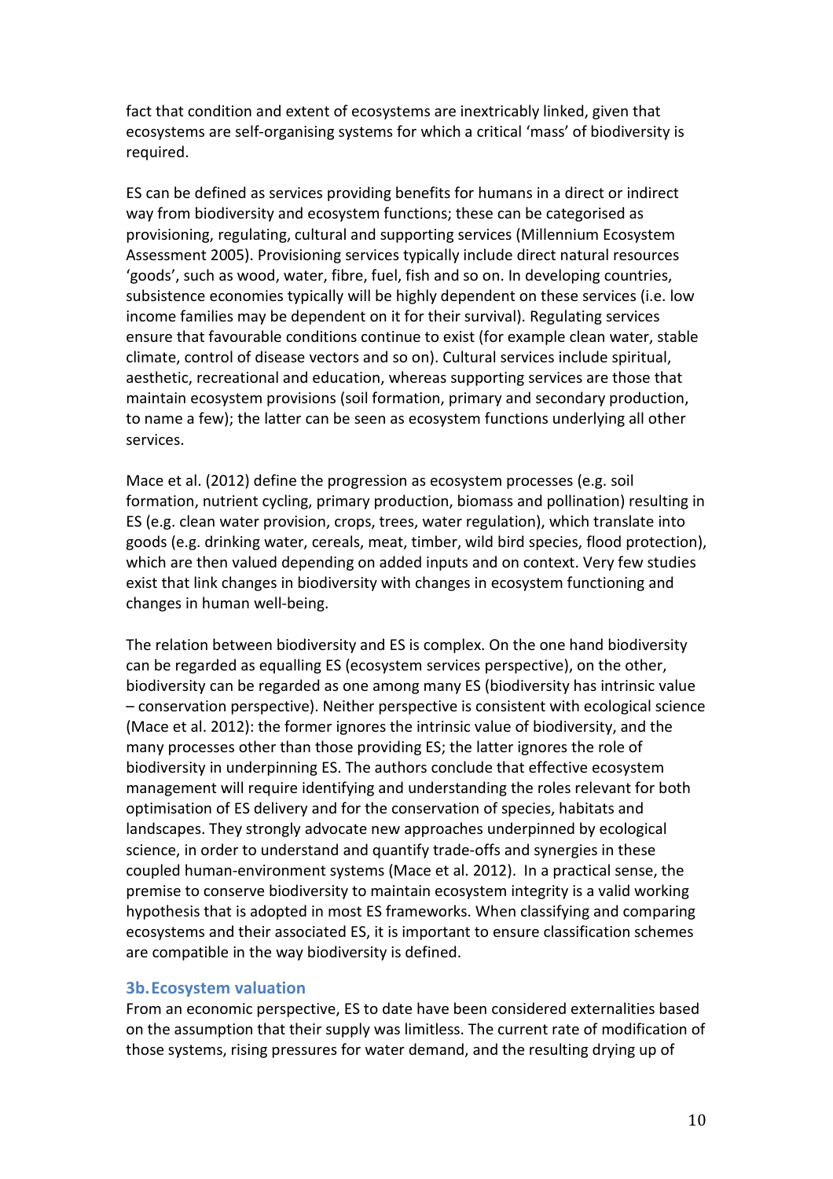fact that condition and extent of ecosystems are inextricably linked, given that ecosystems are self-organising systems for which a critical 'mass' of biodiversity is required.

ES can be defined as services providing benefits for humans in a direct or indirect way from biodiversity and ecosystem functions; these can be categorised as provisioning, regulating, cultural and supporting services (Millennium Ecosystem Assessment 2005). Provisioning services typically include direct natural resources 'goods', such as wood, water, fibre, fuel, fish and so on. In developing countries, subsistence economies typically will be highly dependent on these services (i.e. low income families may be dependent on it for their survival). Regulating services ensure that favourable conditions continue to exist (for example clean water, stable climate, control of disease vectors and so on). Cultural services include spiritual, aesthetic, recreational and education, whereas supporting services are those that maintain ecosystem provisions (soil formation, primary and secondary production, to name a few); the latter can be seen as ecosystem functions underlying all other services.

Mace et al. (2012) define the progression as ecosystem processes (e.g. soil formation, nutrient cycling, primary production, biomass and pollination) resulting in ES (e.g. clean water provision, crops, trees, water regulation), which translate into goods (e.g. drinking water, cereals, meat, timber, wild bird species, flood protection), which are then valued depending on added inputs and on context. Very few studies exist that link changes in biodiversity with changes in ecosystem functioning and changes in human well-being.

The relation between biodiversity and ES is complex. On the one hand biodiversity can be regarded as equalling ES (ecosystem services perspective), on the other, biodiversity can be regarded as one among many ES (biodiversity has intrinsic value – conservation perspective). Neither perspective is consistent with ecological science (Mace et al. 2012): the former ignores the intrinsic value of biodiversity, and the many processes other than those providing ES; the latter ignores the role of biodiversity in underpinning ES. The authors conclude that effective ecosystem management will require identifying and understanding the roles relevant for both optimisation of ES delivery and for the conservation of species, habitats and landscapes. They strongly advocate new approaches underpinned by ecological science, in order to understand and quantify trade-offs and synergies in these coupled human-environment systems (Mace et al. 2012). In a practical sense, the premise to conserve biodiversity to maintain ecosystem integrity is a valid working hypothesis that is adopted in most ES frameworks. When classifying and comparing ecosystems and their associated ES, it is important to ensure classification schemes are compatible in the way biodiversity is defined.

### 3b. Ecosystem valuation

From an economic perspective, ES to date have been considered externalities based on the assumption that their supply was limitless. The current rate of modification of those systems, rising pressures for water demand, and the resulting drying up of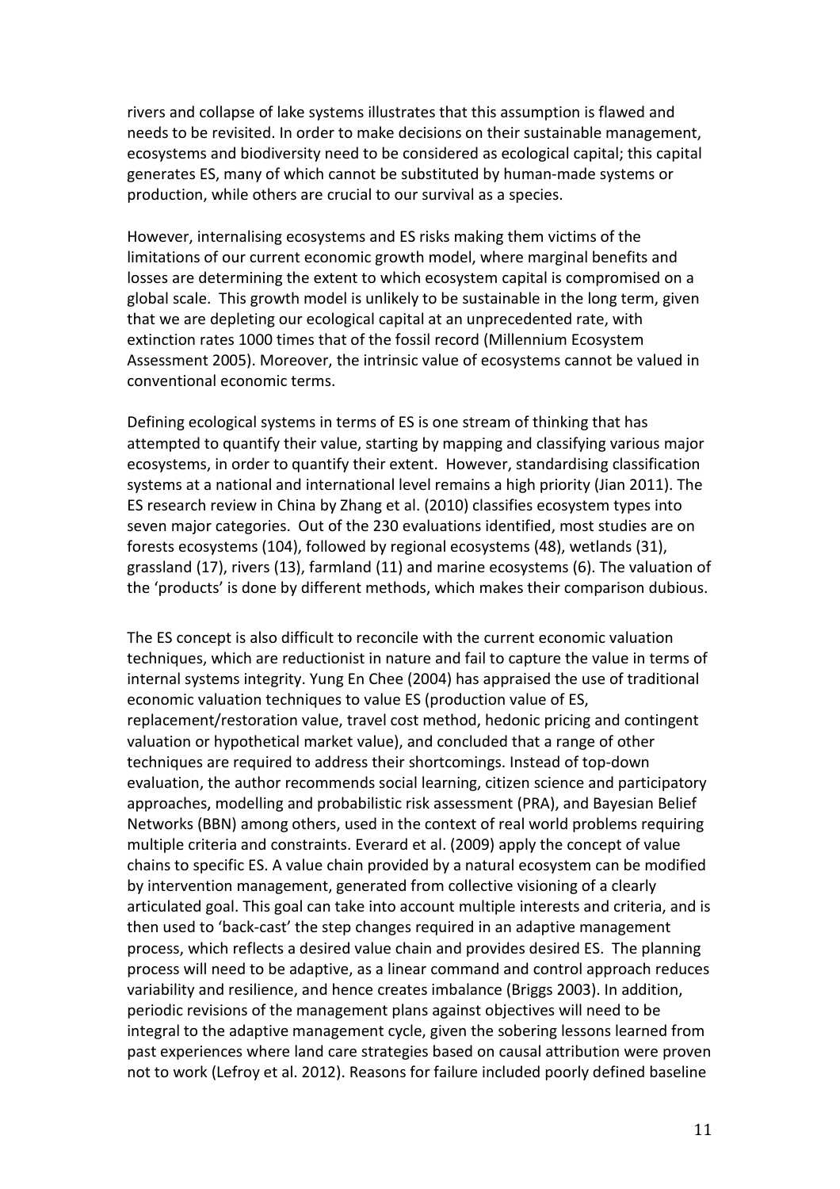rivers and collapse of lake systems illustrates that this assumption is flawed and needs to be revisited. In order to make decisions on their sustainable management, ecosystems and biodiversity need to be considered as ecological capital; this capital generates ES, many of which cannot be substituted by human-made systems or production, while others are crucial to our survival as a species.

However, internalising ecosystems and ES risks making them victims of the limitations of our current economic growth model, where marginal benefits and losses are determining the extent to which ecosystem capital is compromised on a global scale. This growth model is unlikely to be sustainable in the long term, given that we are depleting our ecological capital at an unprecedented rate, with extinction rates 1000 times that of the fossil record (Millennium Ecosystem Assessment 2005). Moreover, the intrinsic value of ecosystems cannot be valued in conventional economic terms.

Defining ecological systems in terms of ES is one stream of thinking that has attempted to quantify their value, starting by mapping and classifying various major ecosystems, in order to quantify their extent. However, standardising classification systems at a national and international level remains a high priority (Jian 2011). The ES research review in China by Zhang et al. (2010) classifies ecosystem types into seven major categories. Out of the 230 evaluations identified, most studies are on forests ecosystems (104), followed by regional ecosystems (48), wetlands (31), grassland (17), rivers (13), farmland (11) and marine ecosystems (6). The valuation of the 'products' is done by different methods, which makes their comparison dubious.

The ES concept is also difficult to reconcile with the current economic valuation techniques, which are reductionist in nature and fail to capture the value in terms of internal systems integrity. Yung En Chee (2004) has appraised the use of traditional economic valuation techniques to value ES (production value of ES, replacement/restoration value, travel cost method, hedonic pricing and contingent valuation or hypothetical market value), and concluded that a range of other techniques are required to address their shortcomings. Instead of top-down evaluation, the author recommends social learning, citizen science and participatory approaches, modelling and probabilistic risk assessment (PRA), and Bayesian Belief Networks (BBN) among others, used in the context of real world problems requiring multiple criteria and constraints. Everard et al. (2009) apply the concept of value chains to specific ES. A value chain provided by a natural ecosystem can be modified by intervention management, generated from collective visioning of a clearly articulated goal. This goal can take into account multiple interests and criteria, and is then used to 'back-cast' the step changes required in an adaptive management process, which reflects a desired value chain and provides desired ES. The planning process will need to be adaptive, as a linear command and control approach reduces variability and resilience, and hence creates imbalance (Briggs 2003). In addition, periodic revisions of the management plans against objectives will need to be integral to the adaptive management cycle, given the sobering lessons learned from past experiences where land care strategies based on causal attribution were proven not to work (Lefroy et al. 2012). Reasons for failure included poorly defined baseline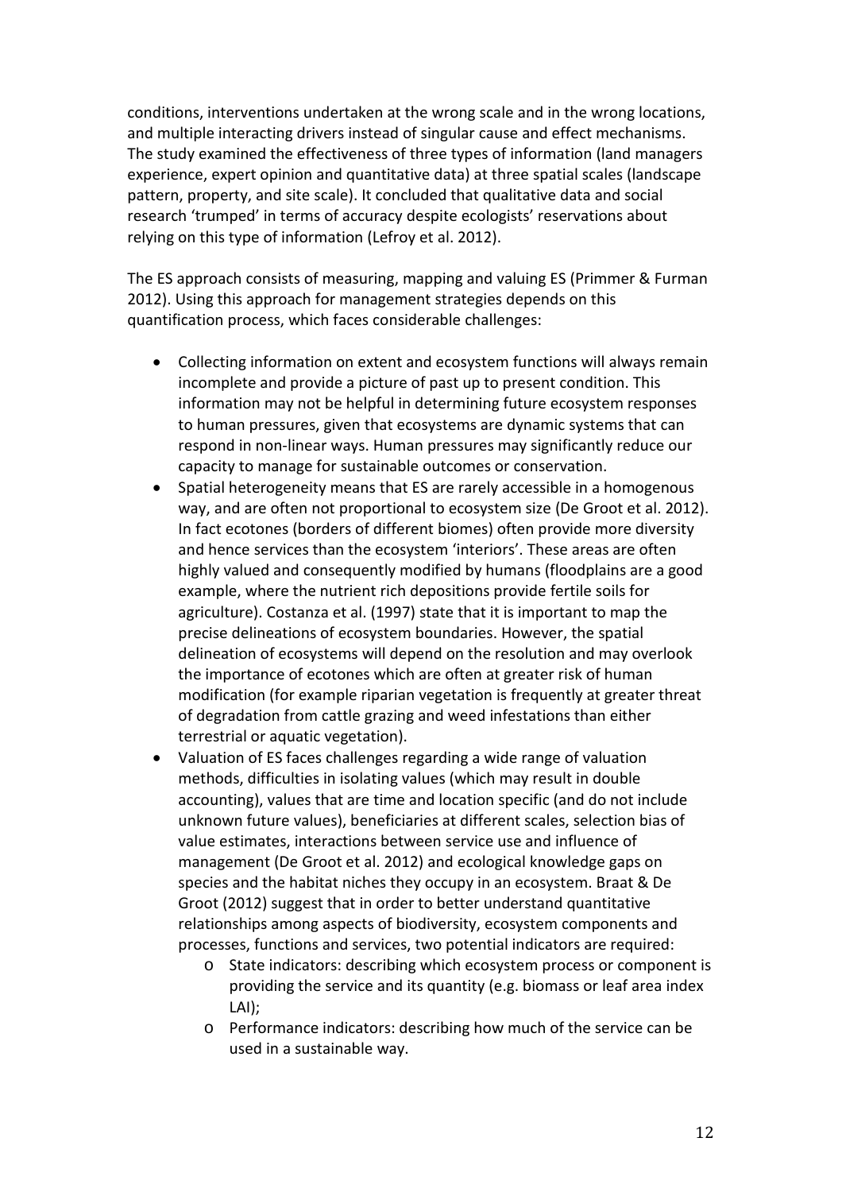conditions, interventions undertaken at the wrong scale and in the wrong locations, and multiple interacting drivers instead of singular cause and effect mechanisms. The study examined the effectiveness of three types of information (land managers experience, expert opinion and quantitative data) at three spatial scales (landscape pattern, property, and site scale). It concluded that qualitative data and social research 'trumped' in terms of accuracy despite ecologists' reservations about relying on this type of information (Lefroy et al. 2012).

The ES approach consists of measuring, mapping and valuing ES (Primmer & Furman 2012). Using this approach for management strategies depends on this quantification process, which faces considerable challenges:

- Collecting information on extent and ecosystem functions will always remain incomplete and provide a picture of past up to present condition. This information may not be helpful in determining future ecosystem responses to human pressures, given that ecosystems are dynamic systems that can respond in non-linear ways. Human pressures may significantly reduce our capacity to manage for sustainable outcomes or conservation.
- Spatial heterogeneity means that ES are rarely accessible in a homogenous way, and are often not proportional to ecosystem size (De Groot et al. 2012). In fact ecotones (borders of different biomes) often provide more diversity and hence services than the ecosystem 'interiors'. These areas are often highly valued and consequently modified by humans (floodplains are a good example, where the nutrient rich depositions provide fertile soils for agriculture). Costanza et al. (1997) state that it is important to map the precise delineations of ecosystem boundaries. However, the spatial delineation of ecosystems will depend on the resolution and may overlook the importance of ecotones which are often at greater risk of human modification (for example riparian vegetation is frequently at greater threat of degradation from cattle grazing and weed infestations than either terrestrial or aquatic vegetation).
- Valuation of ES faces challenges regarding a wide range of valuation methods, difficulties in isolating values (which may result in double accounting), values that are time and location specific (and do not include unknown future values), beneficiaries at different scales, selection bias of value estimates, interactions between service use and influence of management (De Groot et al. 2012) and ecological knowledge gaps on species and the habitat niches they occupy in an ecosystem. Braat & De Groot (2012) suggest that in order to better understand quantitative relationships among aspects of biodiversity, ecosystem components and processes, functions and services, two potential indicators are required:
    - State indicators: describing which ecosystem process or component is providing the service and its quantity (e.g. biomass or leaf area index LAI);
    - Performance indicators: describing how much of the service can be used in a sustainable way.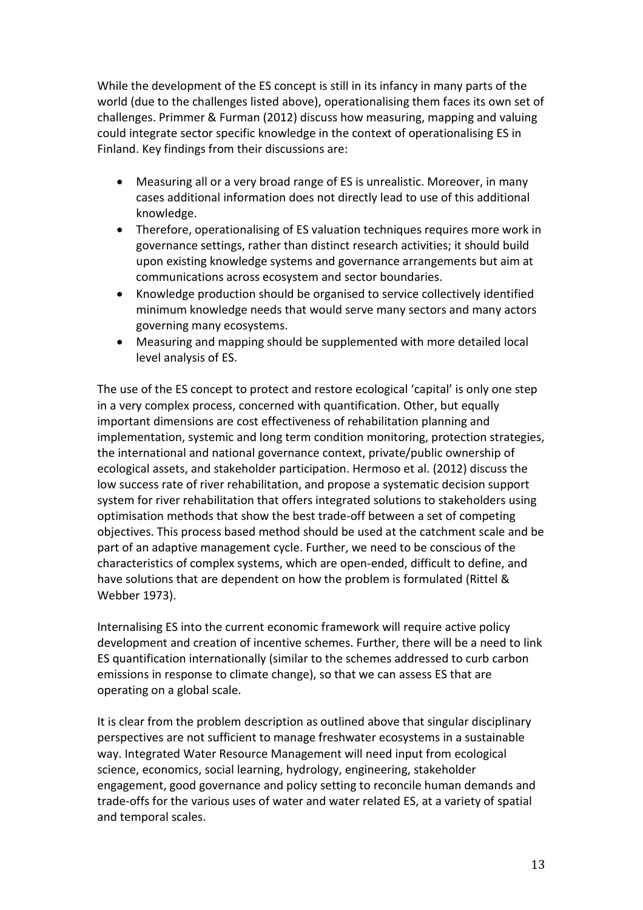While the development of the ES concept is still in its infancy in many parts of the world (due to the challenges listed above), operationalising them faces its own set of challenges. Primmer & Furman (2012) discuss how measuring, mapping and valuing could integrate sector specific knowledge in the context of operationalising ES in Finland. Key findings from their discussions are:

- Measuring all or a very broad range of ES is unrealistic. Moreover, in many cases additional information does not directly lead to use of this additional knowledge.
- Therefore, operationalising of ES valuation techniques requires more work in governance settings, rather than distinct research activities; it should build upon existing knowledge systems and governance arrangements but aim at communications across ecosystem and sector boundaries.
- Knowledge production should be organised to service collectively identified minimum knowledge needs that would serve many sectors and many actors governing many ecosystems.
- Measuring and mapping should be supplemented with more detailed local level analysis of ES.

The use of the ES concept to protect and restore ecological 'capital' is only one step in a very complex process, concerned with quantification. Other, but equally important dimensions are cost effectiveness of rehabilitation planning and implementation, systemic and long term condition monitoring, protection strategies, the international and national governance context, private/public ownership of ecological assets, and stakeholder participation. Hermoso et al. (2012) discuss the low success rate of river rehabilitation, and propose a systematic decision support system for river rehabilitation that offers integrated solutions to stakeholders using optimisation methods that show the best trade-off between a set of competing objectives. This process based method should be used at the catchment scale and be part of an adaptive management cycle. Further, we need to be conscious of the characteristics of complex systems, which are open-ended, difficult to define, and have solutions that are dependent on how the problem is formulated (Rittel & Webber 1973).

Internalising ES into the current economic framework will require active policy development and creation of incentive schemes. Further, there will be a need to link ES quantification internationally (similar to the schemes addressed to curb carbon emissions in response to climate change), so that we can assess ES that are operating on a global scale.

It is clear from the problem description as outlined above that singular disciplinary perspectives are not sufficient to manage freshwater ecosystems in a sustainable way. Integrated Water Resource Management will need input from ecological science, economics, social learning, hydrology, engineering, stakeholder engagement, good governance and policy setting to reconcile human demands and trade-offs for the various uses of water and water related ES, at a variety of spatial and temporal scales.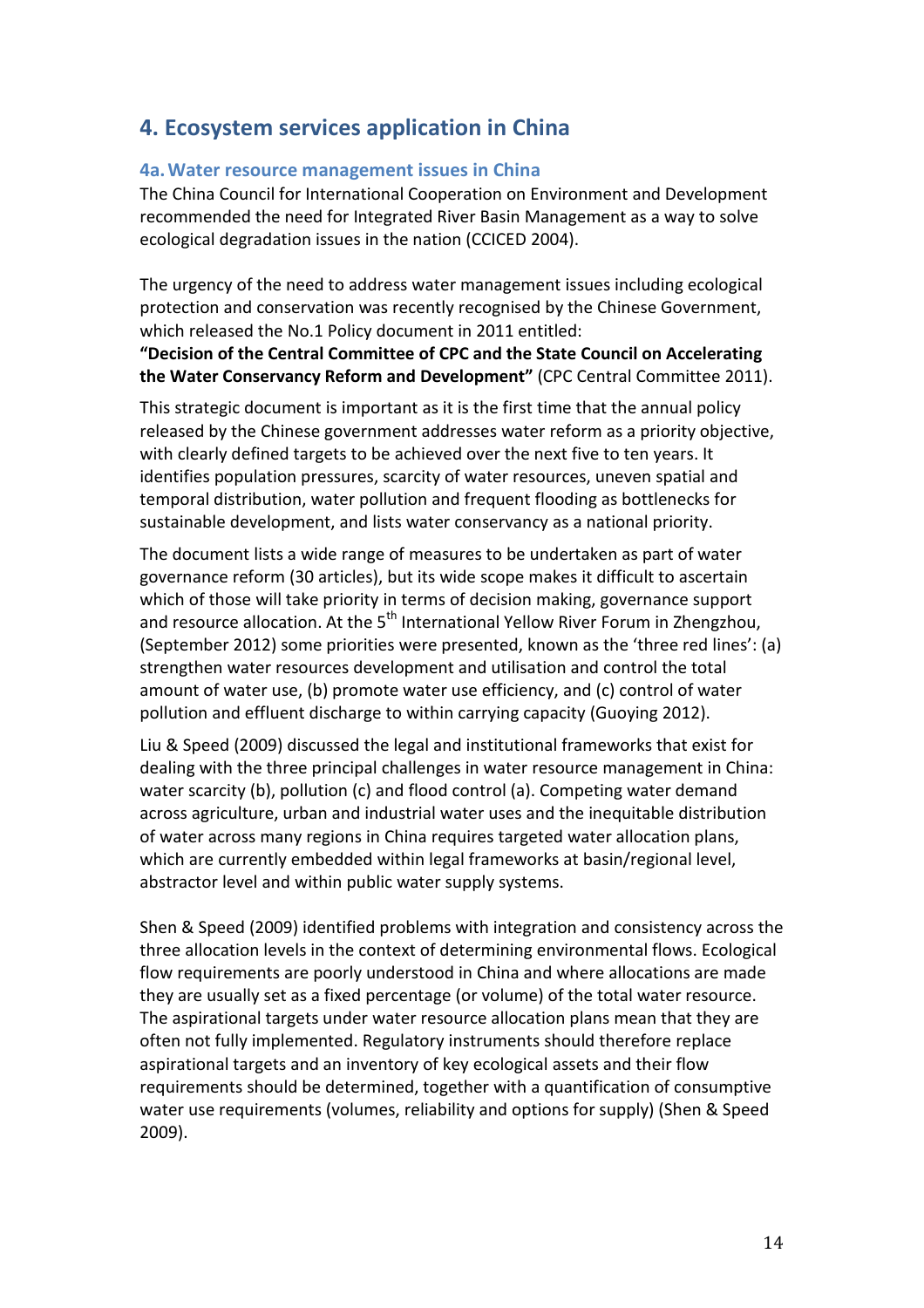# 4. Ecosystem services application in China

## 4a. Water resource management issues in China

The China Council for International Cooperation on Environment and Development recommended the need for Integrated River Basin Management as a way to solve ecological degradation issues in the nation (CCICED 2004).

The urgency of the need to address water management issues including ecological protection and conservation was recently recognised by the Chinese Government, which released the No.1 Policy document in 2011 entitled:

**"Decision of the Central Committee of CPC and the State Council on Accelerating the Water Conservancy Reform and Development"** (CPC Central Committee 2011).

This strategic document is important as it is the first time that the annual policy released by the Chinese government addresses water reform as a priority objective, with clearly defined targets to be achieved over the next five to ten years. It identifies population pressures, scarcity of water resources, uneven spatial and temporal distribution, water pollution and frequent flooding as bottlenecks for sustainable development, and lists water conservancy as a national priority.

The document lists a wide range of measures to be undertaken as part of water governance reform (30 articles), but its wide scope makes it difficult to ascertain which of those will take priority in terms of decision making, governance support and resource allocation. At the 5th International Yellow River Forum in Zhengzhou, (September 2012) some priorities were presented, known as the 'three red lines': (a) strengthen water resources development and utilisation and control the total amount of water use, (b) promote water use efficiency, and (c) control of water pollution and effluent discharge to within carrying capacity (Guoying 2012).

Liu & Speed (2009) discussed the legal and institutional frameworks that exist for dealing with the three principal challenges in water resource management in China: water scarcity (b), pollution (c) and flood control (a). Competing water demand across agriculture, urban and industrial water uses and the inequitable distribution of water across many regions in China requires targeted water allocation plans, which are currently embedded within legal frameworks at basin/regional level, abstractor level and within public water supply systems.

Shen & Speed (2009) identified problems with integration and consistency across the three allocation levels in the context of determining environmental flows. Ecological flow requirements are poorly understood in China and where allocations are made they are usually set as a fixed percentage (or volume) of the total water resource. The aspirational targets under water resource allocation plans mean that they are often not fully implemented. Regulatory instruments should therefore replace aspirational targets and an inventory of key ecological assets and their flow requirements should be determined, together with a quantification of consumptive water use requirements (volumes, reliability and options for supply) (Shen & Speed 2009).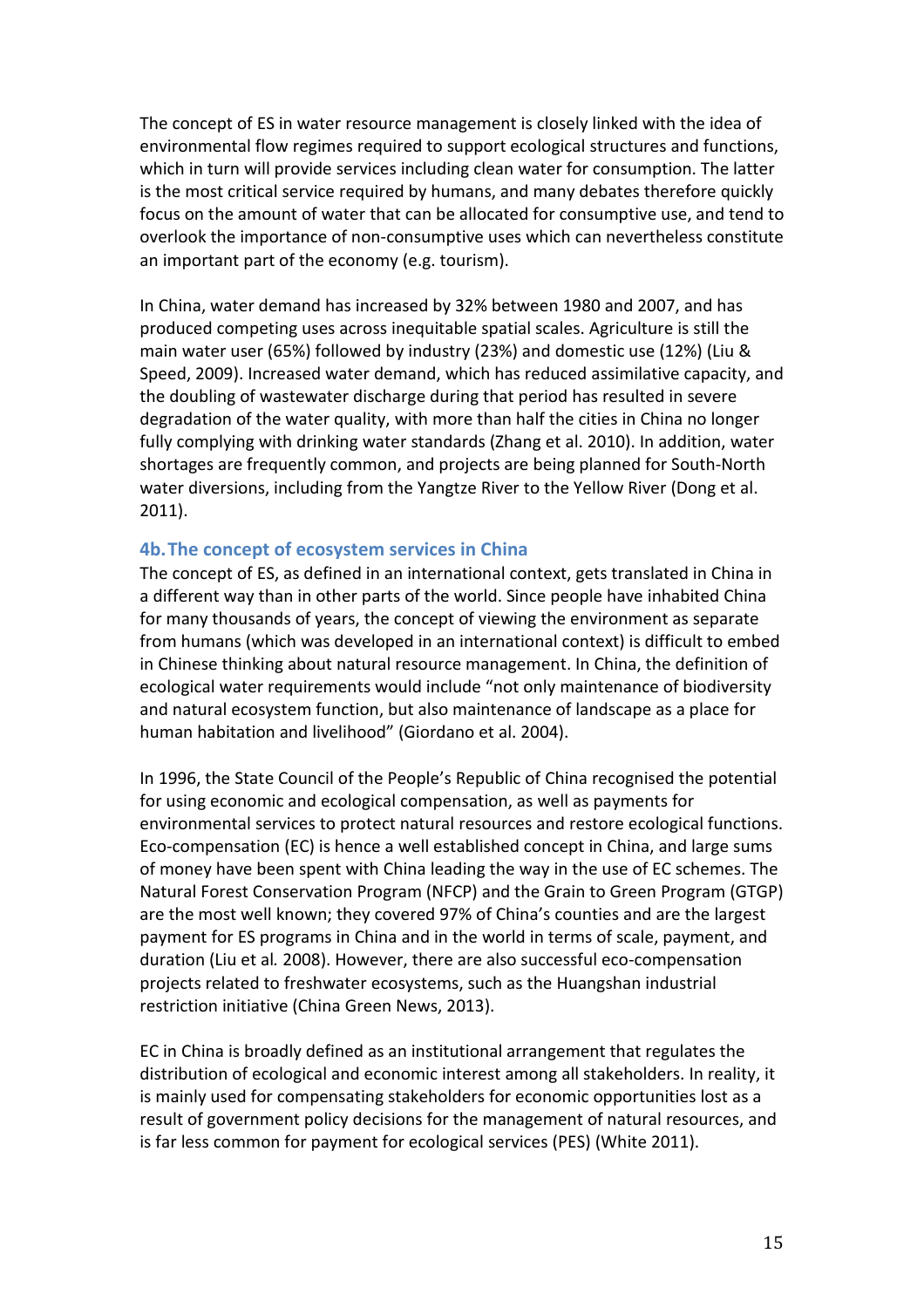The concept of ES in water resource management is closely linked with the idea of environmental flow regimes required to support ecological structures and functions, which in turn will provide services including clean water for consumption. The latter is the most critical service required by humans, and many debates therefore quickly focus on the amount of water that can be allocated for consumptive use, and tend to overlook the importance of non-consumptive uses which can nevertheless constitute an important part of the economy (e.g. tourism).

In China, water demand has increased by 32% between 1980 and 2007, and has produced competing uses across inequitable spatial scales. Agriculture is still the main water user (65%) followed by industry (23%) and domestic use (12%) (Liu & Speed, 2009). Increased water demand, which has reduced assimilative capacity, and the doubling of wastewater discharge during that period has resulted in severe degradation of the water quality, with more than half the cities in China no longer fully complying with drinking water standards (Zhang et al. 2010). In addition, water shortages are frequently common, and projects are being planned for South-North water diversions, including from the Yangtze River to the Yellow River (Dong et al. 2011).

### 4b. The concept of ecosystem services in China

The concept of ES, as defined in an international context, gets translated in China in a different way than in other parts of the world. Since people have inhabited China for many thousands of years, the concept of viewing the environment as separate from humans (which was developed in an international context) is difficult to embed in Chinese thinking about natural resource management. In China, the definition of ecological water requirements would include "not only maintenance of biodiversity and natural ecosystem function, but also maintenance of landscape as a place for human habitation and livelihood" (Giordano et al. 2004).

In 1996, the State Council of the People's Republic of China recognised the potential for using economic and ecological compensation, as well as payments for environmental services to protect natural resources and restore ecological functions. Eco-compensation (EC) is hence a well established concept in China, and large sums of money have been spent with China leading the way in the use of EC schemes. The Natural Forest Conservation Program (NFCP) and the Grain to Green Program (GTGP) are the most well known; they covered 97% of China's counties and are the largest payment for ES programs in China and in the world in terms of scale, payment, and duration (Liu et al*.* 2008). However, there are also successful eco-compensation projects related to freshwater ecosystems, such as the Huangshan industrial restriction initiative (China Green News, 2013).

EC in China is broadly defined as an institutional arrangement that regulates the distribution of ecological and economic interest among all stakeholders. In reality, it is mainly used for compensating stakeholders for economic opportunities lost as a result of government policy decisions for the management of natural resources, and is far less common for payment for ecological services (PES) (White 2011).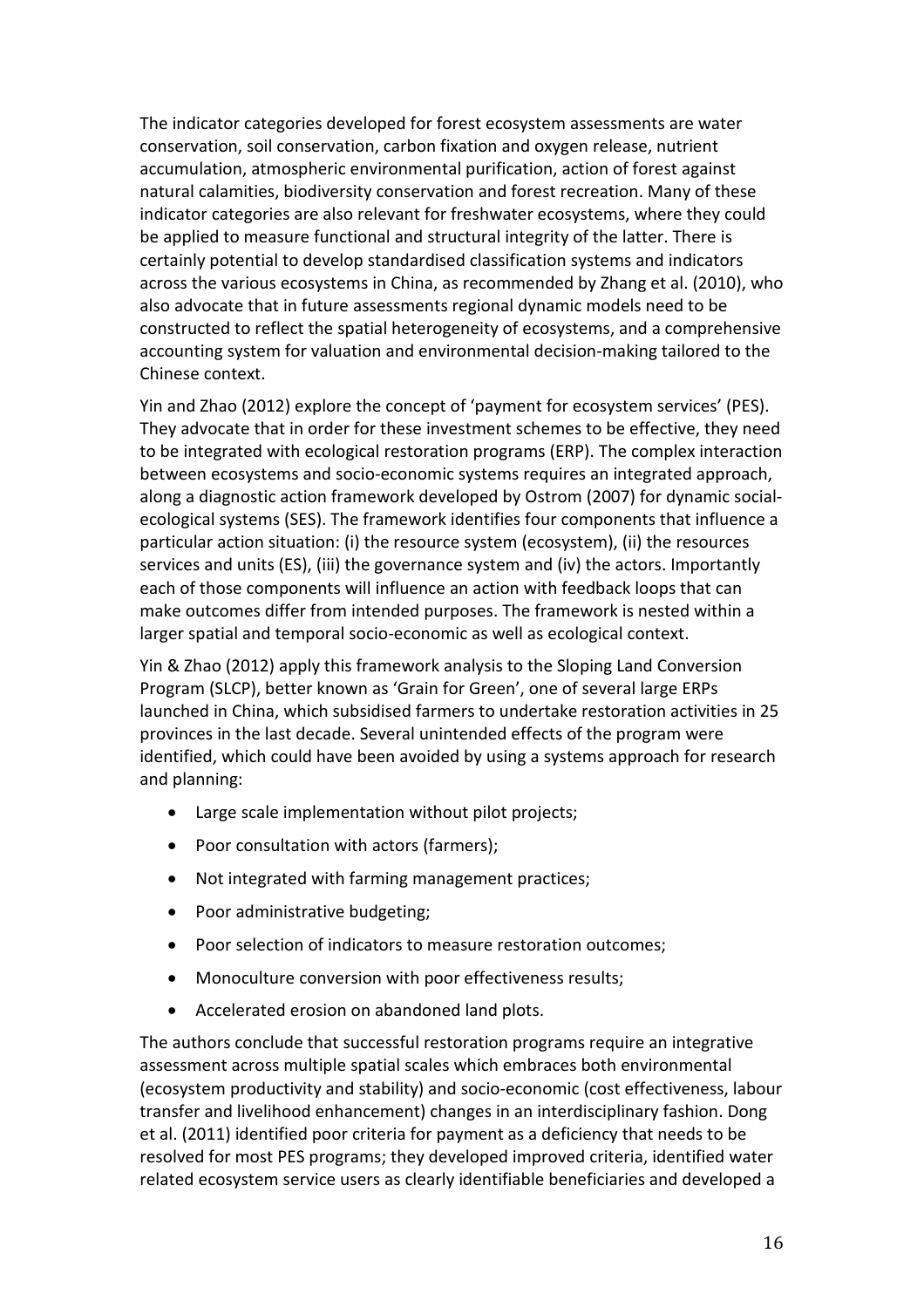The indicator categories developed for forest ecosystem assessments are water conservation, soil conservation, carbon fixation and oxygen release, nutrient accumulation, atmospheric environmental purification, action of forest against natural calamities, biodiversity conservation and forest recreation. Many of these indicator categories are also relevant for freshwater ecosystems, where they could be applied to measure functional and structural integrity of the latter. There is certainly potential to develop standardised classification systems and indicators across the various ecosystems in China, as recommended by Zhang et al. (2010), who also advocate that in future assessments regional dynamic models need to be constructed to reflect the spatial heterogeneity of ecosystems, and a comprehensive accounting system for valuation and environmental decision-making tailored to the Chinese context.

Yin and Zhao (2012) explore the concept of 'payment for ecosystem services' (PES). They advocate that in order for these investment schemes to be effective, they need to be integrated with ecological restoration programs (ERP). The complex interaction between ecosystems and socio-economic systems requires an integrated approach, along a diagnostic action framework developed by Ostrom (2007) for dynamic social-ecological systems (SES). The framework identifies four components that influence a particular action situation: (i) the resource system (ecosystem), (ii) the resources services and units (ES), (iii) the governance system and (iv) the actors. Importantly each of those components will influence an action with feedback loops that can make outcomes differ from intended purposes. The framework is nested within a larger spatial and temporal socio-economic as well as ecological context.

Yin & Zhao (2012) apply this framework analysis to the Sloping Land Conversion Program (SLCP), better known as 'Grain for Green', one of several large ERPs launched in China, which subsidised farmers to undertake restoration activities in 25 provinces in the last decade. Several unintended effects of the program were identified, which could have been avoided by using a systems approach for research and planning:

- Large scale implementation without pilot projects;
- Poor consultation with actors (farmers);
- Not integrated with farming management practices;
- Poor administrative budgeting;
- Poor selection of indicators to measure restoration outcomes;
- Monoculture conversion with poor effectiveness results;
- Accelerated erosion on abandoned land plots.

The authors conclude that successful restoration programs require an integrative assessment across multiple spatial scales which embraces both environmental (ecosystem productivity and stability) and socio-economic (cost effectiveness, labour transfer and livelihood enhancement) changes in an interdisciplinary fashion. Dong et al. (2011) identified poor criteria for payment as a deficiency that needs to be resolved for most PES programs; they developed improved criteria, identified water related ecosystem service users as clearly identifiable beneficiaries and developed a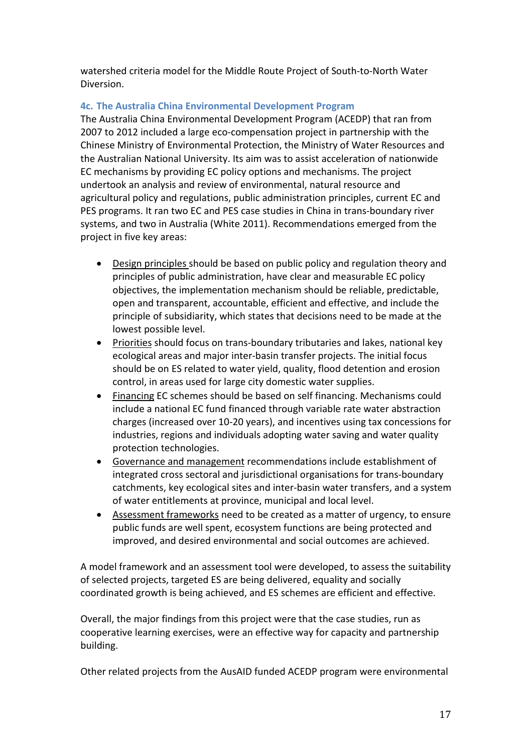watershed criteria model for the Middle Route Project of South-to-North Water Diversion.

### 4c. The Australia China Environmental Development Program

The Australia China Environmental Development Program (ACEDP) that ran from 2007 to 2012 included a large eco-compensation project in partnership with the Chinese Ministry of Environmental Protection, the Ministry of Water Resources and the Australian National University. Its aim was to assist acceleration of nationwide EC mechanisms by providing EC policy options and mechanisms. The project undertook an analysis and review of environmental, natural resource and agricultural policy and regulations, public administration principles, current EC and PES programs. It ran two EC and PES case studies in China in trans-boundary river systems, and two in Australia (White 2011). Recommendations emerged from the project in five key areas:

- <u>Design principles</u> should be based on public policy and regulation theory and principles of public administration, have clear and measurable EC policy objectives, the implementation mechanism should be reliable, predictable, open and transparent, accountable, efficient and effective, and include the principle of subsidiarity, which states that decisions need to be made at the lowest possible level.
- <u>Priorities</u> should focus on trans-boundary tributaries and lakes, national key ecological areas and major inter-basin transfer projects. The initial focus should be on ES related to water yield, quality, flood detention and erosion control, in areas used for large city domestic water supplies.
- <u>Financing</u> EC schemes should be based on self financing. Mechanisms could include a national EC fund financed through variable rate water abstraction charges (increased over 10-20 years), and incentives using tax concessions for industries, regions and individuals adopting water saving and water quality protection technologies.
- <u>Governance and management</u> recommendations include establishment of integrated cross sectoral and jurisdictional organisations for trans-boundary catchments, key ecological sites and inter-basin water transfers, and a system of water entitlements at province, municipal and local level.
- <u>Assessment frameworks</u> need to be created as a matter of urgency, to ensure public funds are well spent, ecosystem functions are being protected and improved, and desired environmental and social outcomes are achieved.

A model framework and an assessment tool were developed, to assess the suitability of selected projects, targeted ES are being delivered, equality and socially coordinated growth is being achieved, and ES schemes are efficient and effective.

Overall, the major findings from this project were that the case studies, run as cooperative learning exercises, were an effective way for capacity and partnership building.

Other related projects from the AusAID funded ACEDP program were environmental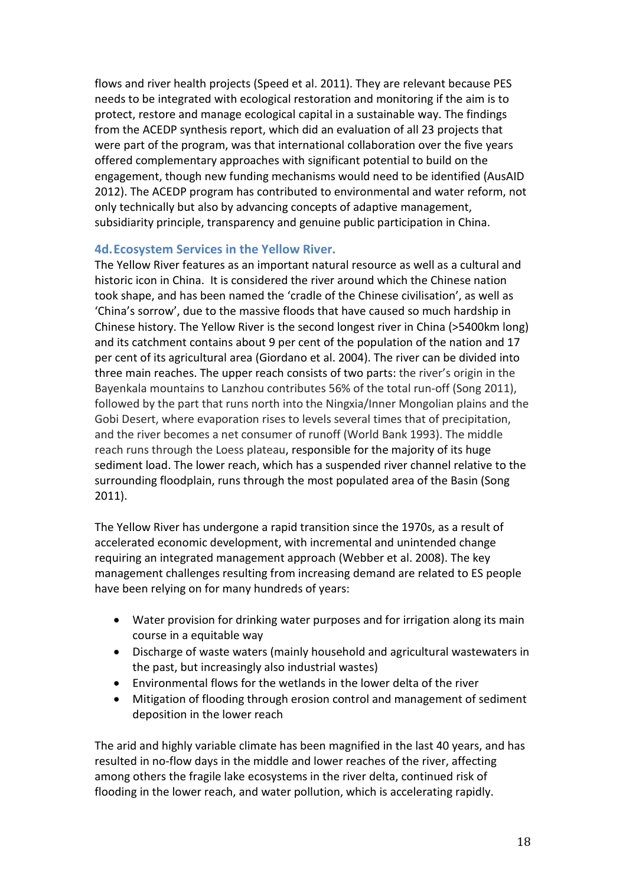flows and river health projects (Speed et al. 2011). They are relevant because PES needs to be integrated with ecological restoration and monitoring if the aim is to protect, restore and manage ecological capital in a sustainable way. The findings from the ACEDP synthesis report, which did an evaluation of all 23 projects that were part of the program, was that international collaboration over the five years offered complementary approaches with significant potential to build on the engagement, though new funding mechanisms would need to be identified (AusAID 2012). The ACEDP program has contributed to environmental and water reform, not only technically but also by advancing concepts of adaptive management, subsidiarity principle, transparency and genuine public participation in China.

### 4d. Ecosystem Services in the Yellow River.

The Yellow River features as an important natural resource as well as a cultural and historic icon in China. It is considered the river around which the Chinese nation took shape, and has been named the 'cradle of the Chinese civilisation', as well as 'China's sorrow', due to the massive floods that have caused so much hardship in Chinese history. The Yellow River is the second longest river in China (>5400km long) and its catchment contains about 9 per cent of the population of the nation and 17 per cent of its agricultural area (Giordano et al. 2004). The river can be divided into three main reaches. The upper reach consists of two parts: the river's origin in the Bayenkala mountains to Lanzhou contributes 56% of the total run-off (Song 2011), followed by the part that runs north into the Ningxia/Inner Mongolian plains and the Gobi Desert, where evaporation rises to levels several times that of precipitation, and the river becomes a net consumer of runoff (World Bank 1993). The middle reach runs through the Loess plateau, responsible for the majority of its huge sediment load. The lower reach, which has a suspended river channel relative to the surrounding floodplain, runs through the most populated area of the Basin (Song 2011).

The Yellow River has undergone a rapid transition since the 1970s, as a result of accelerated economic development, with incremental and unintended change requiring an integrated management approach (Webber et al. 2008). The key management challenges resulting from increasing demand are related to ES people have been relying on for many hundreds of years:

- Water provision for drinking water purposes and for irrigation along its main course in a equitable way
- Discharge of waste waters (mainly household and agricultural wastewaters in the past, but increasingly also industrial wastes)
- Environmental flows for the wetlands in the lower delta of the river
- Mitigation of flooding through erosion control and management of sediment deposition in the lower reach

The arid and highly variable climate has been magnified in the last 40 years, and has resulted in no-flow days in the middle and lower reaches of the river, affecting among others the fragile lake ecosystems in the river delta, continued risk of flooding in the lower reach, and water pollution, which is accelerating rapidly.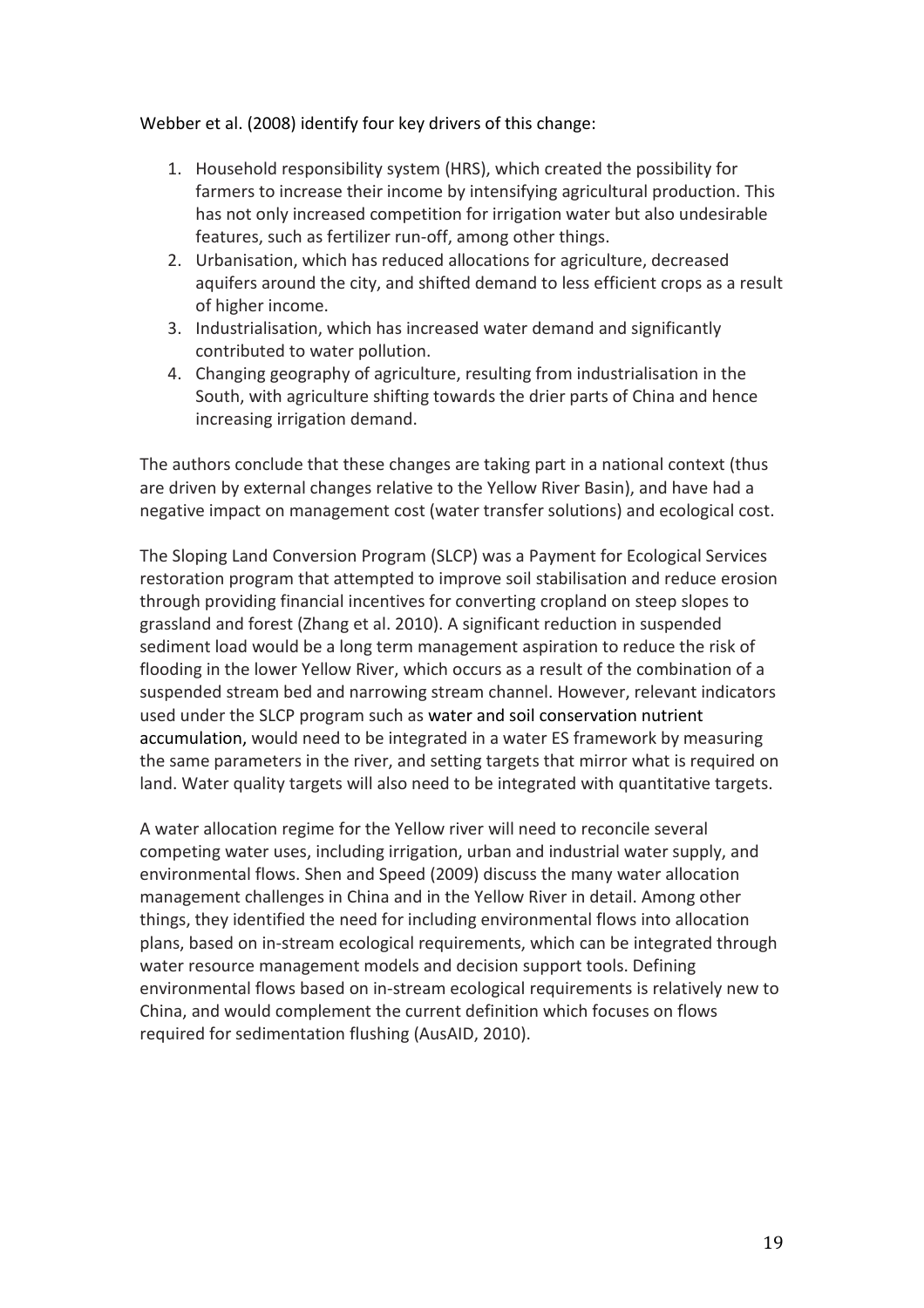Webber et al. (2008) identify four key drivers of this change:

1. Household responsibility system (HRS), which created the possibility for farmers to increase their income by intensifying agricultural production. This has not only increased competition for irrigation water but also undesirable features, such as fertilizer run-off, among other things.
2. Urbanisation, which has reduced allocations for agriculture, decreased aquifers around the city, and shifted demand to less efficient crops as a result of higher income.
3. Industrialisation, which has increased water demand and significantly contributed to water pollution.
4. Changing geography of agriculture, resulting from industrialisation in the South, with agriculture shifting towards the drier parts of China and hence increasing irrigation demand.

The authors conclude that these changes are taking part in a national context (thus are driven by external changes relative to the Yellow River Basin), and have had a negative impact on management cost (water transfer solutions) and ecological cost.

The Sloping Land Conversion Program (SLCP) was a Payment for Ecological Services restoration program that attempted to improve soil stabilisation and reduce erosion through providing financial incentives for converting cropland on steep slopes to grassland and forest (Zhang et al. 2010). A significant reduction in suspended sediment load would be a long term management aspiration to reduce the risk of flooding in the lower Yellow River, which occurs as a result of the combination of a suspended stream bed and narrowing stream channel. However, relevant indicators used under the SLCP program such as water and soil conservation nutrient accumulation, would need to be integrated in a water ES framework by measuring the same parameters in the river, and setting targets that mirror what is required on land. Water quality targets will also need to be integrated with quantitative targets.

A water allocation regime for the Yellow river will need to reconcile several competing water uses, including irrigation, urban and industrial water supply, and environmental flows. Shen and Speed (2009) discuss the many water allocation management challenges in China and in the Yellow River in detail. Among other things, they identified the need for including environmental flows into allocation plans, based on in-stream ecological requirements, which can be integrated through water resource management models and decision support tools. Defining environmental flows based on in-stream ecological requirements is relatively new to China, and would complement the current definition which focuses on flows required for sedimentation flushing (AusAID, 2010).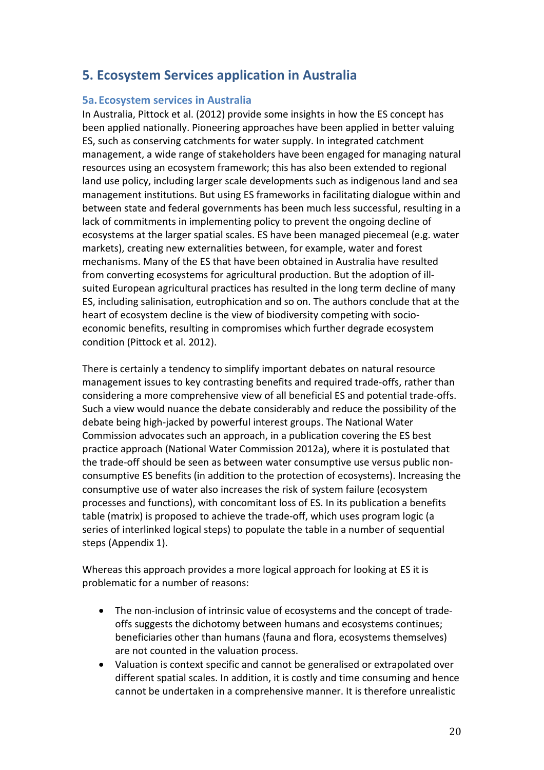## 5. Ecosystem Services application in Australia

### 5a. Ecosystem services in Australia

In Australia, Pittock et al. (2012) provide some insights in how the ES concept has been applied nationally. Pioneering approaches have been applied in better valuing ES, such as conserving catchments for water supply. In integrated catchment management, a wide range of stakeholders have been engaged for managing natural resources using an ecosystem framework; this has also been extended to regional land use policy, including larger scale developments such as indigenous land and sea management institutions. But using ES frameworks in facilitating dialogue within and between state and federal governments has been much less successful, resulting in a lack of commitments in implementing policy to prevent the ongoing decline of ecosystems at the larger spatial scales. ES have been managed piecemeal (e.g. water markets), creating new externalities between, for example, water and forest mechanisms. Many of the ES that have been obtained in Australia have resulted from converting ecosystems for agricultural production. But the adoption of ill-suited European agricultural practices has resulted in the long term decline of many ES, including salinisation, eutrophication and so on. The authors conclude that at the heart of ecosystem decline is the view of biodiversity competing with socio-economic benefits, resulting in compromises which further degrade ecosystem condition (Pittock et al. 2012).

There is certainly a tendency to simplify important debates on natural resource management issues to key contrasting benefits and required trade-offs, rather than considering a more comprehensive view of all beneficial ES and potential trade-offs. Such a view would nuance the debate considerably and reduce the possibility of the debate being high-jacked by powerful interest groups. The National Water Commission advocates such an approach, in a publication covering the ES best practice approach (National Water Commission 2012a), where it is postulated that the trade-off should be seen as between water consumptive use versus public non-consumptive ES benefits (in addition to the protection of ecosystems). Increasing the consumptive use of water also increases the risk of system failure (ecosystem processes and functions), with concomitant loss of ES. In its publication a benefits table (matrix) is proposed to achieve the trade-off, which uses program logic (a series of interlinked logical steps) to populate the table in a number of sequential steps (Appendix 1).

Whereas this approach provides a more logical approach for looking at ES it is problematic for a number of reasons:

- The non-inclusion of intrinsic value of ecosystems and the concept of trade-offs suggests the dichotomy between humans and ecosystems continues; beneficiaries other than humans (fauna and flora, ecosystems themselves) are not counted in the valuation process.
- Valuation is context specific and cannot be generalised or extrapolated over different spatial scales. In addition, it is costly and time consuming and hence cannot be undertaken in a comprehensive manner. It is therefore unrealistic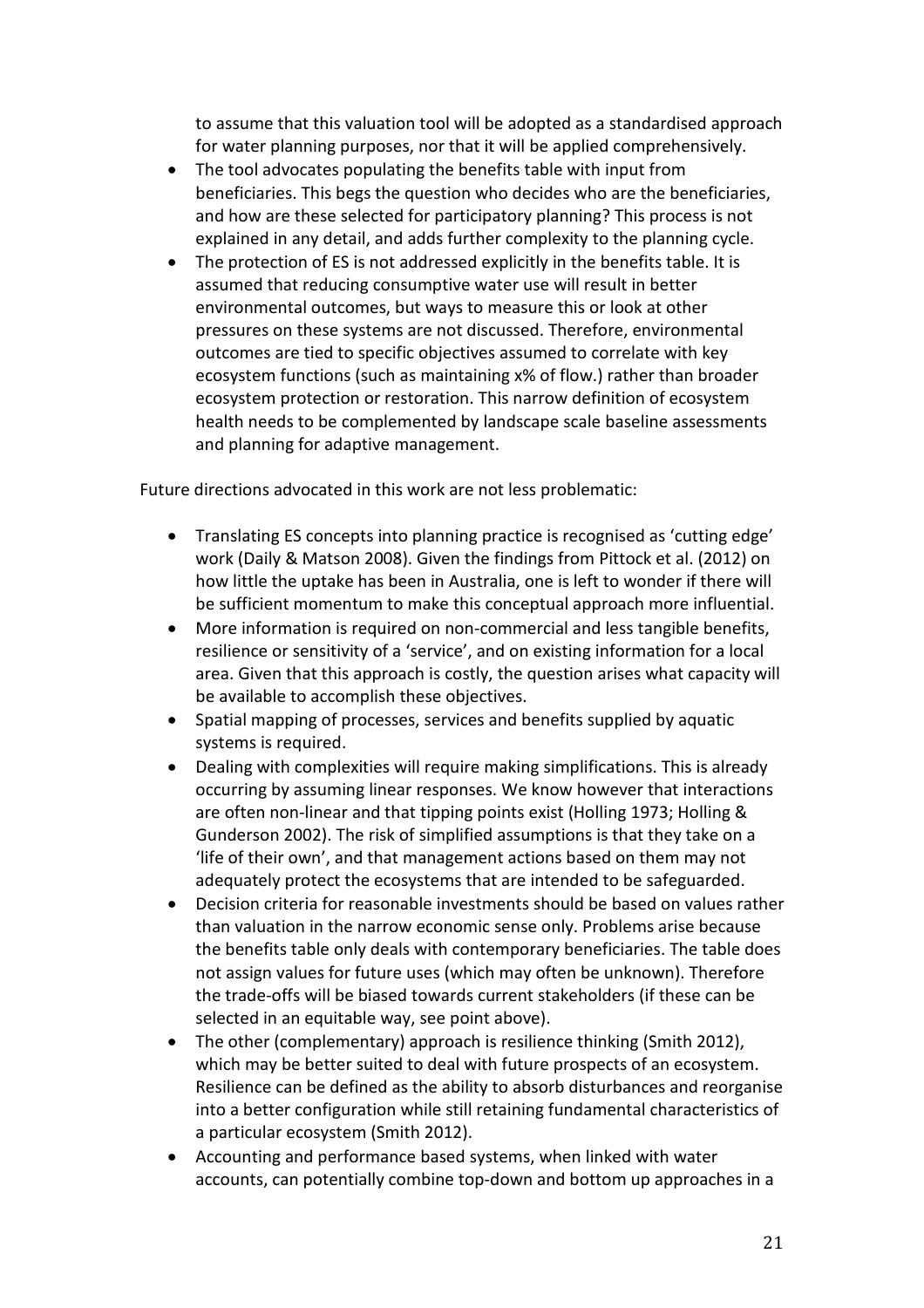to assume that this valuation tool will be adopted as a standardised approach for water planning purposes, nor that it will be applied comprehensively.

- The tool advocates populating the benefits table with input from beneficiaries. This begs the question who decides who are the beneficiaries, and how are these selected for participatory planning? This process is not explained in any detail, and adds further complexity to the planning cycle.
- The protection of ES is not addressed explicitly in the benefits table. It is assumed that reducing consumptive water use will result in better environmental outcomes, but ways to measure this or look at other pressures on these systems are not discussed. Therefore, environmental outcomes are tied to specific objectives assumed to correlate with key ecosystem functions (such as maintaining x% of flow.) rather than broader ecosystem protection or restoration. This narrow definition of ecosystem health needs to be complemented by landscape scale baseline assessments and planning for adaptive management.

Future directions advocated in this work are not less problematic:

- Translating ES concepts into planning practice is recognised as 'cutting edge' work (Daily & Matson 2008). Given the findings from Pittock et al. (2012) on how little the uptake has been in Australia, one is left to wonder if there will be sufficient momentum to make this conceptual approach more influential.
- More information is required on non-commercial and less tangible benefits, resilience or sensitivity of a 'service', and on existing information for a local area. Given that this approach is costly, the question arises what capacity will be available to accomplish these objectives.
- Spatial mapping of processes, services and benefits supplied by aquatic systems is required.
- Dealing with complexities will require making simplifications. This is already occurring by assuming linear responses. We know however that interactions are often non-linear and that tipping points exist (Holling 1973; Holling & Gunderson 2002). The risk of simplified assumptions is that they take on a 'life of their own', and that management actions based on them may not adequately protect the ecosystems that are intended to be safeguarded.
- Decision criteria for reasonable investments should be based on values rather than valuation in the narrow economic sense only. Problems arise because the benefits table only deals with contemporary beneficiaries. The table does not assign values for future uses (which may often be unknown). Therefore the trade-offs will be biased towards current stakeholders (if these can be selected in an equitable way, see point above).
- The other (complementary) approach is resilience thinking (Smith 2012), which may be better suited to deal with future prospects of an ecosystem. Resilience can be defined as the ability to absorb disturbances and reorganise into a better configuration while still retaining fundamental characteristics of a particular ecosystem (Smith 2012).
- Accounting and performance based systems, when linked with water accounts, can potentially combine top-down and bottom up approaches in a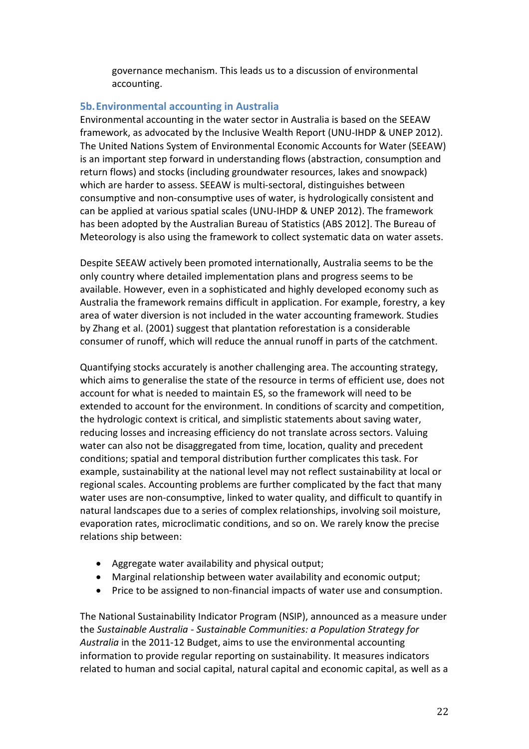governance mechanism. This leads us to a discussion of environmental accounting.

## 5b. Environmental accounting in Australia

Environmental accounting in the water sector in Australia is based on the SEEAW framework, as advocated by the Inclusive Wealth Report (UNU-IHDP & UNEP 2012). The United Nations System of Environmental Economic Accounts for Water (SEEAW) is an important step forward in understanding flows (abstraction, consumption and return flows) and stocks (including groundwater resources, lakes and snowpack) which are harder to assess. SEEAW is multi-sectoral, distinguishes between consumptive and non-consumptive uses of water, is hydrologically consistent and can be applied at various spatial scales (UNU-IHDP & UNEP 2012). The framework has been adopted by the Australian Bureau of Statistics (ABS 2012]. The Bureau of Meteorology is also using the framework to collect systematic data on water assets.

Despite SEEAW actively been promoted internationally, Australia seems to be the only country where detailed implementation plans and progress seems to be available. However, even in a sophisticated and highly developed economy such as Australia the framework remains difficult in application. For example, forestry, a key area of water diversion is not included in the water accounting framework. Studies by Zhang et al. (2001) suggest that plantation reforestation is a considerable consumer of runoff, which will reduce the annual runoff in parts of the catchment.

Quantifying stocks accurately is another challenging area. The accounting strategy, which aims to generalise the state of the resource in terms of efficient use, does not account for what is needed to maintain ES, so the framework will need to be extended to account for the environment. In conditions of scarcity and competition, the hydrologic context is critical, and simplistic statements about saving water, reducing losses and increasing efficiency do not translate across sectors. Valuing water can also not be disaggregated from time, location, quality and precedent conditions; spatial and temporal distribution further complicates this task. For example, sustainability at the national level may not reflect sustainability at local or regional scales. Accounting problems are further complicated by the fact that many water uses are non-consumptive, linked to water quality, and difficult to quantify in natural landscapes due to a series of complex relationships, involving soil moisture, evaporation rates, microclimatic conditions, and so on. We rarely know the precise relations ship between:

- Aggregate water availability and physical output;
- Marginal relationship between water availability and economic output;
- Price to be assigned to non-financial impacts of water use and consumption.

The National Sustainability Indicator Program (NSIP), announced as a measure under the *Sustainable Australia - Sustainable Communities: a Population Strategy for Australia* in the 2011-12 Budget, aims to use the environmental accounting information to provide regular reporting on sustainability. It measures indicators related to human and social capital, natural capital and economic capital, as well as a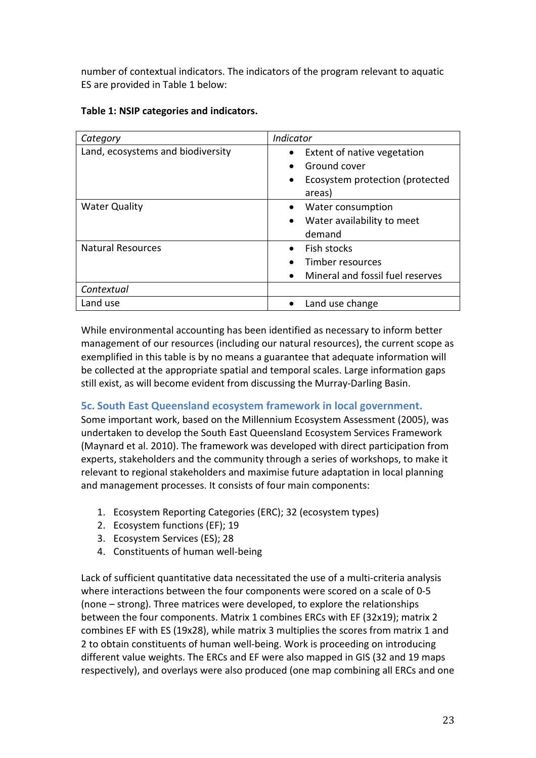number of contextual indicators. The indicators of the program relevant to aquatic ES are provided in Table 1 below:

**Table 1: NSIP categories and indicators.**

| *Category* | *Indicator* |
|---|---|
| Land, ecosystems and biodiversity | • Extent of native vegetation<br>• Ground cover<br>• Ecosystem protection (protected areas) |
| Water Quality | • Water consumption<br>• Water availability to meet demand |
| Natural Resources | • Fish stocks<br>• Timber resources<br>• Mineral and fossil fuel reserves |
| *Contextual* | |
| Land use | • Land use change |

While environmental accounting has been identified as necessary to inform better management of our resources (including our natural resources), the current scope as exemplified in this table is by no means a guarantee that adequate information will be collected at the appropriate spatial and temporal scales. Large information gaps still exist, as will become evident from discussing the Murray-Darling Basin.

### 5c. South East Queensland ecosystem framework in local government.

Some important work, based on the Millennium Ecosystem Assessment (2005), was undertaken to develop the South East Queensland Ecosystem Services Framework (Maynard et al. 2010). The framework was developed with direct participation from experts, stakeholders and the community through a series of workshops, to make it relevant to regional stakeholders and maximise future adaptation in local planning and management processes. It consists of four main components:

1. Ecosystem Reporting Categories (ERC); 32 (ecosystem types)
2. Ecosystem functions (EF); 19
3. Ecosystem Services (ES); 28
4. Constituents of human well-being

Lack of sufficient quantitative data necessitated the use of a multi-criteria analysis where interactions between the four components were scored on a scale of 0-5 (none – strong). Three matrices were developed, to explore the relationships between the four components. Matrix 1 combines ERCs with EF (32x19); matrix 2 combines EF with ES (19x28), while matrix 3 multiplies the scores from matrix 1 and 2 to obtain constituents of human well-being. Work is proceeding on introducing different value weights. The ERCs and EF were also mapped in GIS (32 and 19 maps respectively), and overlays were also produced (one map combining all ERCs and one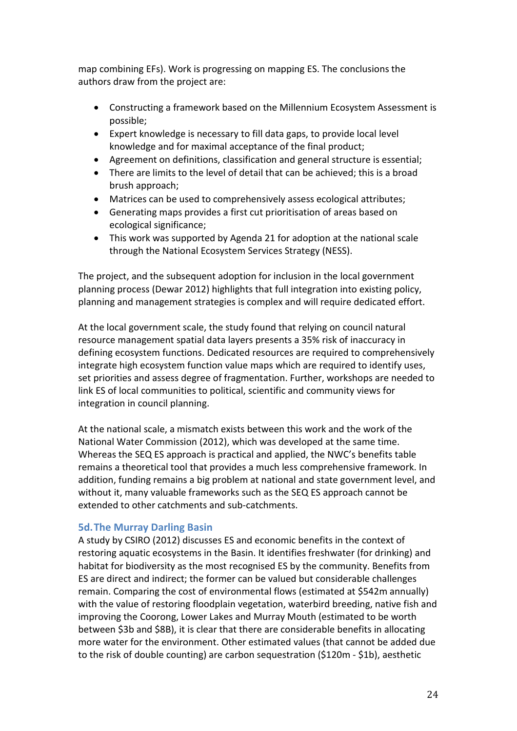map combining EFs). Work is progressing on mapping ES. The conclusions the authors draw from the project are:

- Constructing a framework based on the Millennium Ecosystem Assessment is possible;
- Expert knowledge is necessary to fill data gaps, to provide local level knowledge and for maximal acceptance of the final product;
- Agreement on definitions, classification and general structure is essential;
- There are limits to the level of detail that can be achieved; this is a broad brush approach;
- Matrices can be used to comprehensively assess ecological attributes;
- Generating maps provides a first cut prioritisation of areas based on ecological significance;
- This work was supported by Agenda 21 for adoption at the national scale through the National Ecosystem Services Strategy (NESS).

The project, and the subsequent adoption for inclusion in the local government planning process (Dewar 2012) highlights that full integration into existing policy, planning and management strategies is complex and will require dedicated effort.

At the local government scale, the study found that relying on council natural resource management spatial data layers presents a 35% risk of inaccuracy in defining ecosystem functions. Dedicated resources are required to comprehensively integrate high ecosystem function value maps which are required to identify uses, set priorities and assess degree of fragmentation. Further, workshops are needed to link ES of local communities to political, scientific and community views for integration in council planning.

At the national scale, a mismatch exists between this work and the work of the National Water Commission (2012), which was developed at the same time. Whereas the SEQ ES approach is practical and applied, the NWC's benefits table remains a theoretical tool that provides a much less comprehensive framework. In addition, funding remains a big problem at national and state government level, and without it, many valuable frameworks such as the SEQ ES approach cannot be extended to other catchments and sub-catchments.

### 5d. The Murray Darling Basin

A study by CSIRO (2012) discusses ES and economic benefits in the context of restoring aquatic ecosystems in the Basin. It identifies freshwater (for drinking) and habitat for biodiversity as the most recognised ES by the community. Benefits from ES are direct and indirect; the former can be valued but considerable challenges remain. Comparing the cost of environmental flows (estimated at $542m annually) with the value of restoring floodplain vegetation, waterbird breeding, native fish and improving the Coorong, Lower Lakes and Murray Mouth (estimated to be worth between $3b and $8B), it is clear that there are considerable benefits in allocating more water for the environment. Other estimated values (that cannot be added due to the risk of double counting) are carbon sequestration ($120m - $1b), aesthetic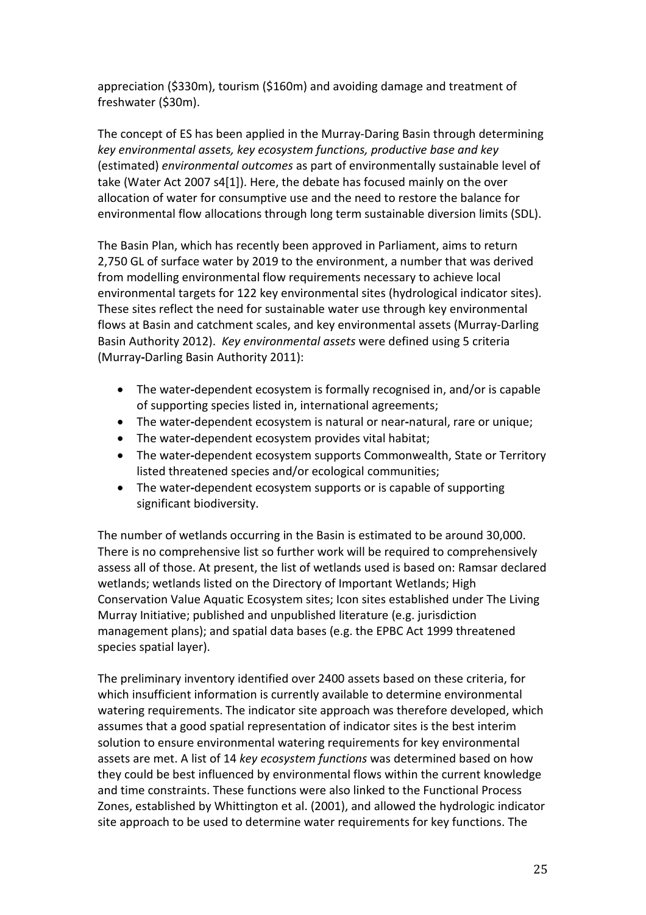appreciation ($330m), tourism ($160m) and avoiding damage and treatment of freshwater ($30m).

The concept of ES has been applied in the Murray-Daring Basin through determining *key environmental assets, key ecosystem functions, productive base and key* (estimated) *environmental outcomes* as part of environmentally sustainable level of take (Water Act 2007 s4[1]). Here, the debate has focused mainly on the over allocation of water for consumptive use and the need to restore the balance for environmental flow allocations through long term sustainable diversion limits (SDL).

The Basin Plan, which has recently been approved in Parliament, aims to return 2,750 GL of surface water by 2019 to the environment, a number that was derived from modelling environmental flow requirements necessary to achieve local environmental targets for 122 key environmental sites (hydrological indicator sites). These sites reflect the need for sustainable water use through key environmental flows at Basin and catchment scales, and key environmental assets (Murray-Darling Basin Authority 2012). *Key environmental assets* were defined using 5 criteria (Murray-Darling Basin Authority 2011):

- The water-dependent ecosystem is formally recognised in, and/or is capable of supporting species listed in, international agreements;
- The water-dependent ecosystem is natural or near-natural, rare or unique;
- The water-dependent ecosystem provides vital habitat;
- The water-dependent ecosystem supports Commonwealth, State or Territory listed threatened species and/or ecological communities;
- The water-dependent ecosystem supports or is capable of supporting significant biodiversity.

The number of wetlands occurring in the Basin is estimated to be around 30,000. There is no comprehensive list so further work will be required to comprehensively assess all of those. At present, the list of wetlands used is based on: Ramsar declared wetlands; wetlands listed on the Directory of Important Wetlands; High Conservation Value Aquatic Ecosystem sites; Icon sites established under The Living Murray Initiative; published and unpublished literature (e.g. jurisdiction management plans); and spatial data bases (e.g. the EPBC Act 1999 threatened species spatial layer).

The preliminary inventory identified over 2400 assets based on these criteria, for which insufficient information is currently available to determine environmental watering requirements. The indicator site approach was therefore developed, which assumes that a good spatial representation of indicator sites is the best interim solution to ensure environmental watering requirements for key environmental assets are met. A list of 14 *key ecosystem functions* was determined based on how they could be best influenced by environmental flows within the current knowledge and time constraints. These functions were also linked to the Functional Process Zones, established by Whittington et al. (2001), and allowed the hydrologic indicator site approach to be used to determine water requirements for key functions. The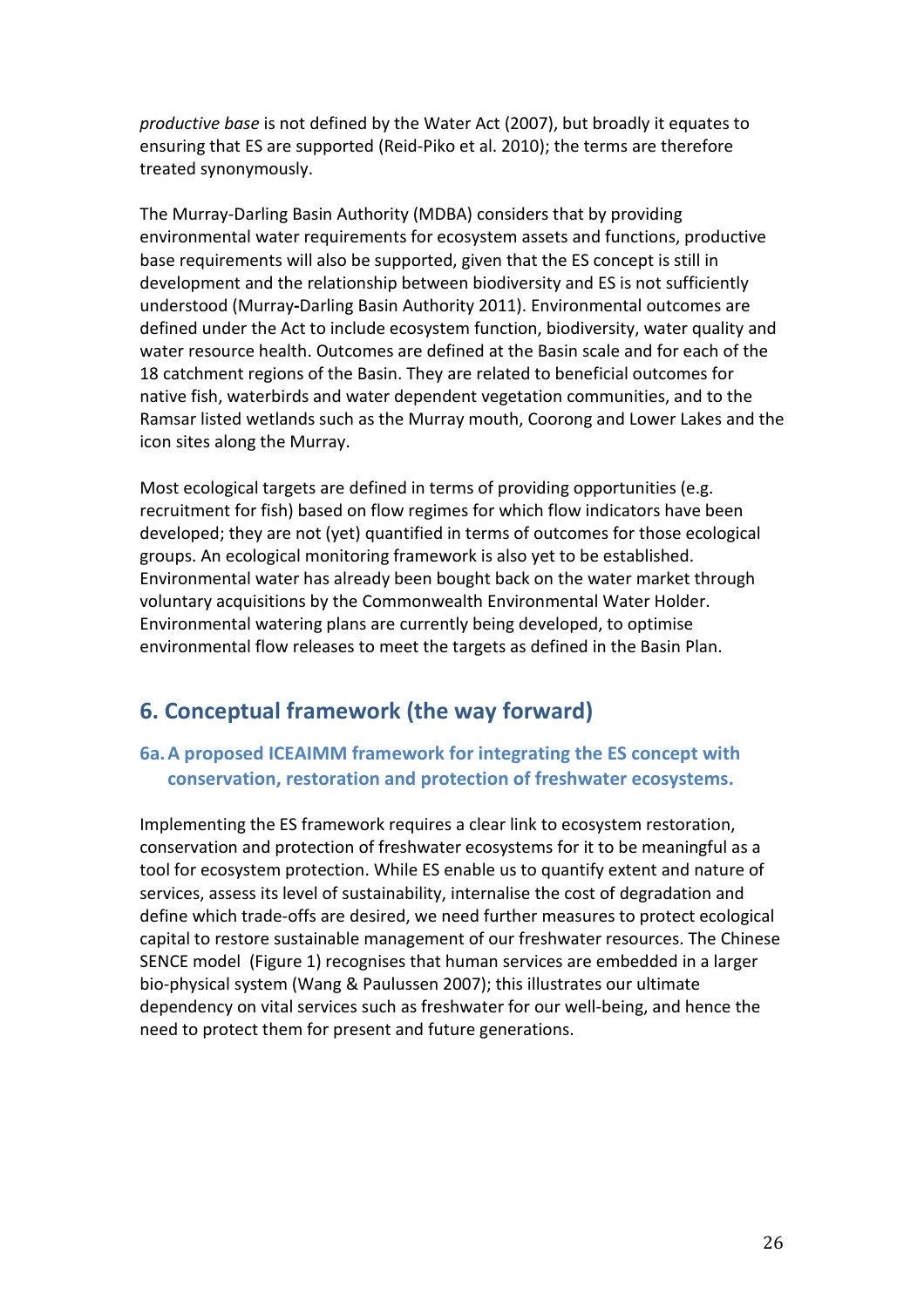*productive base* is not defined by the Water Act (2007), but broadly it equates to ensuring that ES are supported (Reid-Piko et al. 2010); the terms are therefore treated synonymously.

The Murray-Darling Basin Authority (MDBA) considers that by providing environmental water requirements for ecosystem assets and functions, productive base requirements will also be supported, given that the ES concept is still in development and the relationship between biodiversity and ES is not sufficiently understood (Murray-Darling Basin Authority 2011). Environmental outcomes are defined under the Act to include ecosystem function, biodiversity, water quality and water resource health. Outcomes are defined at the Basin scale and for each of the 18 catchment regions of the Basin. They are related to beneficial outcomes for native fish, waterbirds and water dependent vegetation communities, and to the Ramsar listed wetlands such as the Murray mouth, Coorong and Lower Lakes and the icon sites along the Murray.

Most ecological targets are defined in terms of providing opportunities (e.g. recruitment for fish) based on flow regimes for which flow indicators have been developed; they are not (yet) quantified in terms of outcomes for those ecological groups. An ecological monitoring framework is also yet to be established. Environmental water has already been bought back on the water market through voluntary acquisitions by the Commonwealth Environmental Water Holder. Environmental watering plans are currently being developed, to optimise environmental flow releases to meet the targets as defined in the Basin Plan.

## 6. Conceptual framework (the way forward)

### 6a. A proposed ICEAIMM framework for integrating the ES concept with conservation, restoration and protection of freshwater ecosystems.

Implementing the ES framework requires a clear link to ecosystem restoration, conservation and protection of freshwater ecosystems for it to be meaningful as a tool for ecosystem protection. While ES enable us to quantify extent and nature of services, assess its level of sustainability, internalise the cost of degradation and define which trade-offs are desired, we need further measures to protect ecological capital to restore sustainable management of our freshwater resources. The Chinese SENCE model (Figure 1) recognises that human services are embedded in a larger bio-physical system (Wang & Paulussen 2007); this illustrates our ultimate dependency on vital services such as freshwater for our well-being, and hence the need to protect them for present and future generations.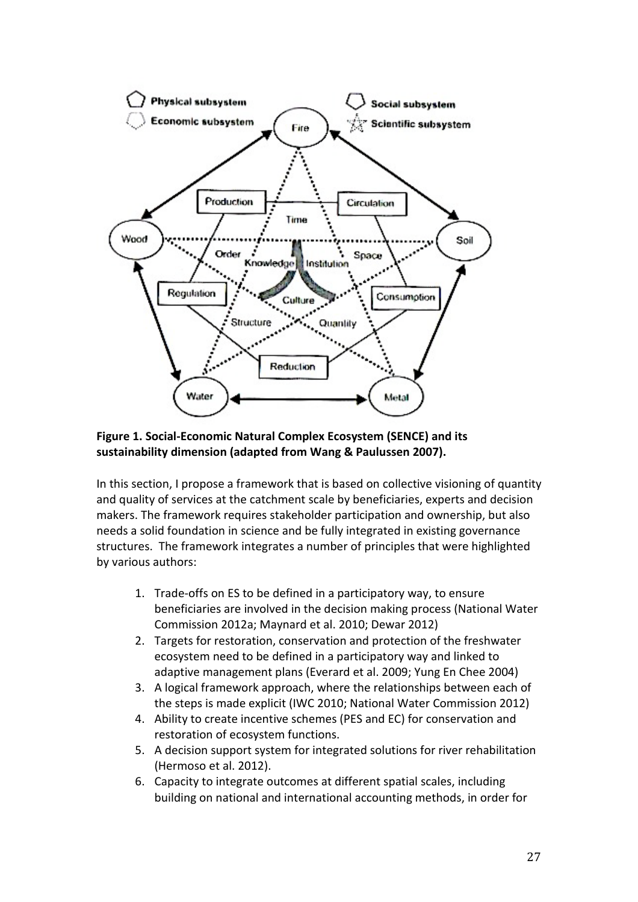**Figure 1. Social-Economic Natural Complex Ecosystem (SENCE) and its sustainability dimension (adapted from Wang & Paulussen 2007).**

In this section, I propose a framework that is based on collective visioning of quantity and quality of services at the catchment scale by beneficiaries, experts and decision makers. The framework requires stakeholder participation and ownership, but also needs a solid foundation in science and be fully integrated in existing governance structures. The framework integrates a number of principles that were highlighted by various authors:

1. Trade-offs on ES to be defined in a participatory way, to ensure beneficiaries are involved in the decision making process (National Water Commission 2012a; Maynard et al. 2010; Dewar 2012)
2. Targets for restoration, conservation and protection of the freshwater ecosystem need to be defined in a participatory way and linked to adaptive management plans (Everard et al. 2009; Yung En Chee 2004)
3. A logical framework approach, where the relationships between each of the steps is made explicit (IWC 2010; National Water Commission 2012)
4. Ability to create incentive schemes (PES and EC) for conservation and restoration of ecosystem functions.
5. A decision support system for integrated solutions for river rehabilitation (Hermoso et al. 2012).
6. Capacity to integrate outcomes at different spatial scales, including building on national and international accounting methods, in order for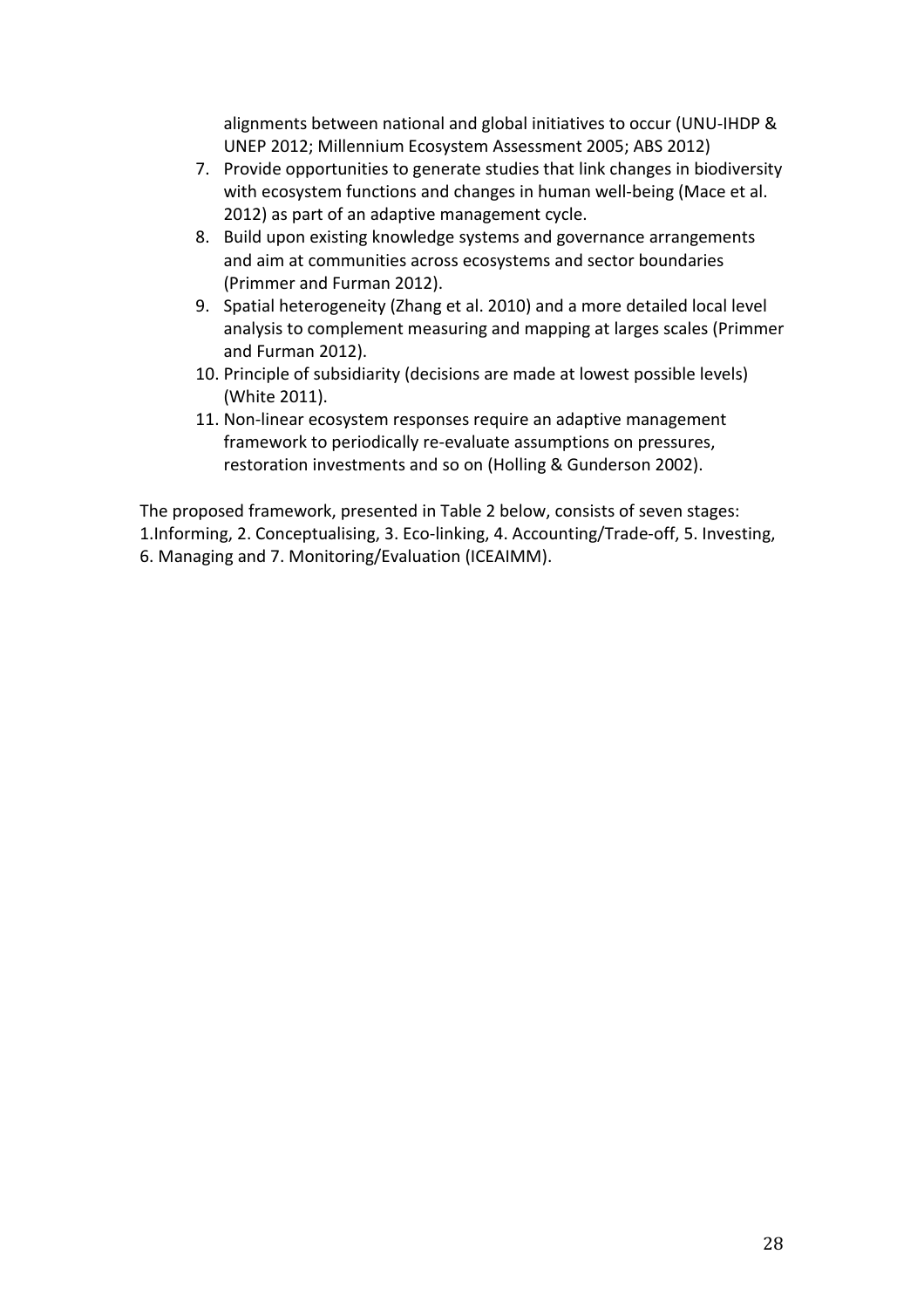alignments between national and global initiatives to occur (UNU-IHDP & UNEP 2012; Millennium Ecosystem Assessment 2005; ABS 2012)

7. Provide opportunities to generate studies that link changes in biodiversity with ecosystem functions and changes in human well-being (Mace et al. 2012) as part of an adaptive management cycle.
8. Build upon existing knowledge systems and governance arrangements and aim at communities across ecosystems and sector boundaries (Primmer and Furman 2012).
9. Spatial heterogeneity (Zhang et al. 2010) and a more detailed local level analysis to complement measuring and mapping at larges scales (Primmer and Furman 2012).
10. Principle of subsidiarity (decisions are made at lowest possible levels) (White 2011).
11. Non-linear ecosystem responses require an adaptive management framework to periodically re-evaluate assumptions on pressures, restoration investments and so on (Holling & Gunderson 2002).

The proposed framework, presented in Table 2 below, consists of seven stages: 1.Informing, 2. Conceptualising, 3. Eco-linking, 4. Accounting/Trade-off, 5. Investing, 6. Managing and 7. Monitoring/Evaluation (ICEAIMM).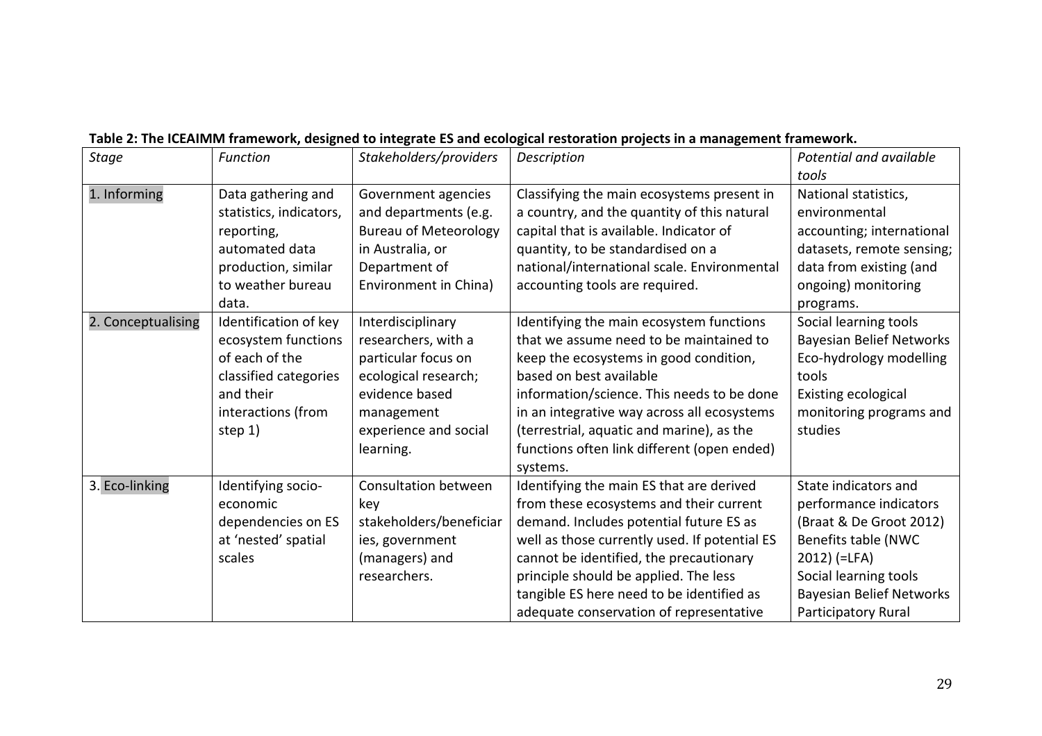**Table 2: The ICEAIMM framework, designed to integrate ES and ecological restoration projects in a management framework.**

| *Stage* | *Function* | *Stakeholders/providers* | *Description* | *Potential and available tools* |
|---|---|---|---|---|
| 1. Informing | Data gathering and statistics, indicators, reporting, automated data production, similar to weather bureau data. | Government agencies and departments (e.g. Bureau of Meteorology in Australia, or Department of Environment in China) | Classifying the main ecosystems present in a country, and the quantity of this natural capital that is available. Indicator of quantity, to be standardised on a national/international scale. Environmental accounting tools are required. | National statistics, environmental accounting; international datasets, remote sensing; data from existing (and ongoing) monitoring programs. |
| 2. Conceptualising | Identification of key ecosystem functions of each of the classified categories and their interactions (from step 1) | Interdisciplinary researchers, with a particular focus on ecological research; evidence based management experience and social learning. | Identifying the main ecosystem functions that we assume need to be maintained to keep the ecosystems in good condition, based on best available information/science. This needs to be done in an integrative way across all ecosystems (terrestrial, aquatic and marine), as the functions often link different (open ended) systems. | Social learning tools<br>Bayesian Belief Networks<br>Eco-hydrology modelling tools<br>Existing ecological monitoring programs and studies |
| 3. Eco-linking | Identifying socio-economic dependencies on ES at 'nested' spatial scales | Consultation between key stakeholders/beneficiaries, government (managers) and researchers. | Identifying the main ES that are derived from these ecosystems and their current demand. Includes potential future ES as well as those currently used. If potential ES cannot be identified, the precautionary principle should be applied. The less tangible ES here need to be identified as adequate conservation of representative | State indicators and performance indicators (Braat & De Groot 2012)<br>Benefits table (NWC 2012) (=LFA)<br>Social learning tools<br>Bayesian Belief Networks<br>Participatory Rural |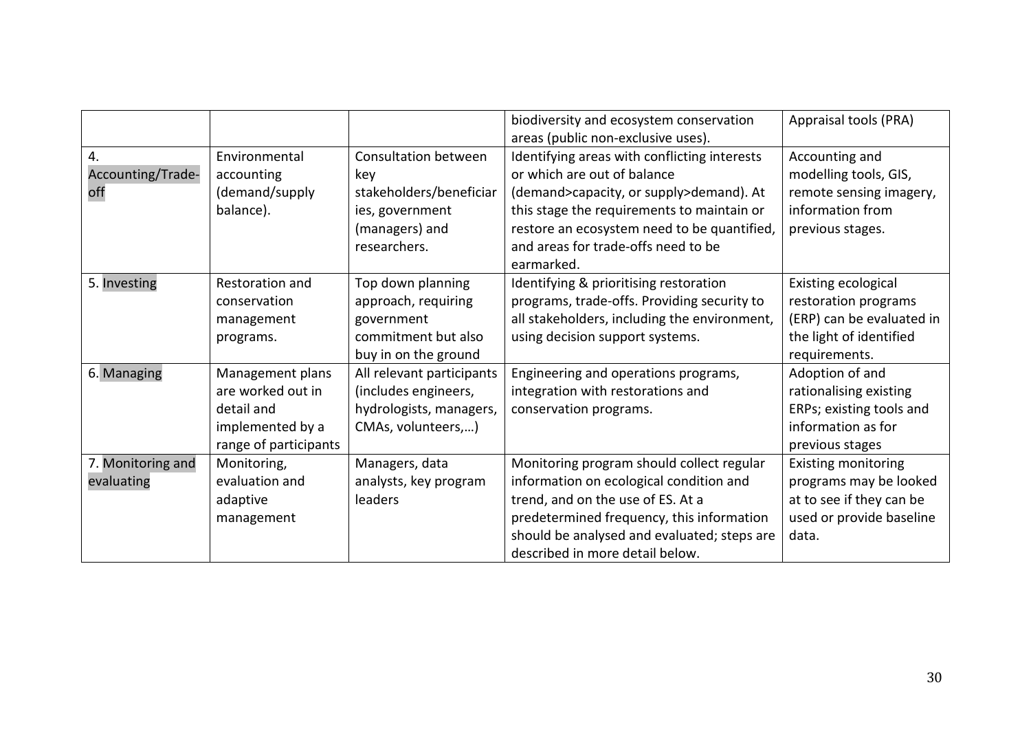|  |  |  |  |  |
|---|---|---|---|---|
|  |  |  | biodiversity and ecosystem conservation areas (public non-exclusive uses). | Appraisal tools (PRA) |
| 4. Accounting/Trade-off | Environmental accounting (demand/supply balance). | Consultation between key stakeholders/beneficiaries, government (managers) and researchers. | Identifying areas with conflicting interests or which are out of balance (demand>capacity, or supply>demand). At this stage the requirements to maintain or restore an ecosystem need to be quantified, and areas for trade-offs need to be earmarked. | Accounting and modelling tools, GIS, remote sensing imagery, information from previous stages. |
| 5. Investing | Restoration and conservation management programs. | Top down planning approach, requiring government commitment but also buy in on the ground | Identifying & prioritising restoration programs, trade-offs. Providing security to all stakeholders, including the environment, using decision support systems. | Existing ecological restoration programs (ERP) can be evaluated in the light of identified requirements. |
| 6. Managing | Management plans are worked out in detail and implemented by a range of participants | All relevant participants (includes engineers, hydrologists, managers, CMAs, volunteers,…) | Engineering and operations programs, integration with restorations and conservation programs. | Adoption of and rationalising existing ERPs; existing tools and information as for previous stages |
| 7. Monitoring and evaluating | Monitoring, evaluation and adaptive management | Managers, data analysts, key program leaders | Monitoring program should collect regular information on ecological condition and trend, and on the use of ES. At a predetermined frequency, this information should be analysed and evaluated; steps are described in more detail below. | Existing monitoring programs may be looked at to see if they can be used or provide baseline data. |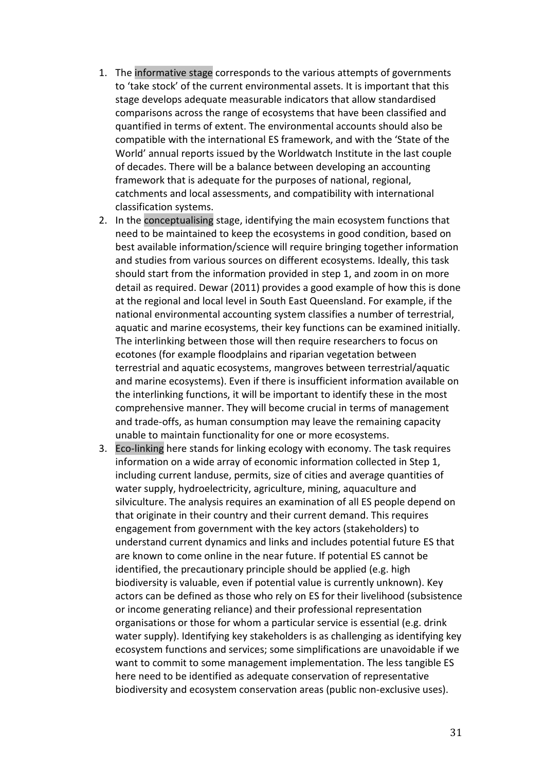1. The informative stage corresponds to the various attempts of governments to 'take stock' of the current environmental assets. It is important that this stage develops adequate measurable indicators that allow standardised comparisons across the range of ecosystems that have been classified and quantified in terms of extent. The environmental accounts should also be compatible with the international ES framework, and with the 'State of the World' annual reports issued by the Worldwatch Institute in the last couple of decades. There will be a balance between developing an accounting framework that is adequate for the purposes of national, regional, catchments and local assessments, and compatibility with international classification systems.
2. In the conceptualising stage, identifying the main ecosystem functions that need to be maintained to keep the ecosystems in good condition, based on best available information/science will require bringing together information and studies from various sources on different ecosystems. Ideally, this task should start from the information provided in step 1, and zoom in on more detail as required. Dewar (2011) provides a good example of how this is done at the regional and local level in South East Queensland. For example, if the national environmental accounting system classifies a number of terrestrial, aquatic and marine ecosystems, their key functions can be examined initially. The interlinking between those will then require researchers to focus on ecotones (for example floodplains and riparian vegetation between terrestrial and aquatic ecosystems, mangroves between terrestrial/aquatic and marine ecosystems). Even if there is insufficient information available on the interlinking functions, it will be important to identify these in the most comprehensive manner. They will become crucial in terms of management and trade-offs, as human consumption may leave the remaining capacity unable to maintain functionality for one or more ecosystems.
3. Eco-linking here stands for linking ecology with economy. The task requires information on a wide array of economic information collected in Step 1, including current landuse, permits, size of cities and average quantities of water supply, hydroelectricity, agriculture, mining, aquaculture and silviculture. The analysis requires an examination of all ES people depend on that originate in their country and their current demand. This requires engagement from government with the key actors (stakeholders) to understand current dynamics and links and includes potential future ES that are known to come online in the near future. If potential ES cannot be identified, the precautionary principle should be applied (e.g. high biodiversity is valuable, even if potential value is currently unknown). Key actors can be defined as those who rely on ES for their livelihood (subsistence or income generating reliance) and their professional representation organisations or those for whom a particular service is essential (e.g. drink water supply). Identifying key stakeholders is as challenging as identifying key ecosystem functions and services; some simplifications are unavoidable if we want to commit to some management implementation. The less tangible ES here need to be identified as adequate conservation of representative biodiversity and ecosystem conservation areas (public non-exclusive uses).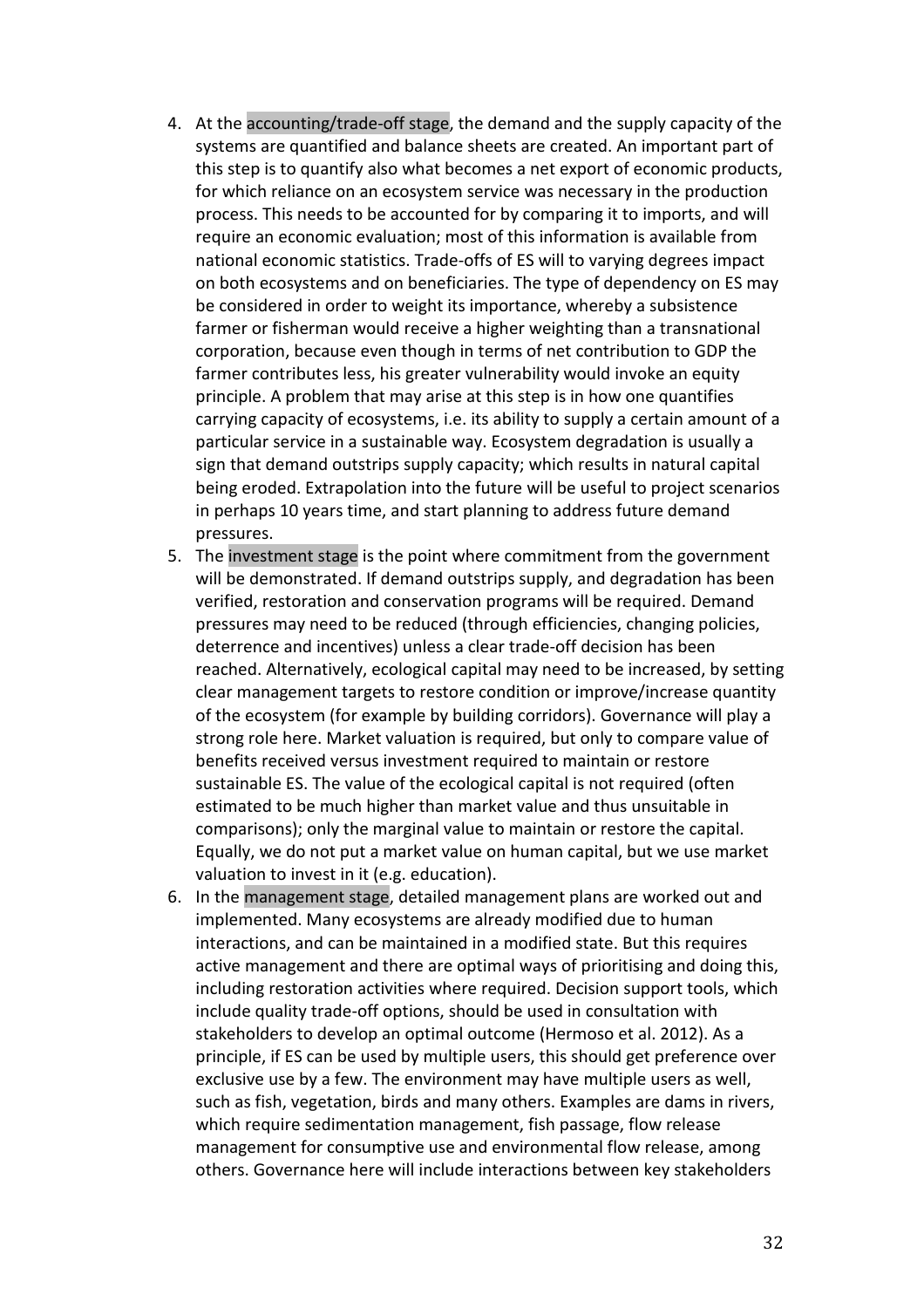4. At the accounting/trade-off stage, the demand and the supply capacity of the systems are quantified and balance sheets are created. An important part of this step is to quantify also what becomes a net export of economic products, for which reliance on an ecosystem service was necessary in the production process. This needs to be accounted for by comparing it to imports, and will require an economic evaluation; most of this information is available from national economic statistics. Trade-offs of ES will to varying degrees impact on both ecosystems and on beneficiaries. The type of dependency on ES may be considered in order to weight its importance, whereby a subsistence farmer or fisherman would receive a higher weighting than a transnational corporation, because even though in terms of net contribution to GDP the farmer contributes less, his greater vulnerability would invoke an equity principle. A problem that may arise at this step is in how one quantifies carrying capacity of ecosystems, i.e. its ability to supply a certain amount of a particular service in a sustainable way. Ecosystem degradation is usually a sign that demand outstrips supply capacity; which results in natural capital being eroded. Extrapolation into the future will be useful to project scenarios in perhaps 10 years time, and start planning to address future demand pressures.
5. The investment stage is the point where commitment from the government will be demonstrated. If demand outstrips supply, and degradation has been verified, restoration and conservation programs will be required. Demand pressures may need to be reduced (through efficiencies, changing policies, deterrence and incentives) unless a clear trade-off decision has been reached. Alternatively, ecological capital may need to be increased, by setting clear management targets to restore condition or improve/increase quantity of the ecosystem (for example by building corridors). Governance will play a strong role here. Market valuation is required, but only to compare value of benefits received versus investment required to maintain or restore sustainable ES. The value of the ecological capital is not required (often estimated to be much higher than market value and thus unsuitable in comparisons); only the marginal value to maintain or restore the capital. Equally, we do not put a market value on human capital, but we use market valuation to invest in it (e.g. education).
6. In the management stage, detailed management plans are worked out and implemented. Many ecosystems are already modified due to human interactions, and can be maintained in a modified state. But this requires active management and there are optimal ways of prioritising and doing this, including restoration activities where required. Decision support tools, which include quality trade-off options, should be used in consultation with stakeholders to develop an optimal outcome (Hermoso et al. 2012). As a principle, if ES can be used by multiple users, this should get preference over exclusive use by a few. The environment may have multiple users as well, such as fish, vegetation, birds and many others. Examples are dams in rivers, which require sedimentation management, fish passage, flow release management for consumptive use and environmental flow release, among others. Governance here will include interactions between key stakeholders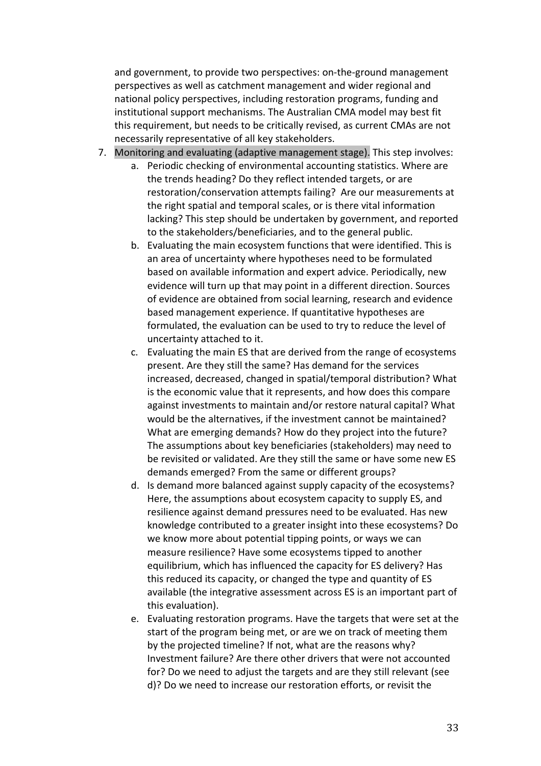and government, to provide two perspectives: on-the-ground management perspectives as well as catchment management and wider regional and national policy perspectives, including restoration programs, funding and institutional support mechanisms. The Australian CMA model may best fit this requirement, but needs to be critically revised, as current CMAs are not necessarily representative of all key stakeholders.

7. Monitoring and evaluating (adaptive management stage). This step involves:
   a. Periodic checking of environmental accounting statistics. Where are the trends heading? Do they reflect intended targets, or are restoration/conservation attempts failing? Are our measurements at the right spatial and temporal scales, or is there vital information lacking? This step should be undertaken by government, and reported to the stakeholders/beneficiaries, and to the general public.
   b. Evaluating the main ecosystem functions that were identified. This is an area of uncertainty where hypotheses need to be formulated based on available information and expert advice. Periodically, new evidence will turn up that may point in a different direction. Sources of evidence are obtained from social learning, research and evidence based management experience. If quantitative hypotheses are formulated, the evaluation can be used to try to reduce the level of uncertainty attached to it.
   c. Evaluating the main ES that are derived from the range of ecosystems present. Are they still the same? Has demand for the services increased, decreased, changed in spatial/temporal distribution? What is the economic value that it represents, and how does this compare against investments to maintain and/or restore natural capital? What would be the alternatives, if the investment cannot be maintained? What are emerging demands? How do they project into the future? The assumptions about key beneficiaries (stakeholders) may need to be revisited or validated. Are they still the same or have some new ES demands emerged? From the same or different groups?
   d. Is demand more balanced against supply capacity of the ecosystems? Here, the assumptions about ecosystem capacity to supply ES, and resilience against demand pressures need to be evaluated. Has new knowledge contributed to a greater insight into these ecosystems? Do we know more about potential tipping points, or ways we can measure resilience? Have some ecosystems tipped to another equilibrium, which has influenced the capacity for ES delivery? Has this reduced its capacity, or changed the type and quantity of ES available (the integrative assessment across ES is an important part of this evaluation).
   e. Evaluating restoration programs. Have the targets that were set at the start of the program being met, or are we on track of meeting them by the projected timeline? If not, what are the reasons why? Investment failure? Are there other drivers that were not accounted for? Do we need to adjust the targets and are they still relevant (see d)? Do we need to increase our restoration efforts, or revisit the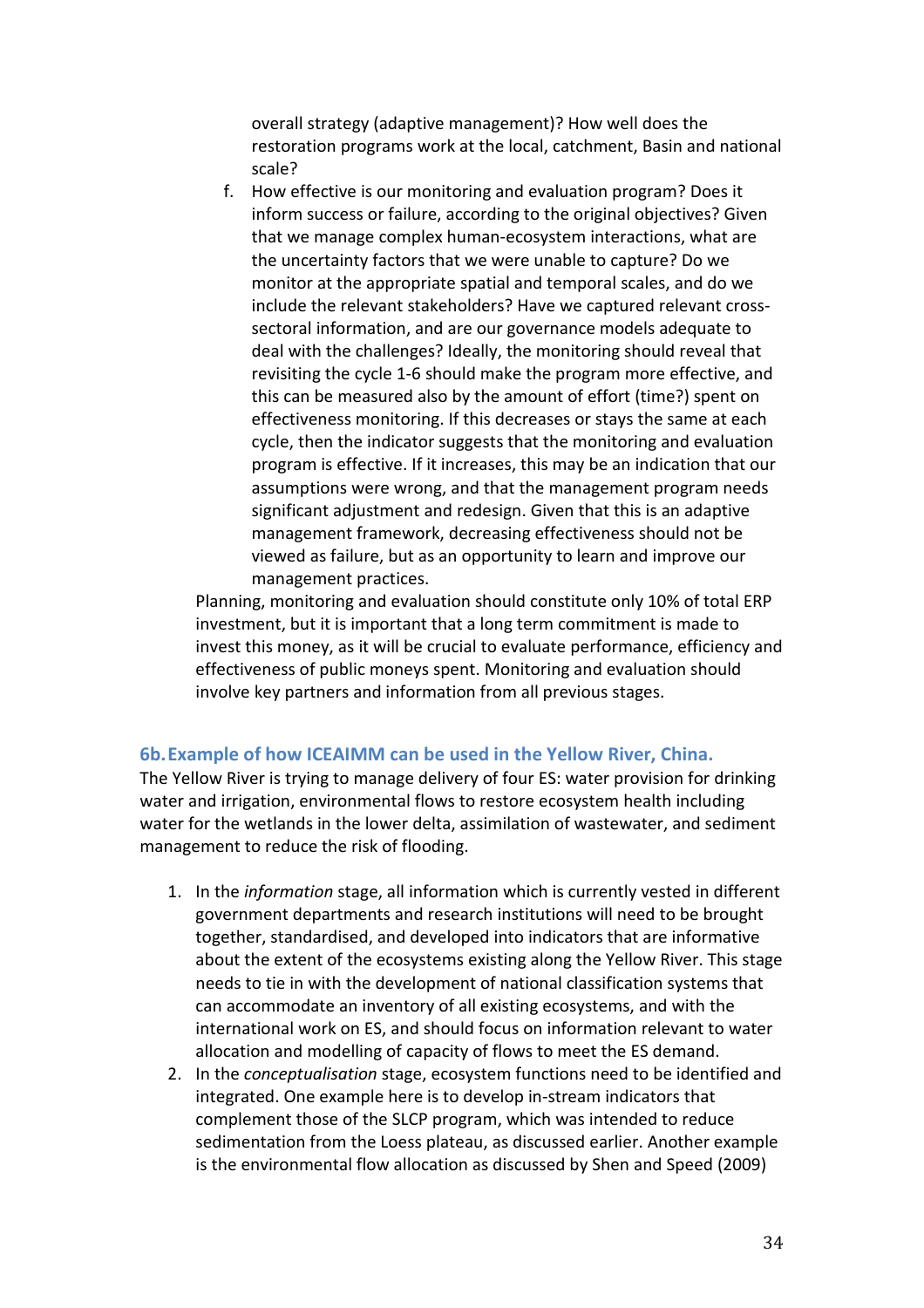overall strategy (adaptive management)? How well does the restoration programs work at the local, catchment, Basin and national scale?

f. How effective is our monitoring and evaluation program? Does it inform success or failure, according to the original objectives? Given that we manage complex human-ecosystem interactions, what are the uncertainty factors that we were unable to capture? Do we monitor at the appropriate spatial and temporal scales, and do we include the relevant stakeholders? Have we captured relevant cross-sectoral information, and are our governance models adequate to deal with the challenges? Ideally, the monitoring should reveal that revisiting the cycle 1-6 should make the program more effective, and this can be measured also by the amount of effort (time?) spent on effectiveness monitoring. If this decreases or stays the same at each cycle, then the indicator suggests that the monitoring and evaluation program is effective. If it increases, this may be an indication that our assumptions were wrong, and that the management program needs significant adjustment and redesign. Given that this is an adaptive management framework, decreasing effectiveness should not be viewed as failure, but as an opportunity to learn and improve our management practices.

Planning, monitoring and evaluation should constitute only 10% of total ERP investment, but it is important that a long term commitment is made to invest this money, as it will be crucial to evaluate performance, efficiency and effectiveness of public moneys spent. Monitoring and evaluation should involve key partners and information from all previous stages.

### 6b. Example of how ICEAIMM can be used in the Yellow River, China.

The Yellow River is trying to manage delivery of four ES: water provision for drinking water and irrigation, environmental flows to restore ecosystem health including water for the wetlands in the lower delta, assimilation of wastewater, and sediment management to reduce the risk of flooding.

1. In the *information* stage, all information which is currently vested in different government departments and research institutions will need to be brought together, standardised, and developed into indicators that are informative about the extent of the ecosystems existing along the Yellow River. This stage needs to tie in with the development of national classification systems that can accommodate an inventory of all existing ecosystems, and with the international work on ES, and should focus on information relevant to water allocation and modelling of capacity of flows to meet the ES demand.
2. In the *conceptualisation* stage, ecosystem functions need to be identified and integrated. One example here is to develop in-stream indicators that complement those of the SLCP program, which was intended to reduce sedimentation from the Loess plateau, as discussed earlier. Another example is the environmental flow allocation as discussed by Shen and Speed (2009)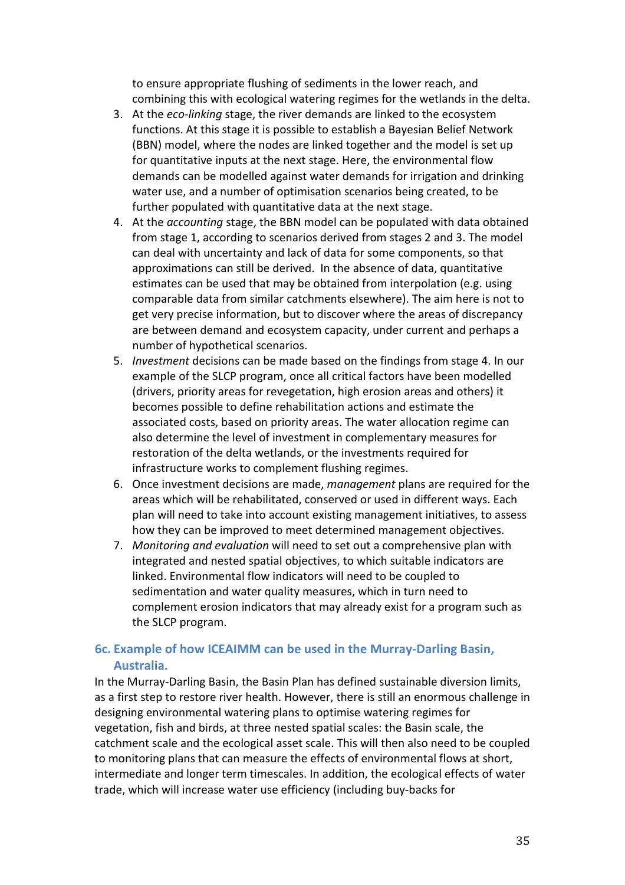to ensure appropriate flushing of sediments in the lower reach, and combining this with ecological watering regimes for the wetlands in the delta.

3. At the *eco-linking* stage, the river demands are linked to the ecosystem functions. At this stage it is possible to establish a Bayesian Belief Network (BBN) model, where the nodes are linked together and the model is set up for quantitative inputs at the next stage. Here, the environmental flow demands can be modelled against water demands for irrigation and drinking water use, and a number of optimisation scenarios being created, to be further populated with quantitative data at the next stage.
4. At the *accounting* stage, the BBN model can be populated with data obtained from stage 1, according to scenarios derived from stages 2 and 3. The model can deal with uncertainty and lack of data for some components, so that approximations can still be derived. In the absence of data, quantitative estimates can be used that may be obtained from interpolation (e.g. using comparable data from similar catchments elsewhere). The aim here is not to get very precise information, but to discover where the areas of discrepancy are between demand and ecosystem capacity, under current and perhaps a number of hypothetical scenarios.
5. *Investment* decisions can be made based on the findings from stage 4. In our example of the SLCP program, once all critical factors have been modelled (drivers, priority areas for revegetation, high erosion areas and others) it becomes possible to define rehabilitation actions and estimate the associated costs, based on priority areas. The water allocation regime can also determine the level of investment in complementary measures for restoration of the delta wetlands, or the investments required for infrastructure works to complement flushing regimes.
6. Once investment decisions are made, *management* plans are required for the areas which will be rehabilitated, conserved or used in different ways. Each plan will need to take into account existing management initiatives, to assess how they can be improved to meet determined management objectives.
7. *Monitoring and evaluation* will need to set out a comprehensive plan with integrated and nested spatial objectives, to which suitable indicators are linked. Environmental flow indicators will need to be coupled to sedimentation and water quality measures, which in turn need to complement erosion indicators that may already exist for a program such as the SLCP program.

### 6c. Example of how ICEAIMM can be used in the Murray-Darling Basin, Australia.

In the Murray-Darling Basin, the Basin Plan has defined sustainable diversion limits, as a first step to restore river health. However, there is still an enormous challenge in designing environmental watering plans to optimise watering regimes for vegetation, fish and birds, at three nested spatial scales: the Basin scale, the catchment scale and the ecological asset scale. This will then also need to be coupled to monitoring plans that can measure the effects of environmental flows at short, intermediate and longer term timescales. In addition, the ecological effects of water trade, which will increase water use efficiency (including buy-backs for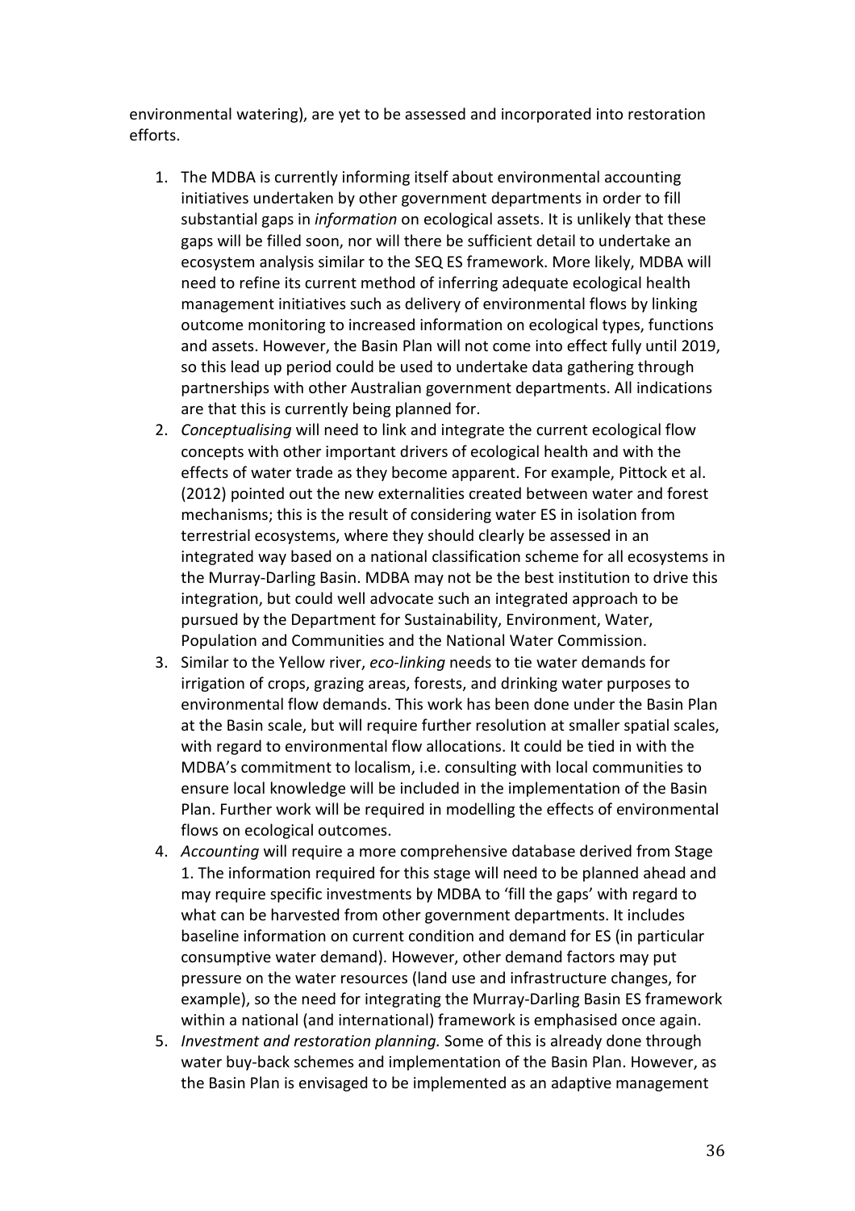environmental watering), are yet to be assessed and incorporated into restoration efforts.

1. The MDBA is currently informing itself about environmental accounting initiatives undertaken by other government departments in order to fill substantial gaps in *information* on ecological assets. It is unlikely that these gaps will be filled soon, nor will there be sufficient detail to undertake an ecosystem analysis similar to the SEQ ES framework. More likely, MDBA will need to refine its current method of inferring adequate ecological health management initiatives such as delivery of environmental flows by linking outcome monitoring to increased information on ecological types, functions and assets. However, the Basin Plan will not come into effect fully until 2019, so this lead up period could be used to undertake data gathering through partnerships with other Australian government departments. All indications are that this is currently being planned for.
2. *Conceptualising* will need to link and integrate the current ecological flow concepts with other important drivers of ecological health and with the effects of water trade as they become apparent. For example, Pittock et al. (2012) pointed out the new externalities created between water and forest mechanisms; this is the result of considering water ES in isolation from terrestrial ecosystems, where they should clearly be assessed in an integrated way based on a national classification scheme for all ecosystems in the Murray-Darling Basin. MDBA may not be the best institution to drive this integration, but could well advocate such an integrated approach to be pursued by the Department for Sustainability, Environment, Water, Population and Communities and the National Water Commission.
3. Similar to the Yellow river, *eco-linking* needs to tie water demands for irrigation of crops, grazing areas, forests, and drinking water purposes to environmental flow demands. This work has been done under the Basin Plan at the Basin scale, but will require further resolution at smaller spatial scales, with regard to environmental flow allocations. It could be tied in with the MDBA's commitment to localism, i.e. consulting with local communities to ensure local knowledge will be included in the implementation of the Basin Plan. Further work will be required in modelling the effects of environmental flows on ecological outcomes.
4. *Accounting* will require a more comprehensive database derived from Stage 1. The information required for this stage will need to be planned ahead and may require specific investments by MDBA to 'fill the gaps' with regard to what can be harvested from other government departments. It includes baseline information on current condition and demand for ES (in particular consumptive water demand). However, other demand factors may put pressure on the water resources (land use and infrastructure changes, for example), so the need for integrating the Murray-Darling Basin ES framework within a national (and international) framework is emphasised once again.
5. *Investment and restoration planning.* Some of this is already done through water buy-back schemes and implementation of the Basin Plan. However, as the Basin Plan is envisaged to be implemented as an adaptive management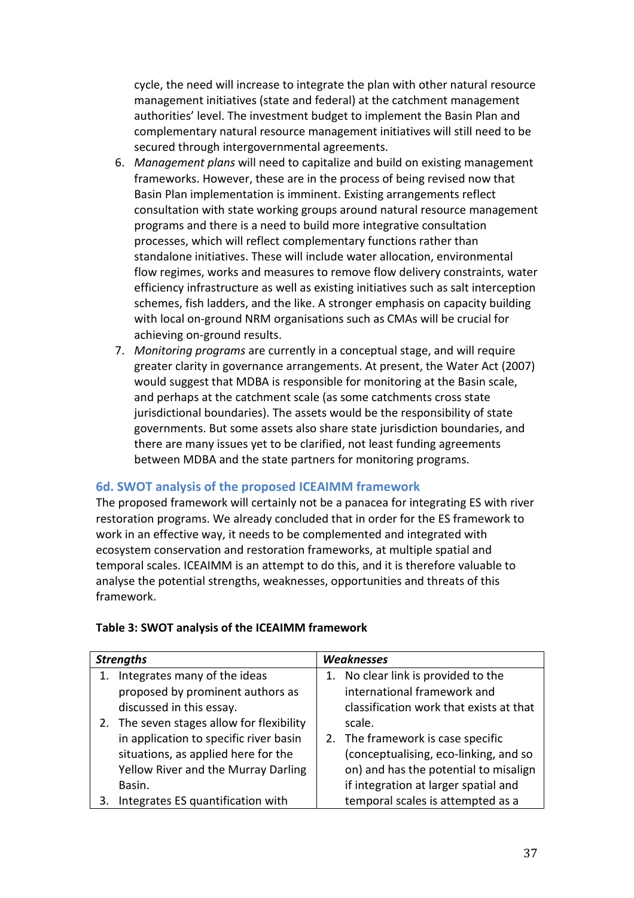cycle, the need will increase to integrate the plan with other natural resource management initiatives (state and federal) at the catchment management authorities' level. The investment budget to implement the Basin Plan and complementary natural resource management initiatives will still need to be secured through intergovernmental agreements.

6. *Management plans* will need to capitalize and build on existing management frameworks. However, these are in the process of being revised now that Basin Plan implementation is imminent. Existing arrangements reflect consultation with state working groups around natural resource management programs and there is a need to build more integrative consultation processes, which will reflect complementary functions rather than standalone initiatives. These will include water allocation, environmental flow regimes, works and measures to remove flow delivery constraints, water efficiency infrastructure as well as existing initiatives such as salt interception schemes, fish ladders, and the like. A stronger emphasis on capacity building with local on-ground NRM organisations such as CMAs will be crucial for achieving on-ground results.
7. *Monitoring programs* are currently in a conceptual stage, and will require greater clarity in governance arrangements. At present, the Water Act (2007) would suggest that MDBA is responsible for monitoring at the Basin scale, and perhaps at the catchment scale (as some catchments cross state jurisdictional boundaries). The assets would be the responsibility of state governments. But some assets also share state jurisdiction boundaries, and there are many issues yet to be clarified, not least funding agreements between MDBA and the state partners for monitoring programs.

### 6d. SWOT analysis of the proposed ICEAIMM framework

The proposed framework will certainly not be a panacea for integrating ES with river restoration programs. We already concluded that in order for the ES framework to work in an effective way, it needs to be complemented and integrated with ecosystem conservation and restoration frameworks, at multiple spatial and temporal scales. ICEAIMM is an attempt to do this, and it is therefore valuable to analyse the potential strengths, weaknesses, opportunities and threats of this framework.

**Table 3: SWOT analysis of the ICEAIMM framework**

| ***Strengths*** | ***Weaknesses*** |
|---|---|
| 1. Integrates many of the ideas proposed by prominent authors as discussed in this essay.<br>2. The seven stages allow for flexibility in application to specific river basin situations, as applied here for the Yellow River and the Murray Darling Basin.<br>3. Integrates ES quantification with | 1. No clear link is provided to the international framework and classification work that exists at that scale.<br>2. The framework is case specific (conceptualising, eco-linking, and so on) and has the potential to misalign if integration at larger spatial and temporal scales is attempted as a |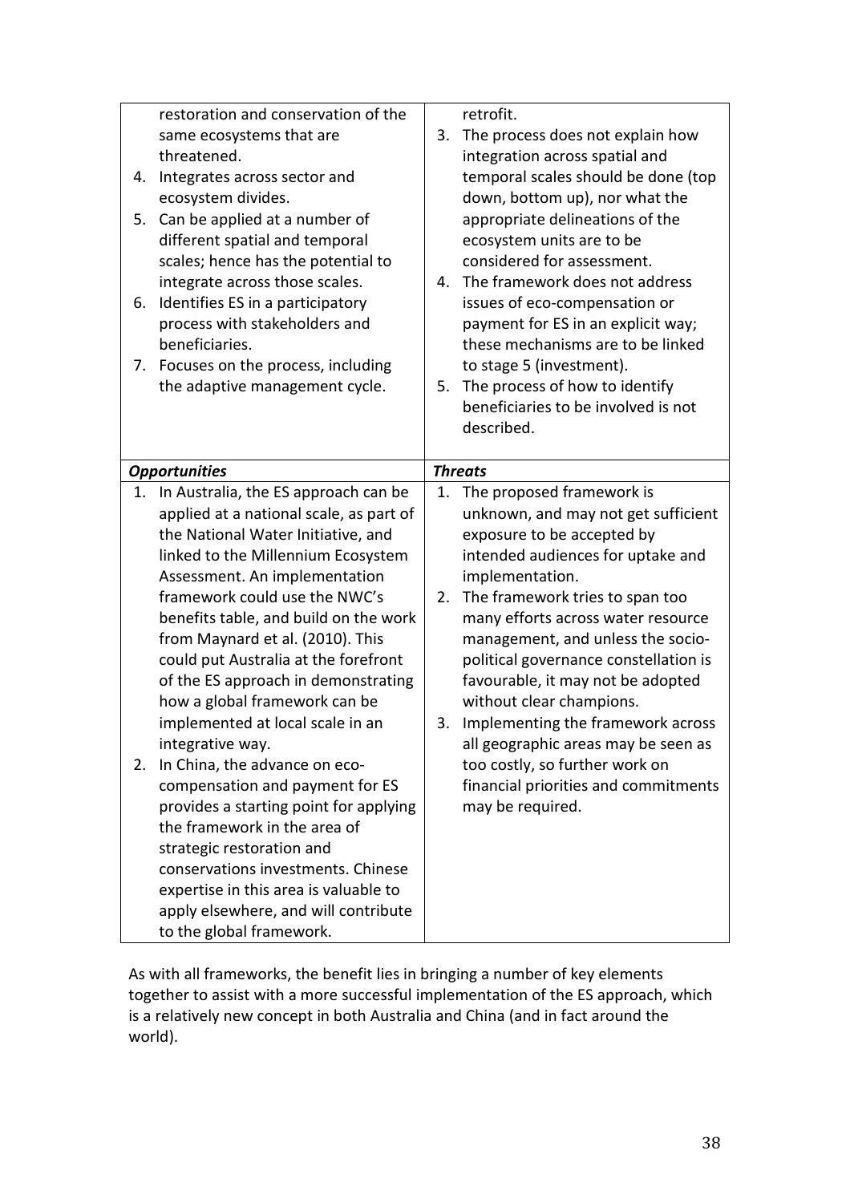| | |
|---|---|
| restoration and conservation of the same ecosystems that are threatened.<br>4. Integrates across sector and ecosystem divides.<br>5. Can be applied at a number of different spatial and temporal scales; hence has the potential to integrate across those scales.<br>6. Identifies ES in a participatory process with stakeholders and beneficiaries.<br>7. Focuses on the process, including the adaptive management cycle. | retrofit.<br>3. The process does not explain how integration across spatial and temporal scales should be done (top down, bottom up), nor what the appropriate delineations of the ecosystem units are to be considered for assessment.<br>4. The framework does not address issues of eco-compensation or payment for ES in an explicit way; these mechanisms are to be linked to stage 5 (investment).<br>5. The process of how to identify beneficiaries to be involved is not described. |
| ***Opportunities*** | ***Threats*** |
| 1. In Australia, the ES approach can be applied at a national scale, as part of the National Water Initiative, and linked to the Millennium Ecosystem Assessment. An implementation framework could use the NWC's benefits table, and build on the work from Maynard et al. (2010). This could put Australia at the forefront of the ES approach in demonstrating how a global framework can be implemented at local scale in an integrative way.<br>2. In China, the advance on eco-compensation and payment for ES provides a starting point for applying the framework in the area of strategic restoration and conservations investments. Chinese expertise in this area is valuable to apply elsewhere, and will contribute to the global framework. | 1. The proposed framework is unknown, and may not get sufficient exposure to be accepted by intended audiences for uptake and implementation.<br>2. The framework tries to span too many efforts across water resource management, and unless the socio-political governance constellation is favourable, it may not be adopted without clear champions.<br>3. Implementing the framework across all geographic areas may be seen as too costly, so further work on financial priorities and commitments may be required. |

As with all frameworks, the benefit lies in bringing a number of key elements together to assist with a more successful implementation of the ES approach, which is a relatively new concept in both Australia and China (and in fact around the world).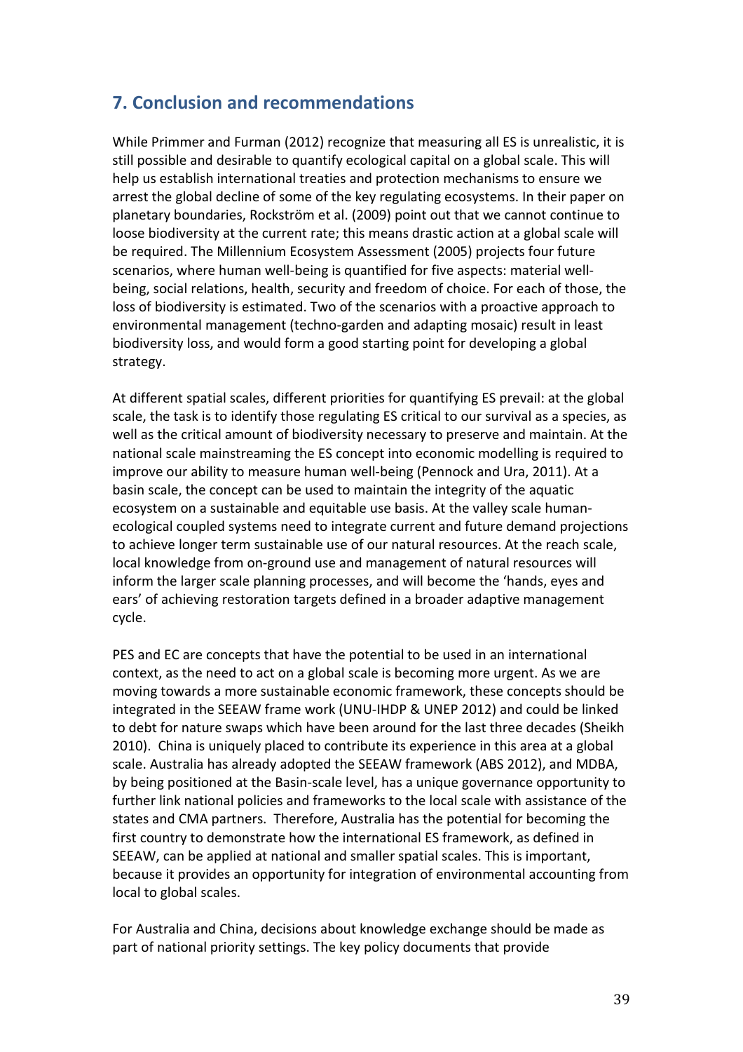## 7. Conclusion and recommendations

While Primmer and Furman (2012) recognize that measuring all ES is unrealistic, it is still possible and desirable to quantify ecological capital on a global scale. This will help us establish international treaties and protection mechanisms to ensure we arrest the global decline of some of the key regulating ecosystems. In their paper on planetary boundaries, Rockström et al. (2009) point out that we cannot continue to loose biodiversity at the current rate; this means drastic action at a global scale will be required. The Millennium Ecosystem Assessment (2005) projects four future scenarios, where human well-being is quantified for five aspects: material well-being, social relations, health, security and freedom of choice. For each of those, the loss of biodiversity is estimated. Two of the scenarios with a proactive approach to environmental management (techno-garden and adapting mosaic) result in least biodiversity loss, and would form a good starting point for developing a global strategy.

At different spatial scales, different priorities for quantifying ES prevail: at the global scale, the task is to identify those regulating ES critical to our survival as a species, as well as the critical amount of biodiversity necessary to preserve and maintain. At the national scale mainstreaming the ES concept into economic modelling is required to improve our ability to measure human well-being (Pennock and Ura, 2011). At a basin scale, the concept can be used to maintain the integrity of the aquatic ecosystem on a sustainable and equitable use basis. At the valley scale human-ecological coupled systems need to integrate current and future demand projections to achieve longer term sustainable use of our natural resources. At the reach scale, local knowledge from on-ground use and management of natural resources will inform the larger scale planning processes, and will become the 'hands, eyes and ears' of achieving restoration targets defined in a broader adaptive management cycle.

PES and EC are concepts that have the potential to be used in an international context, as the need to act on a global scale is becoming more urgent. As we are moving towards a more sustainable economic framework, these concepts should be integrated in the SEEAW frame work (UNU-IHDP & UNEP 2012) and could be linked to debt for nature swaps which have been around for the last three decades (Sheikh 2010). China is uniquely placed to contribute its experience in this area at a global scale. Australia has already adopted the SEEAW framework (ABS 2012), and MDBA, by being positioned at the Basin-scale level, has a unique governance opportunity to further link national policies and frameworks to the local scale with assistance of the states and CMA partners. Therefore, Australia has the potential for becoming the first country to demonstrate how the international ES framework, as defined in SEEAW, can be applied at national and smaller spatial scales. This is important, because it provides an opportunity for integration of environmental accounting from local to global scales.

For Australia and China, decisions about knowledge exchange should be made as part of national priority settings. The key policy documents that provide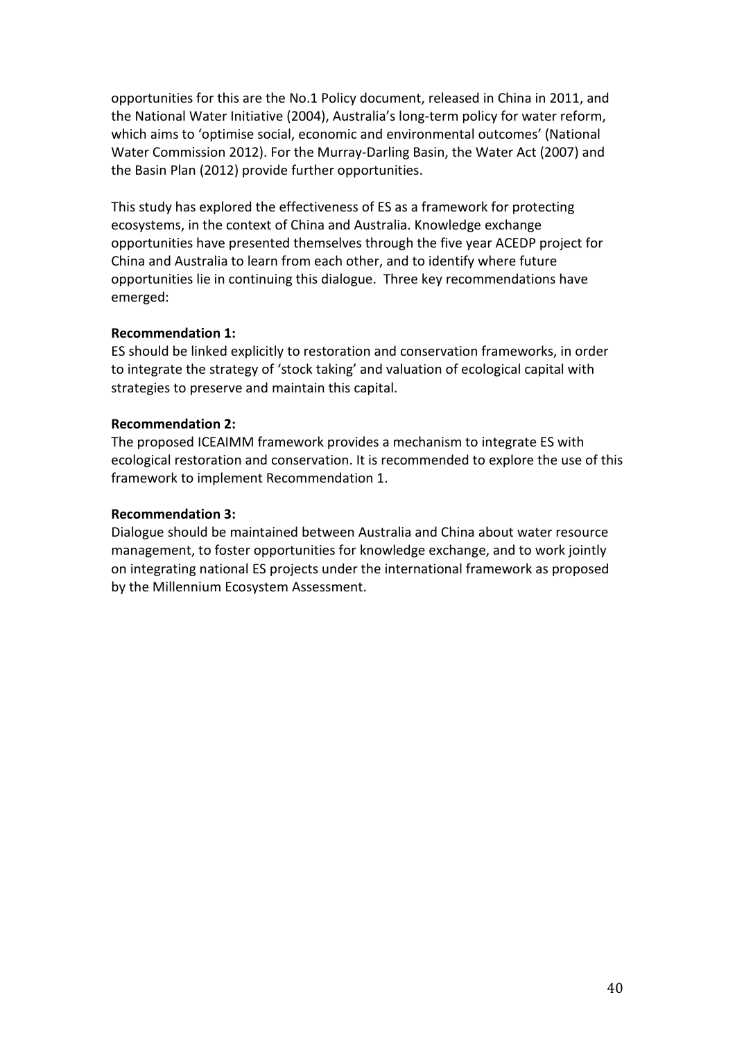opportunities for this are the No.1 Policy document, released in China in 2011, and the National Water Initiative (2004), Australia's long-term policy for water reform, which aims to 'optimise social, economic and environmental outcomes' (National Water Commission 2012). For the Murray-Darling Basin, the Water Act (2007) and the Basin Plan (2012) provide further opportunities.

This study has explored the effectiveness of ES as a framework for protecting ecosystems, in the context of China and Australia. Knowledge exchange opportunities have presented themselves through the five year ACEDP project for China and Australia to learn from each other, and to identify where future opportunities lie in continuing this dialogue. Three key recommendations have emerged:

**Recommendation 1:**
ES should be linked explicitly to restoration and conservation frameworks, in order to integrate the strategy of 'stock taking' and valuation of ecological capital with strategies to preserve and maintain this capital.

**Recommendation 2:**
The proposed ICEAIMM framework provides a mechanism to integrate ES with ecological restoration and conservation. It is recommended to explore the use of this framework to implement Recommendation 1.

**Recommendation 3:**
Dialogue should be maintained between Australia and China about water resource management, to foster opportunities for knowledge exchange, and to work jointly on integrating national ES projects under the international framework as proposed by the Millennium Ecosystem Assessment.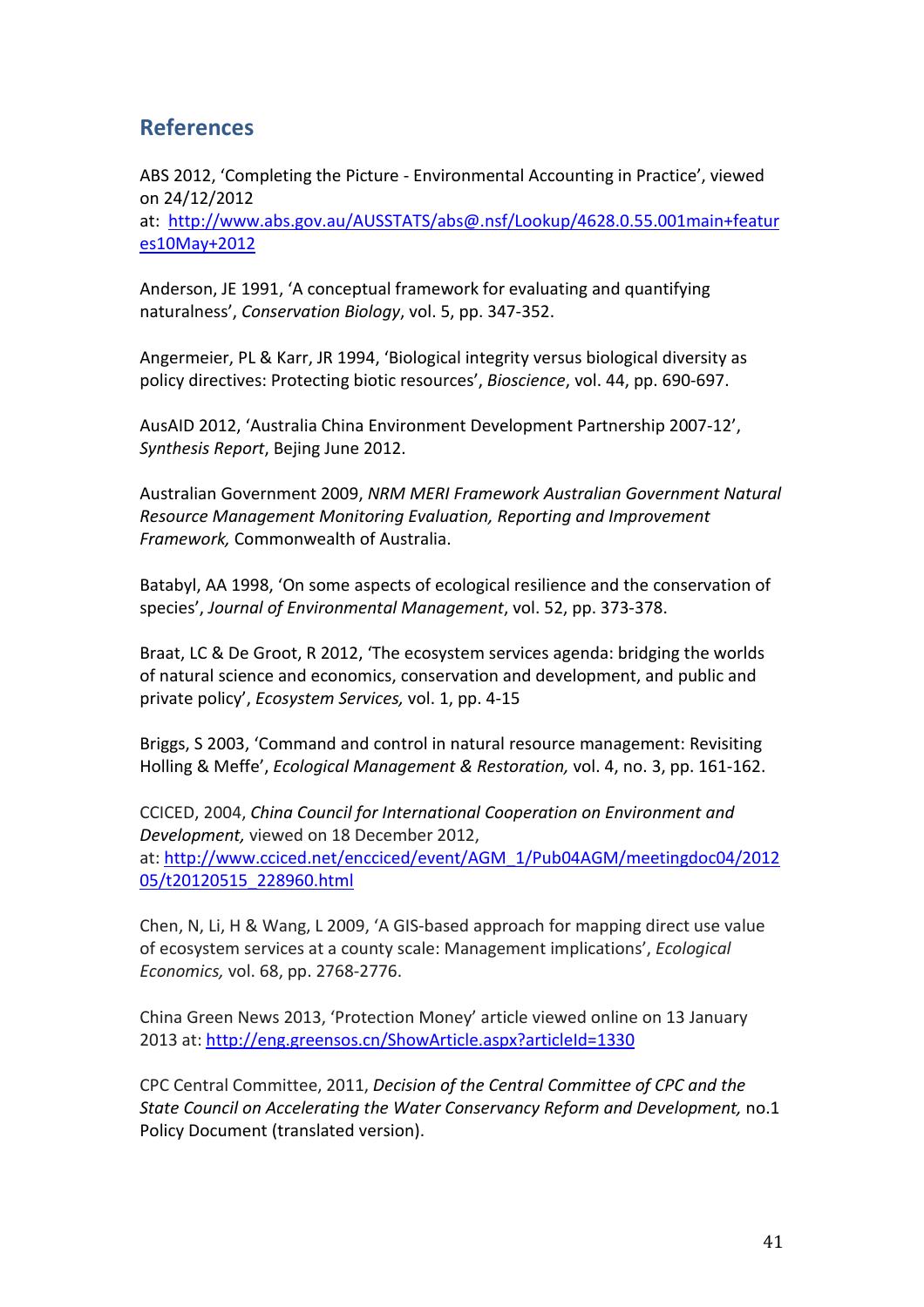## References

ABS 2012, 'Completing the Picture - Environmental Accounting in Practice', viewed on 24/12/2012 at: http://www.abs.gov.au/AUSSTATS/abs@.nsf/Lookup/4628.0.55.001main+features10May+2012

Anderson, JE 1991, 'A conceptual framework for evaluating and quantifying naturalness', *Conservation Biology*, vol. 5, pp. 347-352.

Angermeier, PL & Karr, JR 1994, 'Biological integrity versus biological diversity as policy directives: Protecting biotic resources', *Bioscience*, vol. 44, pp. 690-697.

AusAID 2012, 'Australia China Environment Development Partnership 2007-12', *Synthesis Report*, Bejing June 2012.

Australian Government 2009, *NRM MERI Framework Australian Government Natural Resource Management Monitoring Evaluation, Reporting and Improvement Framework,* Commonwealth of Australia.

Batabyl, AA 1998, 'On some aspects of ecological resilience and the conservation of species', *Journal of Environmental Management*, vol. 52, pp. 373-378.

Braat, LC & De Groot, R 2012, 'The ecosystem services agenda: bridging the worlds of natural science and economics, conservation and development, and public and private policy', *Ecosystem Services,* vol. 1, pp. 4-15

Briggs, S 2003, 'Command and control in natural resource management: Revisiting Holling & Meffe', *Ecological Management & Restoration,* vol. 4, no. 3, pp. 161-162.

CCICED, 2004, *China Council for International Cooperation on Environment and Development,* viewed on 18 December 2012, at: http://www.cciced.net/encciced/event/AGM_1/Pub04AGM/meetingdoc04/201205/t20120515_228960.html

Chen, N, Li, H & Wang, L 2009, 'A GIS-based approach for mapping direct use value of ecosystem services at a county scale: Management implications', *Ecological Economics,* vol. 68, pp. 2768-2776.

China Green News 2013, 'Protection Money' article viewed online on 13 January 2013 at: http://eng.greensos.cn/ShowArticle.aspx?articleId=1330

CPC Central Committee, 2011, *Decision of the Central Committee of CPC and the State Council on Accelerating the Water Conservancy Reform and Development,* no.1 Policy Document (translated version).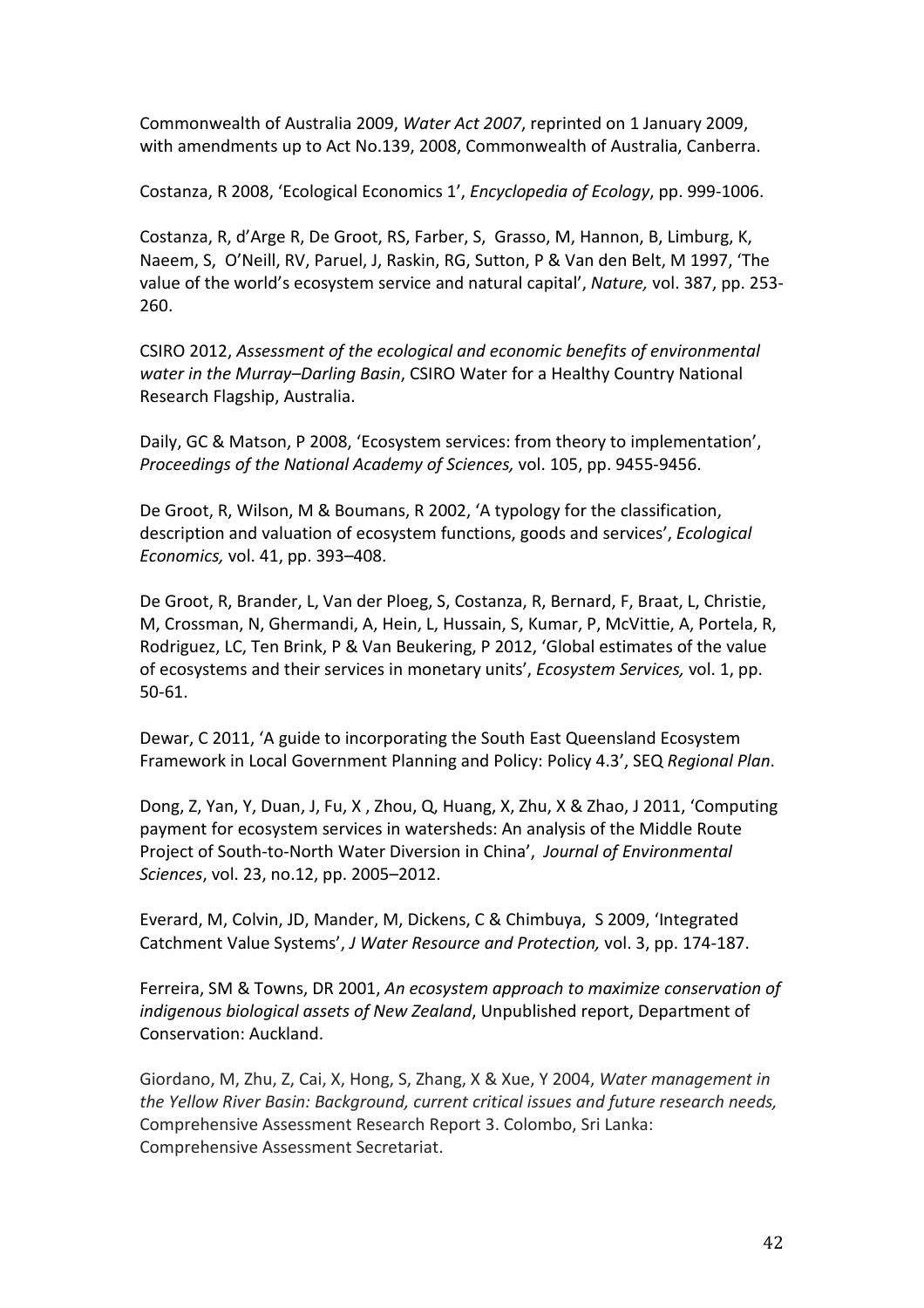Commonwealth of Australia 2009, *Water Act 2007*, reprinted on 1 January 2009, with amendments up to Act No.139, 2008, Commonwealth of Australia, Canberra.

Costanza, R 2008, 'Ecological Economics 1', *Encyclopedia of Ecology*, pp. 999-1006.

Costanza, R, d'Arge R, De Groot, RS, Farber, S, Grasso, M, Hannon, B, Limburg, K, Naeem, S, O'Neill, RV, Paruel, J, Raskin, RG, Sutton, P & Van den Belt, M 1997, 'The value of the world's ecosystem service and natural capital', *Nature,* vol. 387, pp. 253-260.

CSIRO 2012, *Assessment of the ecological and economic benefits of environmental water in the Murray–Darling Basin*, CSIRO Water for a Healthy Country National Research Flagship, Australia.

Daily, GC & Matson, P 2008, 'Ecosystem services: from theory to implementation', *Proceedings of the National Academy of Sciences,* vol. 105, pp. 9455-9456.

De Groot, R, Wilson, M & Boumans, R 2002, 'A typology for the classification, description and valuation of ecosystem functions, goods and services', *Ecological Economics,* vol. 41, pp. 393–408.

De Groot, R, Brander, L, Van der Ploeg, S, Costanza, R, Bernard, F, Braat, L, Christie, M, Crossman, N, Ghermandi, A, Hein, L, Hussain, S, Kumar, P, McVittie, A, Portela, R, Rodriguez, LC, Ten Brink, P & Van Beukering, P 2012, 'Global estimates of the value of ecosystems and their services in monetary units', *Ecosystem Services,* vol. 1, pp. 50-61.

Dewar, C 2011, 'A guide to incorporating the South East Queensland Ecosystem Framework in Local Government Planning and Policy: Policy 4.3', SEQ *Regional Plan*.

Dong, Z, Yan, Y, Duan, J, Fu, X , Zhou, Q, Huang, X, Zhu, X & Zhao, J 2011, 'Computing payment for ecosystem services in watersheds: An analysis of the Middle Route Project of South-to-North Water Diversion in China', *Journal of Environmental Sciences*, vol. 23, no.12, pp. 2005–2012.

Everard, M, Colvin, JD, Mander, M, Dickens, C & Chimbuya, S 2009, 'Integrated Catchment Value Systems', *J Water Resource and Protection,* vol. 3, pp. 174-187.

Ferreira, SM & Towns, DR 2001, *An ecosystem approach to maximize conservation of indigenous biological assets of New Zealand*, Unpublished report, Department of Conservation: Auckland.

Giordano, M, Zhu, Z, Cai, X, Hong, S, Zhang, X & Xue, Y 2004, *Water management in the Yellow River Basin: Background, current critical issues and future research needs,* Comprehensive Assessment Research Report 3. Colombo, Sri Lanka: Comprehensive Assessment Secretariat.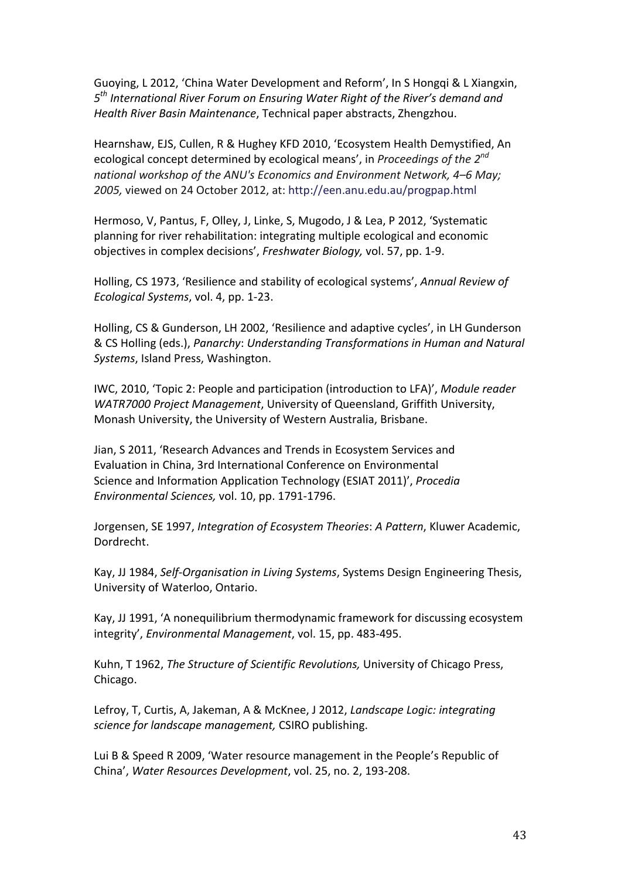Guoying, L 2012, ‘China Water Development and Reform’, In S Hongqi & L Xiangxin, *5th International River Forum on Ensuring Water Right of the River’s demand and Health River Basin Maintenance*, Technical paper abstracts, Zhengzhou.

Hearnshaw, EJS, Cullen, R & Hughey KFD 2010, ‘Ecosystem Health Demystified, An ecological concept determined by ecological means’, in *Proceedings of the 2nd national workshop of the ANU's Economics and Environment Network, 4–6 May; 2005,* viewed on 24 October 2012, at: http://een.anu.edu.au/progpap.html

Hermoso, V, Pantus, F, Olley, J, Linke, S, Mugodo, J & Lea, P 2012, ‘Systematic planning for river rehabilitation: integrating multiple ecological and economic objectives in complex decisions’, *Freshwater Biology,* vol. 57, pp. 1-9.

Holling, CS 1973, ‘Resilience and stability of ecological systems’, *Annual Review of Ecological Systems*, vol. 4, pp. 1-23.

Holling, CS & Gunderson, LH 2002, ‘Resilience and adaptive cycles’, in LH Gunderson & CS Holling (eds.), *Panarchy*: *Understanding Transformations in Human and Natural Systems*, Island Press, Washington.

IWC, 2010, ‘Topic 2: People and participation (introduction to LFA)’, *Module reader WATR7000 Project Management*, University of Queensland, Griffith University, Monash University, the University of Western Australia, Brisbane.

Jian, S 2011, ‘Research Advances and Trends in Ecosystem Services and Evaluation in China, 3rd International Conference on Environmental Science and Information Application Technology (ESIAT 2011)’, *Procedia Environmental Sciences,* vol. 10, pp. 1791-1796.

Jorgensen, SE 1997, *Integration of Ecosystem Theories*: *A Pattern*, Kluwer Academic, Dordrecht.

Kay, JJ 1984, *Self-Organisation in Living Systems*, Systems Design Engineering Thesis, University of Waterloo, Ontario.

Kay, JJ 1991, ‘A nonequilibrium thermodynamic framework for discussing ecosystem integrity’, *Environmental Management*, vol. 15, pp. 483-495.

Kuhn, T 1962, *The Structure of Scientific Revolutions,* University of Chicago Press, Chicago.

Lefroy, T, Curtis, A, Jakeman, A & McKnee, J 2012, *Landscape Logic: integrating science for landscape management,* CSIRO publishing.

Lui B & Speed R 2009, ‘Water resource management in the People’s Republic of China’, *Water Resources Development*, vol. 25, no. 2, 193-208.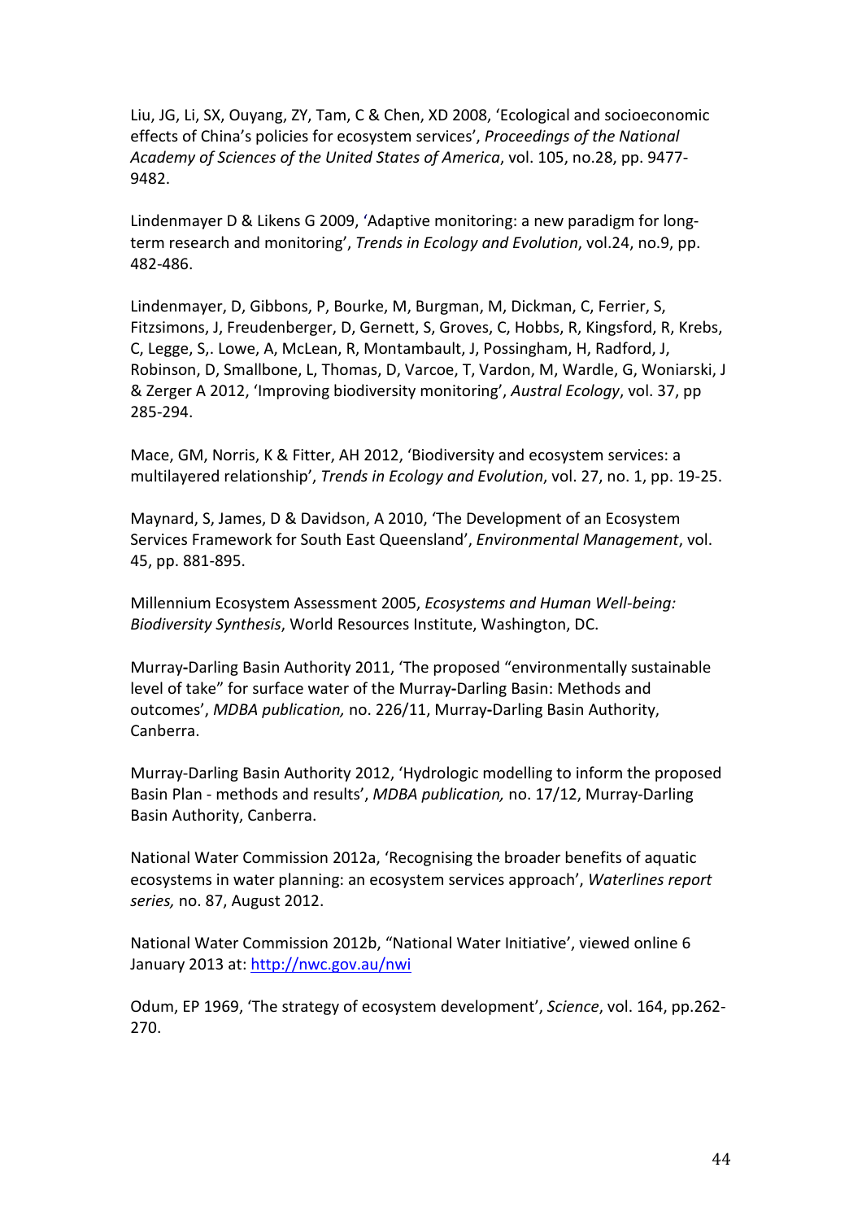Liu, JG, Li, SX, Ouyang, ZY, Tam, C & Chen, XD 2008, 'Ecological and socioeconomic effects of China's policies for ecosystem services', *Proceedings of the National Academy of Sciences of the United States of America*, vol. 105, no.28, pp. 9477-9482.

Lindenmayer D & Likens G 2009, 'Adaptive monitoring: a new paradigm for long-term research and monitoring', *Trends in Ecology and Evolution*, vol.24, no.9, pp. 482-486.

Lindenmayer, D, Gibbons, P, Bourke, M, Burgman, M, Dickman, C, Ferrier, S, Fitzsimons, J, Freudenberger, D, Gernett, S, Groves, C, Hobbs, R, Kingsford, R, Krebs, C, Legge, S,. Lowe, A, McLean, R, Montambault, J, Possingham, H, Radford, J, Robinson, D, Smallbone, L, Thomas, D, Varcoe, T, Vardon, M, Wardle, G, Woniarski, J & Zerger A 2012, 'Improving biodiversity monitoring', *Austral Ecology*, vol. 37, pp 285-294.

Mace, GM, Norris, K & Fitter, AH 2012, 'Biodiversity and ecosystem services: a multilayered relationship', *Trends in Ecology and Evolution*, vol. 27, no. 1, pp. 19-25.

Maynard, S, James, D & Davidson, A 2010, 'The Development of an Ecosystem Services Framework for South East Queensland', *Environmental Management*, vol. 45, pp. 881-895.

Millennium Ecosystem Assessment 2005, *Ecosystems and Human Well-being: Biodiversity Synthesis*, World Resources Institute, Washington, DC.

Murray-Darling Basin Authority 2011, 'The proposed "environmentally sustainable level of take" for surface water of the Murray-Darling Basin: Methods and outcomes', *MDBA publication,* no. 226/11, Murray-Darling Basin Authority, Canberra.

Murray-Darling Basin Authority 2012, 'Hydrologic modelling to inform the proposed Basin Plan - methods and results', *MDBA publication,* no. 17/12, Murray-Darling Basin Authority, Canberra.

National Water Commission 2012a, 'Recognising the broader benefits of aquatic ecosystems in water planning: an ecosystem services approach', *Waterlines report series,* no. 87, August 2012.

National Water Commission 2012b, "National Water Initiative', viewed online 6 January 2013 at: http://nwc.gov.au/nwi

Odum, EP 1969, 'The strategy of ecosystem development', *Science*, vol. 164, pp.262-270.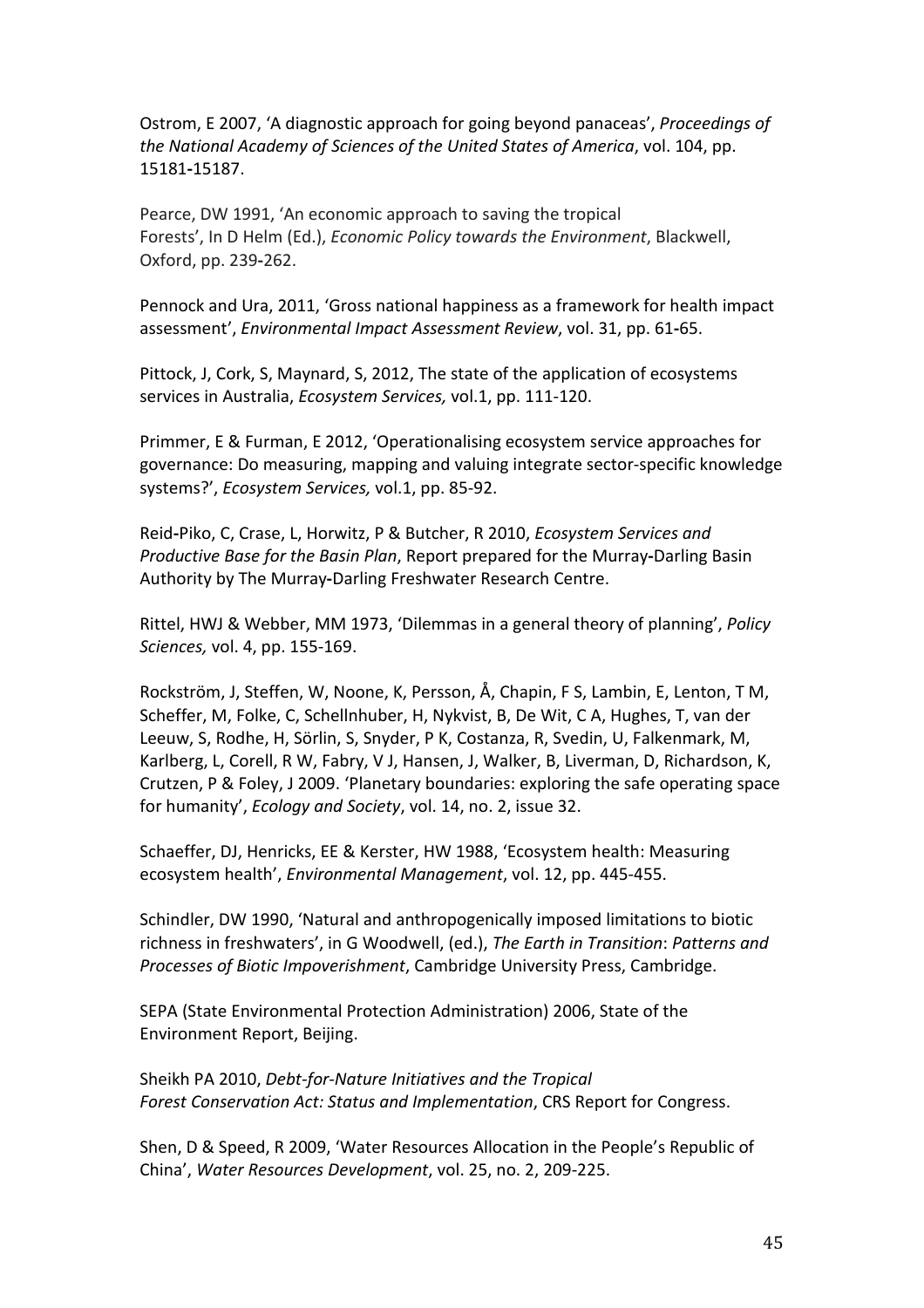Ostrom, E 2007, 'A diagnostic approach for going beyond panaceas', *Proceedings of the National Academy of Sciences of the United States of America*, vol. 104, pp. 15181-15187.

Pearce, DW 1991, 'An economic approach to saving the tropical Forests', In D Helm (Ed.), *Economic Policy towards the Environment*, Blackwell, Oxford, pp. 239-262.

Pennock and Ura, 2011, 'Gross national happiness as a framework for health impact assessment', *Environmental Impact Assessment Review*, vol. 31, pp. 61-65.

Pittock, J, Cork, S, Maynard, S, 2012, The state of the application of ecosystems services in Australia, *Ecosystem Services,* vol.1, pp. 111-120.

Primmer, E & Furman, E 2012, 'Operationalising ecosystem service approaches for governance: Do measuring, mapping and valuing integrate sector-specific knowledge systems?', *Ecosystem Services,* vol.1, pp. 85-92.

Reid-Piko, C, Crase, L, Horwitz, P & Butcher, R 2010, *Ecosystem Services and Productive Base for the Basin Plan*, Report prepared for the Murray-Darling Basin Authority by The Murray-Darling Freshwater Research Centre.

Rittel, HWJ & Webber, MM 1973, 'Dilemmas in a general theory of planning', *Policy Sciences,* vol. 4, pp. 155-169.

Rockström, J, Steffen, W, Noone, K, Persson, Å, Chapin, F S, Lambin, E, Lenton, T M, Scheffer, M, Folke, C, Schellnhuber, H, Nykvist, B, De Wit, C A, Hughes, T, van der Leeuw, S, Rodhe, H, Sörlin, S, Snyder, P K, Costanza, R, Svedin, U, Falkenmark, M, Karlberg, L, Corell, R W, Fabry, V J, Hansen, J, Walker, B, Liverman, D, Richardson, K, Crutzen, P & Foley, J 2009. 'Planetary boundaries: exploring the safe operating space for humanity', *Ecology and Society*, vol. 14, no. 2, issue 32.

Schaeffer, DJ, Henricks, EE & Kerster, HW 1988, 'Ecosystem health: Measuring ecosystem health', *Environmental Management*, vol. 12, pp. 445-455.

Schindler, DW 1990, 'Natural and anthropogenically imposed limitations to biotic richness in freshwaters', in G Woodwell, (ed.), *The Earth in Transition*: *Patterns and Processes of Biotic Impoverishment*, Cambridge University Press, Cambridge.

SEPA (State Environmental Protection Administration) 2006, State of the Environment Report, Beijing.

Sheikh PA 2010, *Debt-for-Nature Initiatives and the Tropical Forest Conservation Act: Status and Implementation*, CRS Report for Congress.

Shen, D & Speed, R 2009, 'Water Resources Allocation in the People's Republic of China', *Water Resources Development*, vol. 25, no. 2, 209-225.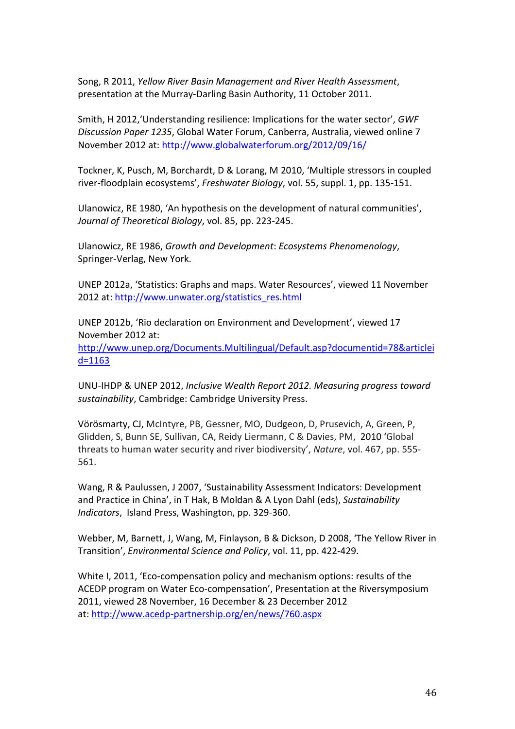Song, R 2011, *Yellow River Basin Management and River Health Assessment*, presentation at the Murray-Darling Basin Authority, 11 October 2011.

Smith, H 2012,'Understanding resilience: Implications for the water sector', *GWF Discussion Paper 1235*, Global Water Forum, Canberra, Australia, viewed online 7 November 2012 at: http://www.globalwaterforum.org/2012/09/16/

Tockner, K, Pusch, M, Borchardt, D & Lorang, M 2010, 'Multiple stressors in coupled river-floodplain ecosystems', *Freshwater Biology*, vol. 55, suppl. 1, pp. 135-151.

Ulanowicz, RE 1980, 'An hypothesis on the development of natural communities', *Journal of Theoretical Biology*, vol. 85, pp. 223-245.

Ulanowicz, RE 1986, *Growth and Development*: *Ecosystems Phenomenology*, Springer-Verlag, New York.

UNEP 2012a, 'Statistics: Graphs and maps. Water Resources', viewed 11 November 2012 at: http://www.unwater.org/statistics_res.html

UNEP 2012b, 'Rio declaration on Environment and Development', viewed 17 November 2012 at: http://www.unep.org/Documents.Multilingual/Default.asp?documentid=78&articleid=1163

UNU-IHDP & UNEP 2012, *Inclusive Wealth Report 2012. Measuring progress toward sustainability*, Cambridge: Cambridge University Press.

Vörösmarty, CJ, McIntyre, PB, Gessner, MO, Dudgeon, D, Prusevich, A, Green, P, Glidden, S, Bunn SE, Sullivan, CA, Reidy Liermann, C & Davies, PM, 2010 'Global threats to human water security and river biodiversity', *Nature*, vol. 467, pp. 555-561.

Wang, R & Paulussen, J 2007, 'Sustainability Assessment Indicators: Development and Practice in China', in T Hak, B Moldan & A Lyon Dahl (eds), *Sustainability Indicators*, Island Press, Washington, pp. 329-360.

Webber, M, Barnett, J, Wang, M, Finlayson, B & Dickson, D 2008, 'The Yellow River in Transition', *Environmental Science and Policy*, vol. 11, pp. 422-429.

White I, 2011, 'Eco-compensation policy and mechanism options: results of the ACEDP program on Water Eco-compensation', Presentation at the Riversymposium 2011, viewed 28 November, 16 December & 23 December 2012 at: http://www.acedp-partnership.org/en/news/760.aspx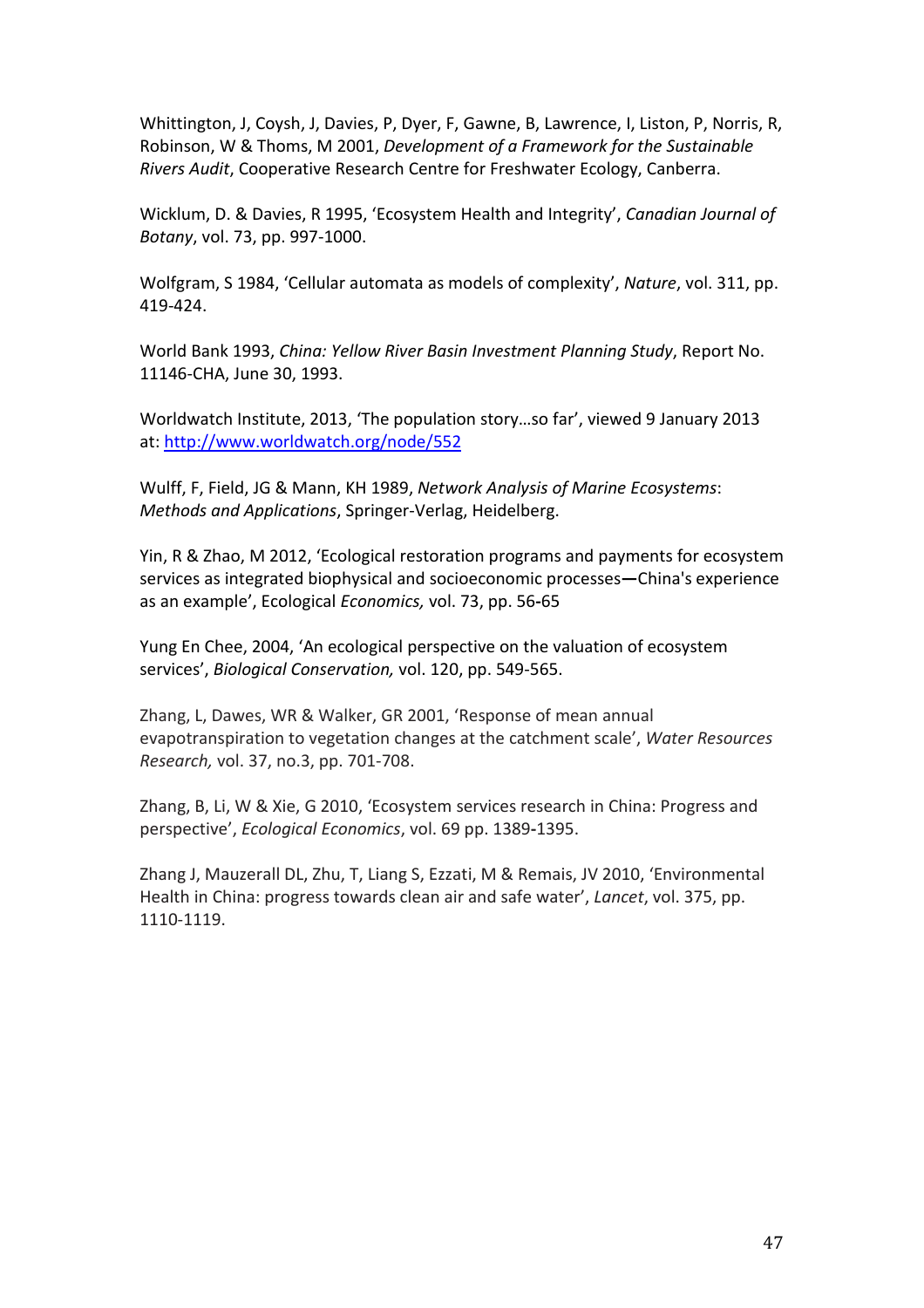Whittington, J, Coysh, J, Davies, P, Dyer, F, Gawne, B, Lawrence, I, Liston, P, Norris, R, Robinson, W & Thoms, M 2001, *Development of a Framework for the Sustainable Rivers Audit*, Cooperative Research Centre for Freshwater Ecology, Canberra.

Wicklum, D. & Davies, R 1995, 'Ecosystem Health and Integrity', *Canadian Journal of Botany*, vol. 73, pp. 997-1000.

Wolfgram, S 1984, 'Cellular automata as models of complexity', *Nature*, vol. 311, pp. 419-424.

World Bank 1993, *China: Yellow River Basin Investment Planning Study*, Report No. 11146-CHA, June 30, 1993.

Worldwatch Institute, 2013, 'The population story…so far', viewed 9 January 2013 at: http://www.worldwatch.org/node/552

Wulff, F, Field, JG & Mann, KH 1989, *Network Analysis of Marine Ecosystems*: *Methods and Applications*, Springer-Verlag, Heidelberg.

Yin, R & Zhao, M 2012, 'Ecological restoration programs and payments for ecosystem services as integrated biophysical and socioeconomic processes—China's experience as an example', Ecological *Economics,* vol. 73, pp. 56-65

Yung En Chee, 2004, 'An ecological perspective on the valuation of ecosystem services', *Biological Conservation,* vol. 120, pp. 549-565.

Zhang, L, Dawes, WR & Walker, GR 2001, 'Response of mean annual evapotranspiration to vegetation changes at the catchment scale', *Water Resources Research,* vol. 37, no.3, pp. 701-708.

Zhang, B, Li, W & Xie, G 2010, 'Ecosystem services research in China: Progress and perspective', *Ecological Economics*, vol. 69 pp. 1389-1395.

Zhang J, Mauzerall DL, Zhu, T, Liang S, Ezzati, M & Remais, JV 2010, 'Environmental Health in China: progress towards clean air and safe water', *Lancet*, vol. 375, pp. 1110-1119.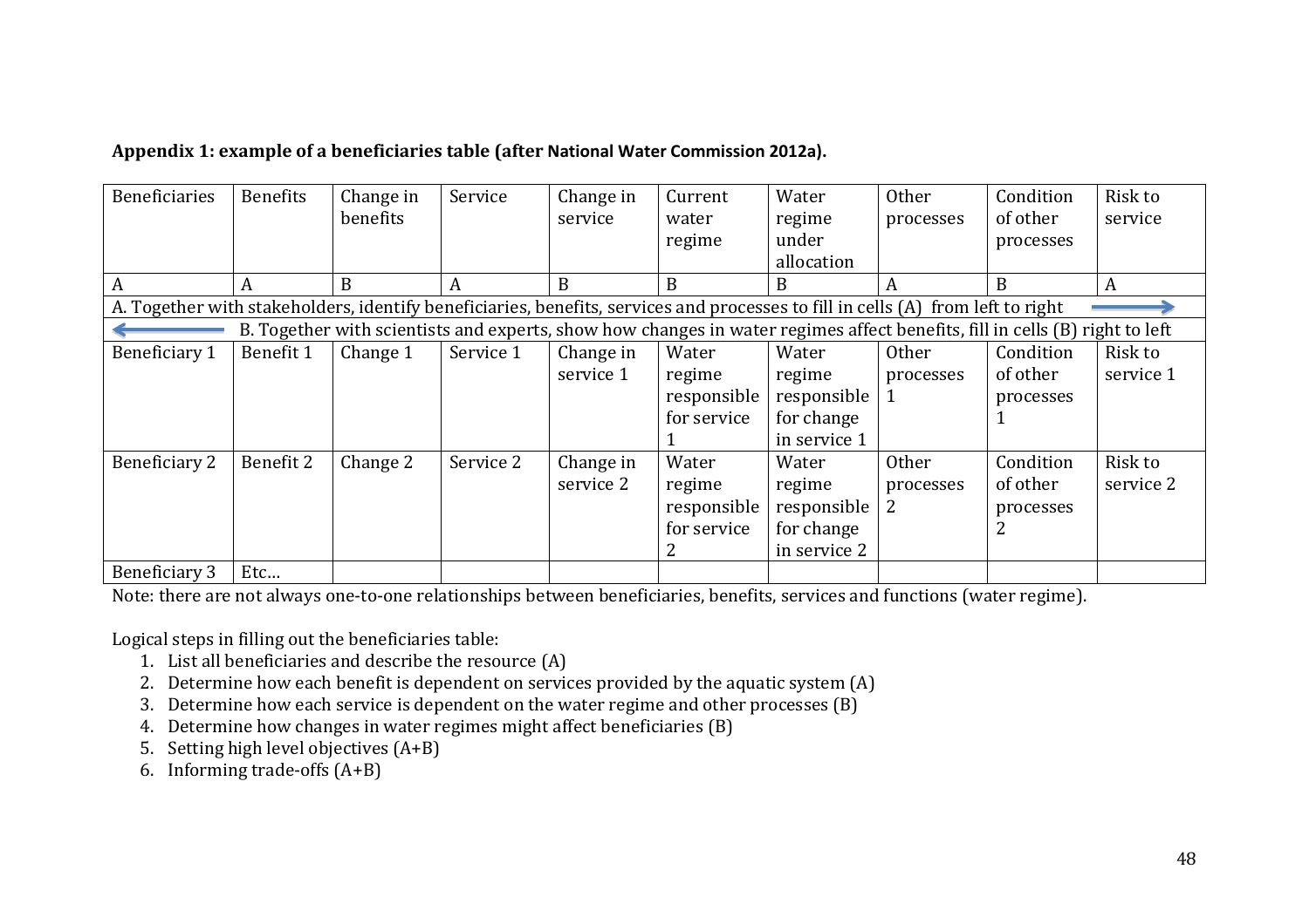**Appendix 1: example of a beneficiaries table (after National Water Commission 2012a).**

| Beneficiaries | Benefits | Change in benefits | Service | Change in service | Current water regime | Water regime under allocation | Other processes | Condition of other processes | Risk to service |
|---|---|---|---|---|---|---|---|---|---|
| A | A | B | A | B | B | B | A | B | A |
| A. Together with stakeholders, identify beneficiaries, benefits, services and processes to fill in cells (A) from left to right → | | | | | | | | | |
| ← B. Together with scientists and experts, show how changes in water regimes affect benefits, fill in cells (B) right to left | | | | | | | | | |
| Beneficiary 1 | Benefit 1 | Change 1 | Service 1 | Change in service 1 | Water regime responsible for service 1 | Water regime responsible for change in service 1 | Other processes 1 | Condition of other processes 1 | Risk to service 1 |
| Beneficiary 2 | Benefit 2 | Change 2 | Service 2 | Change in service 2 | Water regime responsible for service 2 | Water regime responsible for change in service 2 | Other processes 2 | Condition of other processes 2 | Risk to service 2 |
| Beneficiary 3 | Etc… | | | | | | | | |

Note: there are not always one-to-one relationships between beneficiaries, benefits, services and functions (water regime).

Logical steps in filling out the beneficiaries table:

1. List all beneficiaries and describe the resource (A)
2. Determine how each benefit is dependent on services provided by the aquatic system (A)
3. Determine how each service is dependent on the water regime and other processes (B)
4. Determine how changes in water regimes might affect beneficiaries (B)
5. Setting high level objectives (A+B)
6. Informing trade-offs (A+B)